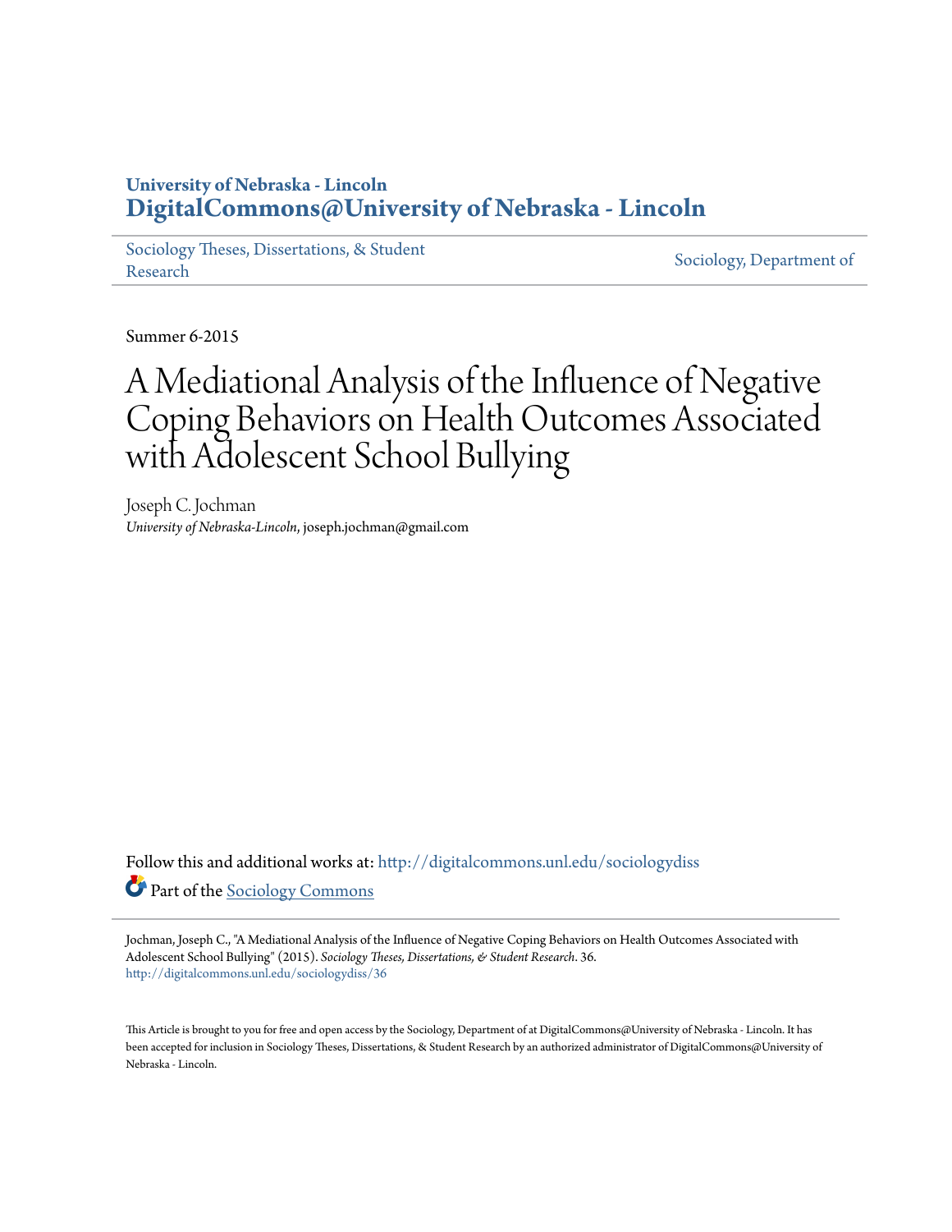University of Nebraska - Lincoln
**DigitalCommons@University of Nebraska - Lincoln**

Sociology Theses, Dissertations, & Student Research | Sociology, Department of

Summer 6-2015

# A Mediational Analysis of the Influence of Negative Coping Behaviors on Health Outcomes Associated with Adolescent School Bullying

Joseph C. Jochman
*University of Nebraska-Lincoln*, joseph.jochman@gmail.com

Follow this and additional works at: http://digitalcommons.unl.edu/sociologydiss

Part of the Sociology Commons

Jochman, Joseph C., "A Mediational Analysis of the Influence of Negative Coping Behaviors on Health Outcomes Associated with Adolescent School Bullying" (2015). *Sociology Theses, Dissertations, & Student Research*. 36.
http://digitalcommons.unl.edu/sociologydiss/36

This Article is brought to you for free and open access by the Sociology, Department of at DigitalCommons@University of Nebraska - Lincoln. It has been accepted for inclusion in Sociology Theses, Dissertations, & Student Research by an authorized administrator of DigitalCommons@University of Nebraska - Lincoln.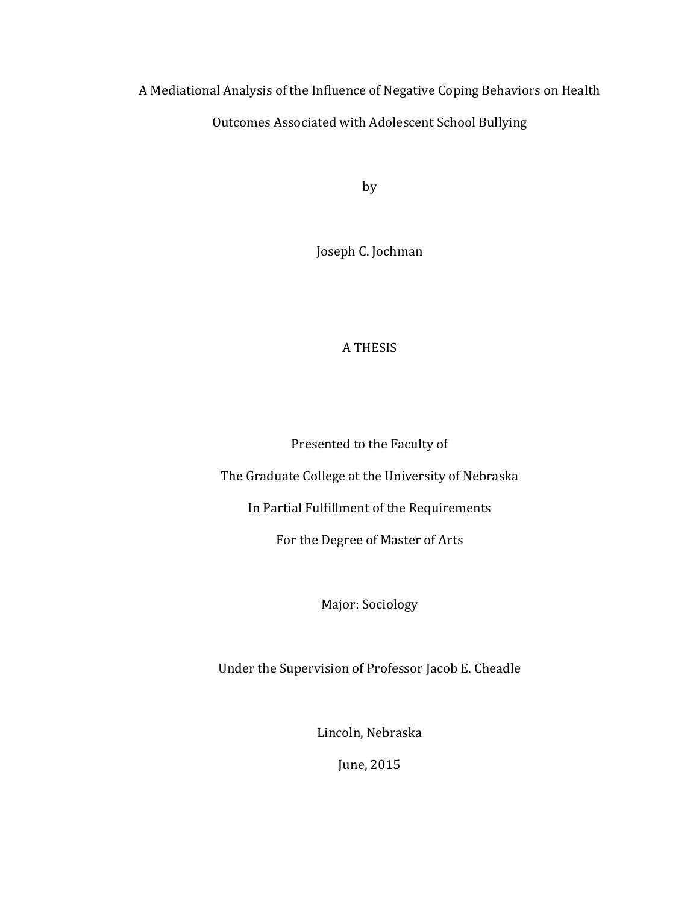# A Mediational Analysis of the Influence of Negative Coping Behaviors on Health Outcomes Associated with Adolescent School Bullying

by

Joseph C. Jochman

A THESIS

Presented to the Faculty of

The Graduate College at the University of Nebraska

In Partial Fulfillment of the Requirements

For the Degree of Master of Arts

Major: Sociology

Under the Supervision of Professor Jacob E. Cheadle

Lincoln, Nebraska

June, 2015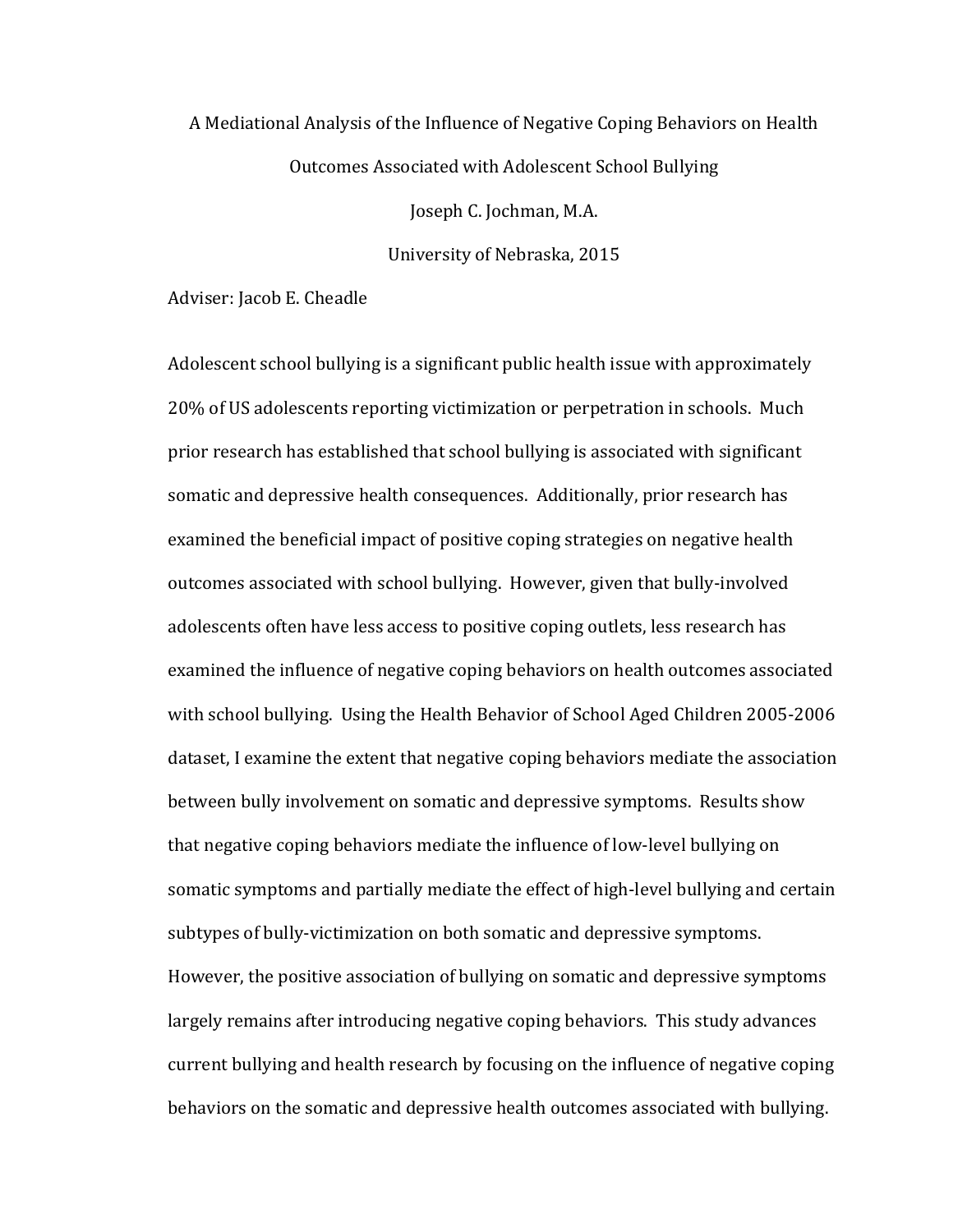A Mediational Analysis of the Influence of Negative Coping Behaviors on Health Outcomes Associated with Adolescent School Bullying

Joseph C. Jochman, M.A.

University of Nebraska, 2015

Adviser: Jacob E. Cheadle

Adolescent school bullying is a significant public health issue with approximately 20% of US adolescents reporting victimization or perpetration in schools. Much prior research has established that school bullying is associated with significant somatic and depressive health consequences. Additionally, prior research has examined the beneficial impact of positive coping strategies on negative health outcomes associated with school bullying. However, given that bully-involved adolescents often have less access to positive coping outlets, less research has examined the influence of negative coping behaviors on health outcomes associated with school bullying. Using the Health Behavior of School Aged Children 2005-2006 dataset, I examine the extent that negative coping behaviors mediate the association between bully involvement on somatic and depressive symptoms. Results show that negative coping behaviors mediate the influence of low-level bullying on somatic symptoms and partially mediate the effect of high-level bullying and certain subtypes of bully-victimization on both somatic and depressive symptoms. However, the positive association of bullying on somatic and depressive symptoms largely remains after introducing negative coping behaviors. This study advances current bullying and health research by focusing on the influence of negative coping behaviors on the somatic and depressive health outcomes associated with bullying.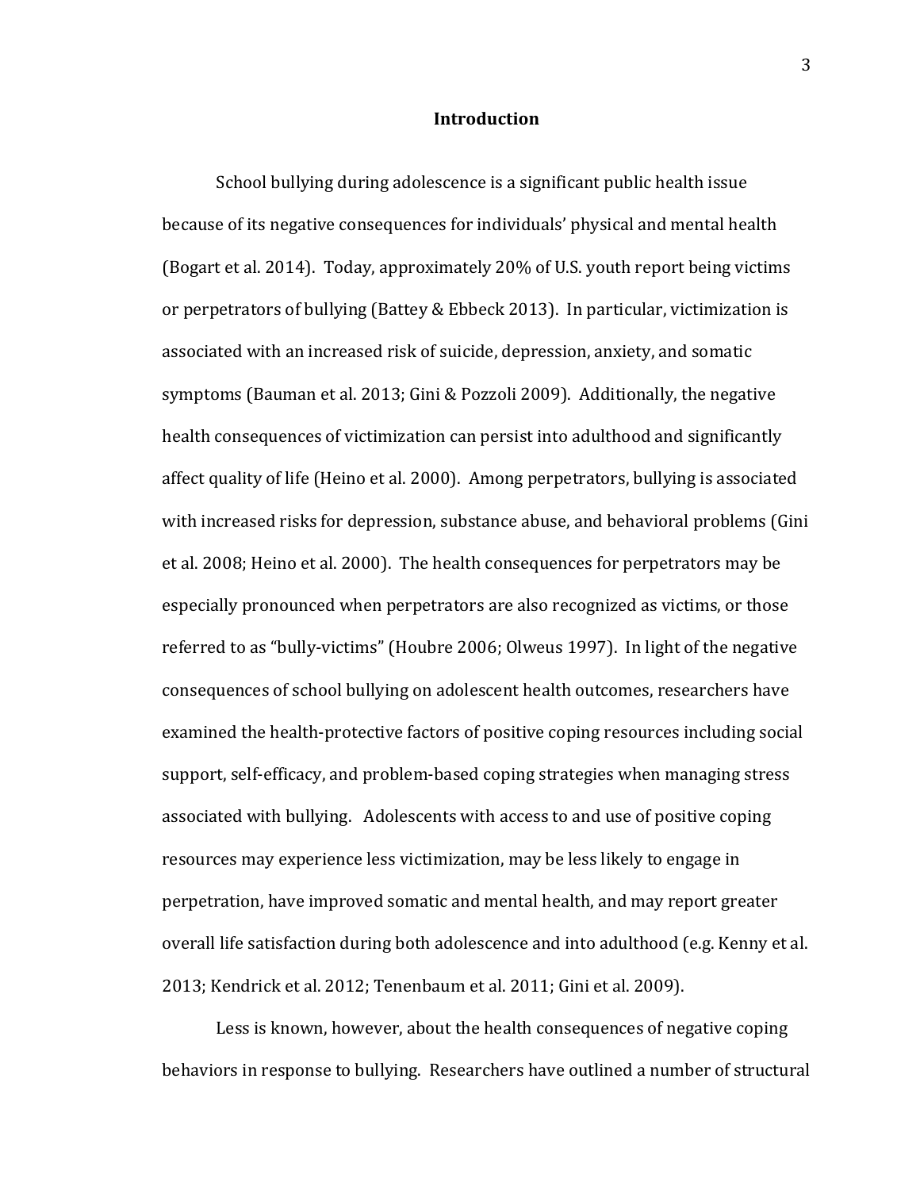# Introduction

School bullying during adolescence is a significant public health issue because of its negative consequences for individuals' physical and mental health (Bogart et al. 2014). Today, approximately 20% of U.S. youth report being victims or perpetrators of bullying (Battey & Ebbeck 2013). In particular, victimization is associated with an increased risk of suicide, depression, anxiety, and somatic symptoms (Bauman et al. 2013; Gini & Pozzoli 2009). Additionally, the negative health consequences of victimization can persist into adulthood and significantly affect quality of life (Heino et al. 2000). Among perpetrators, bullying is associated with increased risks for depression, substance abuse, and behavioral problems (Gini et al. 2008; Heino et al. 2000). The health consequences for perpetrators may be especially pronounced when perpetrators are also recognized as victims, or those referred to as "bully-victims" (Houbre 2006; Olweus 1997). In light of the negative consequences of school bullying on adolescent health outcomes, researchers have examined the health-protective factors of positive coping resources including social support, self-efficacy, and problem-based coping strategies when managing stress associated with bullying. Adolescents with access to and use of positive coping resources may experience less victimization, may be less likely to engage in perpetration, have improved somatic and mental health, and may report greater overall life satisfaction during both adolescence and into adulthood (e.g. Kenny et al. 2013; Kendrick et al. 2012; Tenenbaum et al. 2011; Gini et al. 2009).

Less is known, however, about the health consequences of negative coping behaviors in response to bullying. Researchers have outlined a number of structural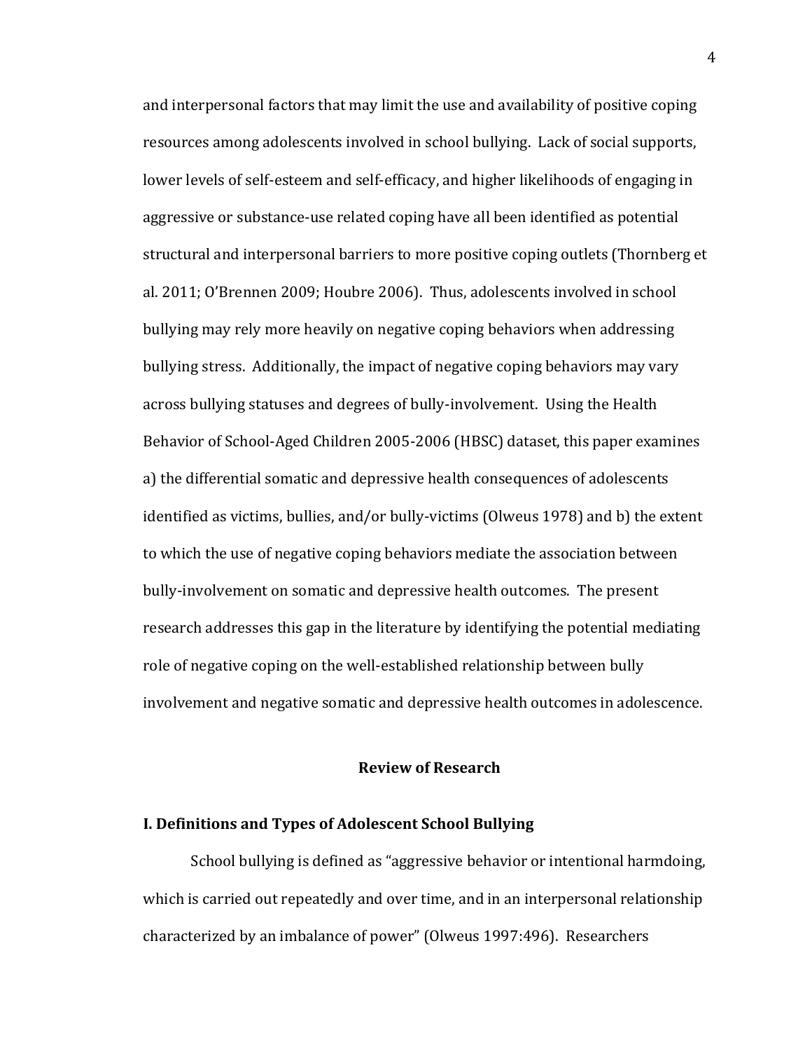and interpersonal factors that may limit the use and availability of positive coping resources among adolescents involved in school bullying. Lack of social supports, lower levels of self-esteem and self-efficacy, and higher likelihoods of engaging in aggressive or substance-use related coping have all been identified as potential structural and interpersonal barriers to more positive coping outlets (Thornberg et al. 2011; O'Brennen 2009; Houbre 2006). Thus, adolescents involved in school bullying may rely more heavily on negative coping behaviors when addressing bullying stress. Additionally, the impact of negative coping behaviors may vary across bullying statuses and degrees of bully-involvement. Using the Health Behavior of School-Aged Children 2005-2006 (HBSC) dataset, this paper examines a) the differential somatic and depressive health consequences of adolescents identified as victims, bullies, and/or bully-victims (Olweus 1978) and b) the extent to which the use of negative coping behaviors mediate the association between bully-involvement on somatic and depressive health outcomes. The present research addresses this gap in the literature by identifying the potential mediating role of negative coping on the well-established relationship between bully involvement and negative somatic and depressive health outcomes in adolescence.

## Review of Research

### I. Definitions and Types of Adolescent School Bullying

School bullying is defined as "aggressive behavior or intentional harmdoing, which is carried out repeatedly and over time, and in an interpersonal relationship characterized by an imbalance of power" (Olweus 1997:496). Researchers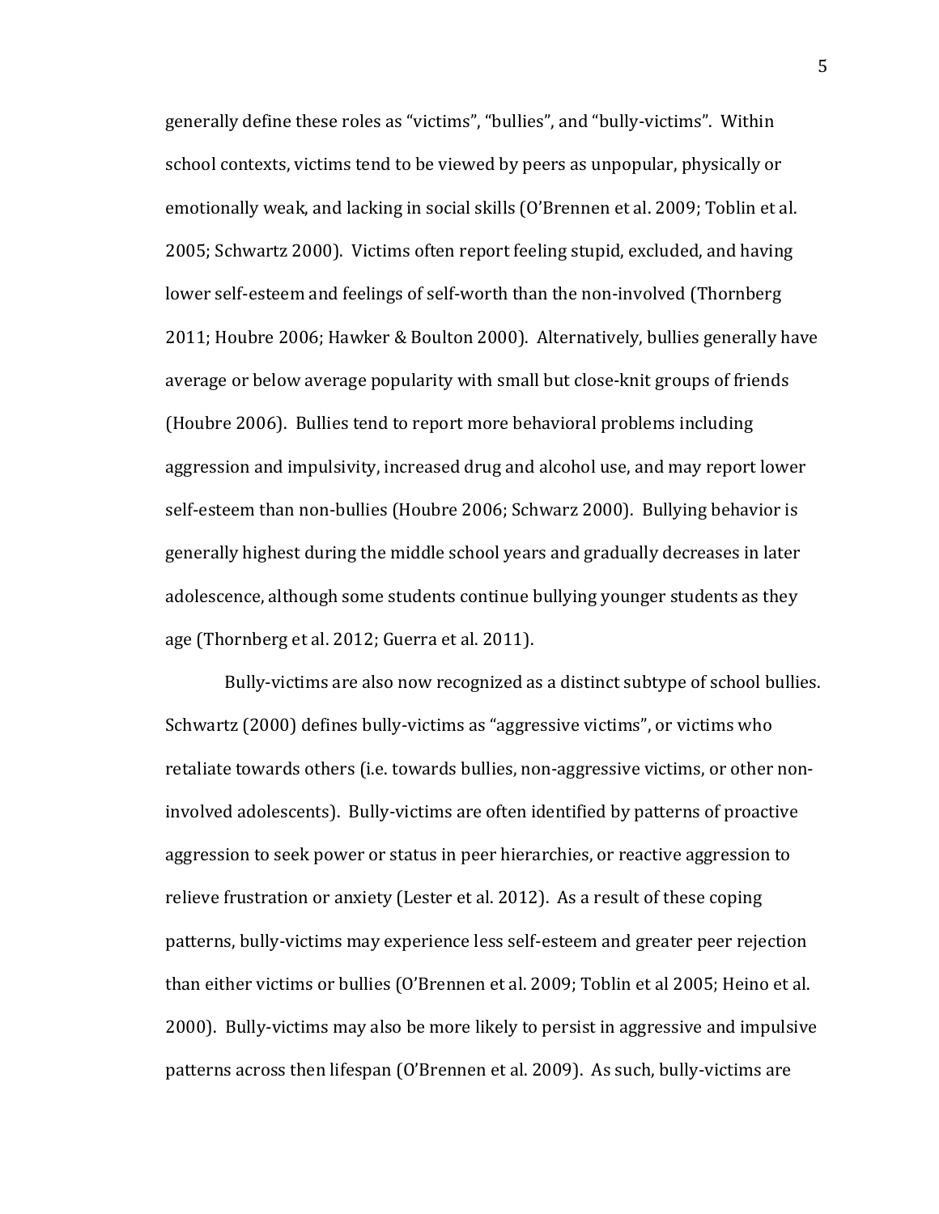generally define these roles as "victims", "bullies", and "bully-victims". Within school contexts, victims tend to be viewed by peers as unpopular, physically or emotionally weak, and lacking in social skills (O'Brennen et al. 2009; Toblin et al. 2005; Schwartz 2000). Victims often report feeling stupid, excluded, and having lower self-esteem and feelings of self-worth than the non-involved (Thornberg 2011; Houbre 2006; Hawker & Boulton 2000). Alternatively, bullies generally have average or below average popularity with small but close-knit groups of friends (Houbre 2006). Bullies tend to report more behavioral problems including aggression and impulsivity, increased drug and alcohol use, and may report lower self-esteem than non-bullies (Houbre 2006; Schwarz 2000). Bullying behavior is generally highest during the middle school years and gradually decreases in later adolescence, although some students continue bullying younger students as they age (Thornberg et al. 2012; Guerra et al. 2011).

Bully-victims are also now recognized as a distinct subtype of school bullies. Schwartz (2000) defines bully-victims as "aggressive victims", or victims who retaliate towards others (i.e. towards bullies, non-aggressive victims, or other non-involved adolescents). Bully-victims are often identified by patterns of proactive aggression to seek power or status in peer hierarchies, or reactive aggression to relieve frustration or anxiety (Lester et al. 2012). As a result of these coping patterns, bully-victims may experience less self-esteem and greater peer rejection than either victims or bullies (O'Brennen et al. 2009; Toblin et al 2005; Heino et al. 2000). Bully-victims may also be more likely to persist in aggressive and impulsive patterns across then lifespan (O'Brennen et al. 2009). As such, bully-victims are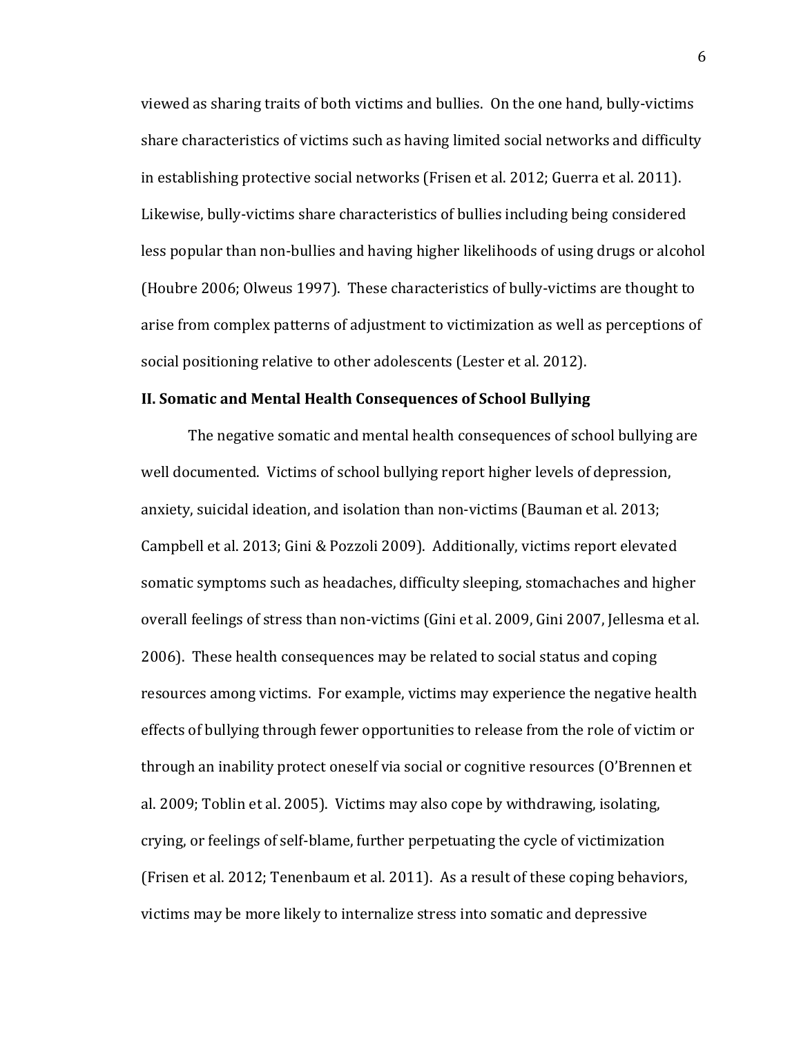viewed as sharing traits of both victims and bullies. On the one hand, bully-victims share characteristics of victims such as having limited social networks and difficulty in establishing protective social networks (Frisen et al. 2012; Guerra et al. 2011). Likewise, bully-victims share characteristics of bullies including being considered less popular than non-bullies and having higher likelihoods of using drugs or alcohol (Houbre 2006; Olweus 1997). These characteristics of bully-victims are thought to arise from complex patterns of adjustment to victimization as well as perceptions of social positioning relative to other adolescents (Lester et al. 2012).

**II. Somatic and Mental Health Consequences of School Bullying**

The negative somatic and mental health consequences of school bullying are well documented. Victims of school bullying report higher levels of depression, anxiety, suicidal ideation, and isolation than non-victims (Bauman et al. 2013; Campbell et al. 2013; Gini & Pozzoli 2009). Additionally, victims report elevated somatic symptoms such as headaches, difficulty sleeping, stomachaches and higher overall feelings of stress than non-victims (Gini et al. 2009, Gini 2007, Jellesma et al. 2006). These health consequences may be related to social status and coping resources among victims. For example, victims may experience the negative health effects of bullying through fewer opportunities to release from the role of victim or through an inability protect oneself via social or cognitive resources (O'Brennen et al. 2009; Toblin et al. 2005). Victims may also cope by withdrawing, isolating, crying, or feelings of self-blame, further perpetuating the cycle of victimization (Frisen et al. 2012; Tenenbaum et al. 2011). As a result of these coping behaviors, victims may be more likely to internalize stress into somatic and depressive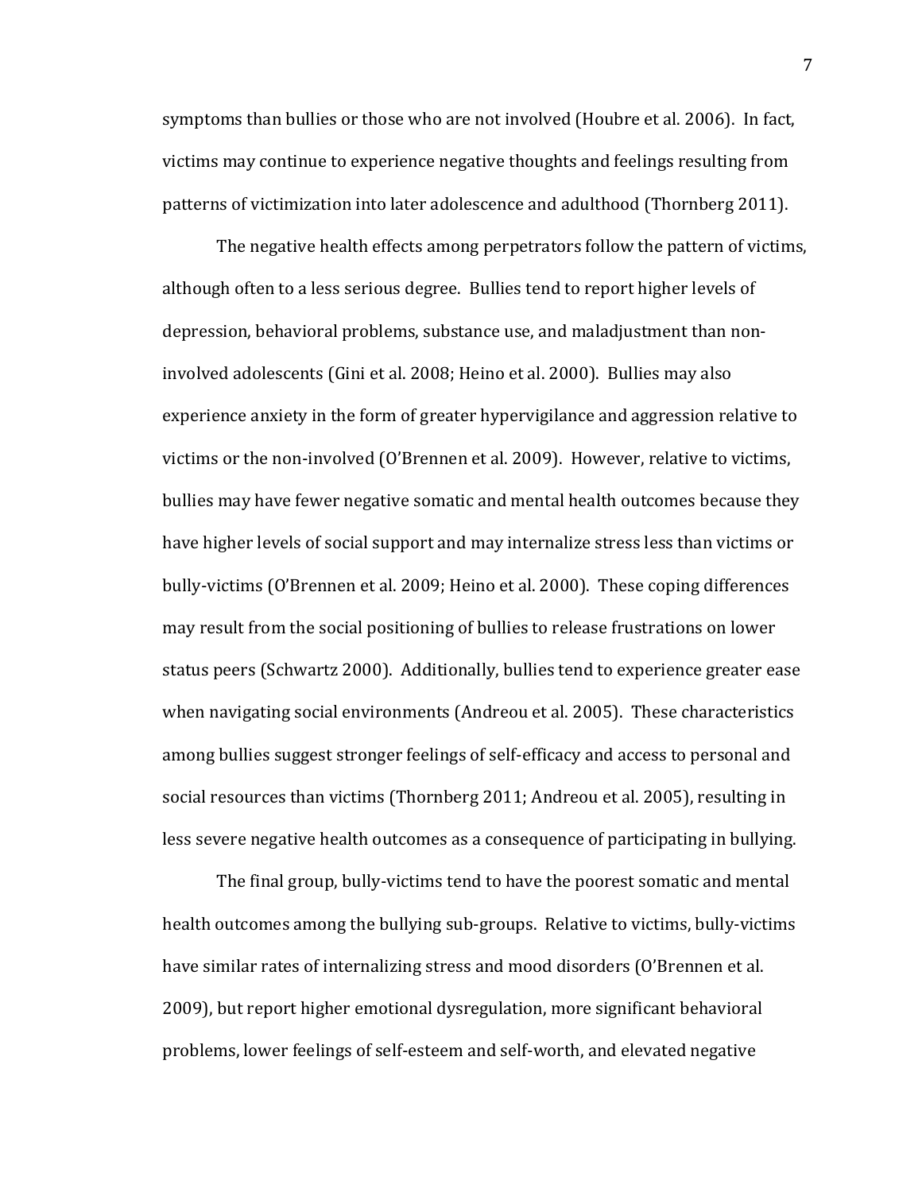symptoms than bullies or those who are not involved (Houbre et al. 2006). In fact, victims may continue to experience negative thoughts and feelings resulting from patterns of victimization into later adolescence and adulthood (Thornberg 2011).

The negative health effects among perpetrators follow the pattern of victims, although often to a less serious degree. Bullies tend to report higher levels of depression, behavioral problems, substance use, and maladjustment than non-involved adolescents (Gini et al. 2008; Heino et al. 2000). Bullies may also experience anxiety in the form of greater hypervigilance and aggression relative to victims or the non-involved (O'Brennen et al. 2009). However, relative to victims, bullies may have fewer negative somatic and mental health outcomes because they have higher levels of social support and may internalize stress less than victims or bully-victims (O'Brennen et al. 2009; Heino et al. 2000). These coping differences may result from the social positioning of bullies to release frustrations on lower status peers (Schwartz 2000). Additionally, bullies tend to experience greater ease when navigating social environments (Andreou et al. 2005). These characteristics among bullies suggest stronger feelings of self-efficacy and access to personal and social resources than victims (Thornberg 2011; Andreou et al. 2005), resulting in less severe negative health outcomes as a consequence of participating in bullying.

The final group, bully-victims tend to have the poorest somatic and mental health outcomes among the bullying sub-groups. Relative to victims, bully-victims have similar rates of internalizing stress and mood disorders (O'Brennen et al. 2009), but report higher emotional dysregulation, more significant behavioral problems, lower feelings of self-esteem and self-worth, and elevated negative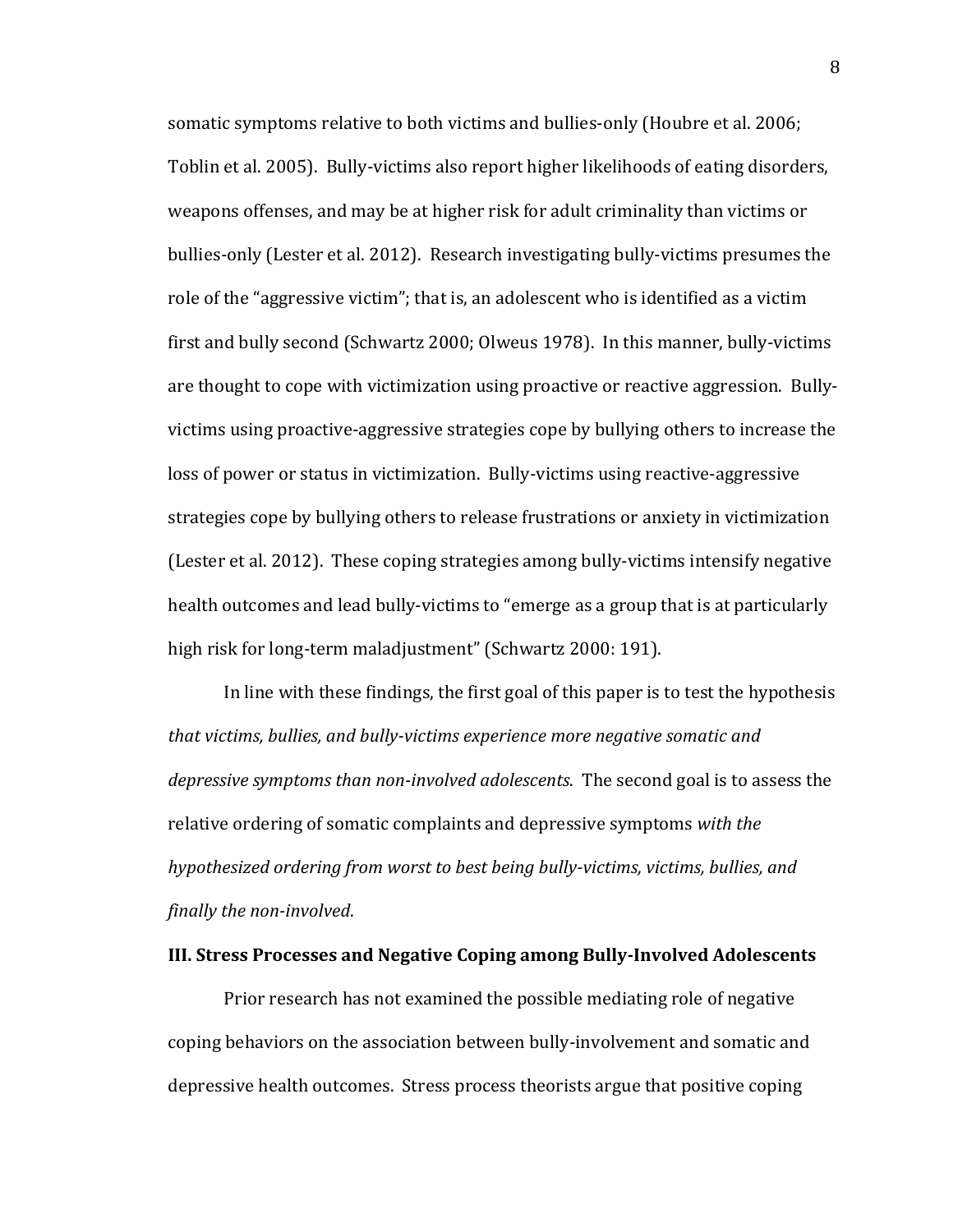somatic symptoms relative to both victims and bullies-only (Houbre et al. 2006; Toblin et al. 2005). Bully-victims also report higher likelihoods of eating disorders, weapons offenses, and may be at higher risk for adult criminality than victims or bullies-only (Lester et al. 2012). Research investigating bully-victims presumes the role of the "aggressive victim"; that is, an adolescent who is identified as a victim first and bully second (Schwartz 2000; Olweus 1978). In this manner, bully-victims are thought to cope with victimization using proactive or reactive aggression. Bully-victims using proactive-aggressive strategies cope by bullying others to increase the loss of power or status in victimization. Bully-victims using reactive-aggressive strategies cope by bullying others to release frustrations or anxiety in victimization (Lester et al. 2012). These coping strategies among bully-victims intensify negative health outcomes and lead bully-victims to "emerge as a group that is at particularly high risk for long-term maladjustment" (Schwartz 2000: 191).

In line with these findings, the first goal of this paper is to test the hypothesis *that victims, bullies, and bully-victims experience more negative somatic and depressive symptoms than non-involved adolescents*. The second goal is to assess the relative ordering of somatic complaints and depressive symptoms *with the hypothesized ordering from worst to best being bully-victims, victims, bullies, and finally the non-involved*.

## III. Stress Processes and Negative Coping among Bully-Involved Adolescents

Prior research has not examined the possible mediating role of negative coping behaviors on the association between bully-involvement and somatic and depressive health outcomes. Stress process theorists argue that positive coping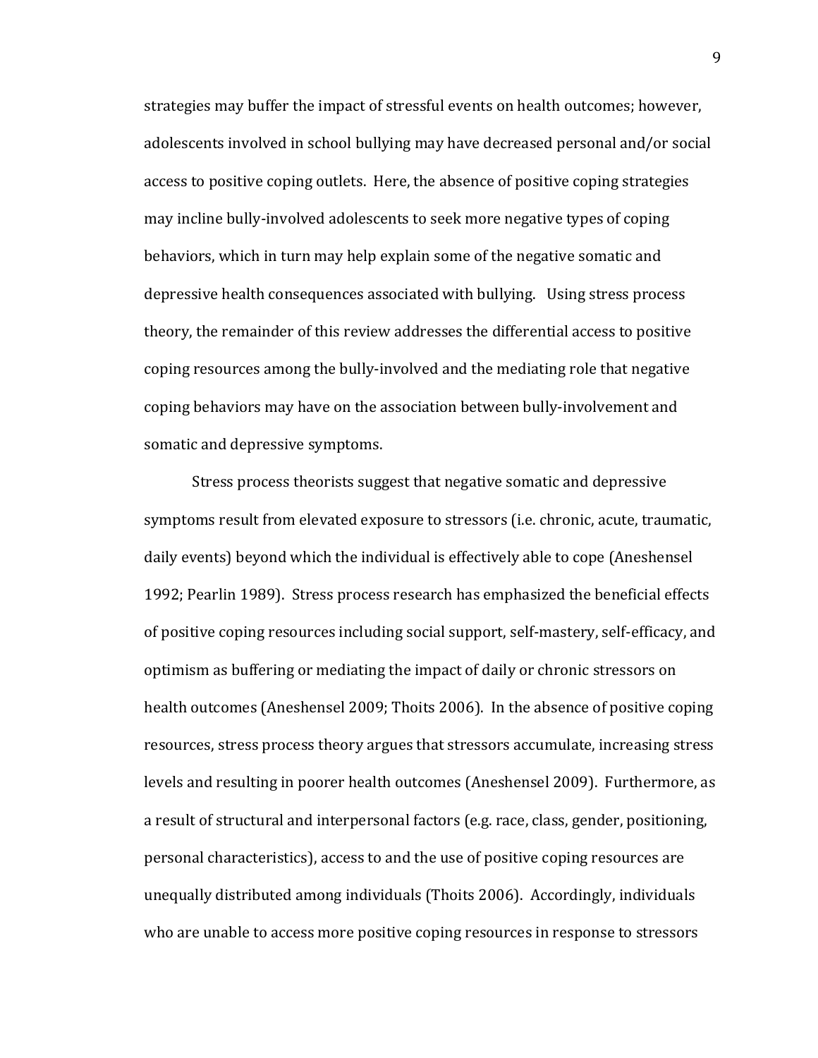strategies may buffer the impact of stressful events on health outcomes; however, adolescents involved in school bullying may have decreased personal and/or social access to positive coping outlets. Here, the absence of positive coping strategies may incline bully-involved adolescents to seek more negative types of coping behaviors, which in turn may help explain some of the negative somatic and depressive health consequences associated with bullying. Using stress process theory, the remainder of this review addresses the differential access to positive coping resources among the bully-involved and the mediating role that negative coping behaviors may have on the association between bully-involvement and somatic and depressive symptoms.

Stress process theorists suggest that negative somatic and depressive symptoms result from elevated exposure to stressors (i.e. chronic, acute, traumatic, daily events) beyond which the individual is effectively able to cope (Aneshensel 1992; Pearlin 1989). Stress process research has emphasized the beneficial effects of positive coping resources including social support, self-mastery, self-efficacy, and optimism as buffering or mediating the impact of daily or chronic stressors on health outcomes (Aneshensel 2009; Thoits 2006). In the absence of positive coping resources, stress process theory argues that stressors accumulate, increasing stress levels and resulting in poorer health outcomes (Aneshensel 2009). Furthermore, as a result of structural and interpersonal factors (e.g. race, class, gender, positioning, personal characteristics), access to and the use of positive coping resources are unequally distributed among individuals (Thoits 2006). Accordingly, individuals who are unable to access more positive coping resources in response to stressors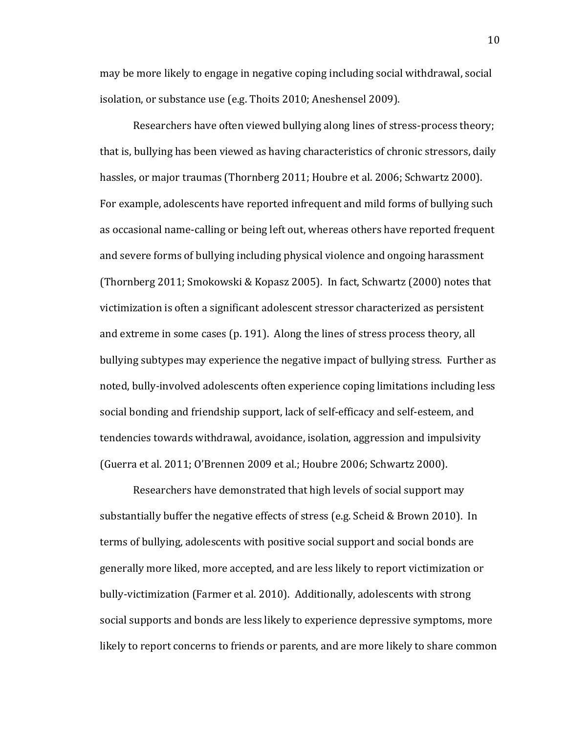may be more likely to engage in negative coping including social withdrawal, social isolation, or substance use (e.g. Thoits 2010; Aneshensel 2009).

Researchers have often viewed bullying along lines of stress-process theory; that is, bullying has been viewed as having characteristics of chronic stressors, daily hassles, or major traumas (Thornberg 2011; Houbre et al. 2006; Schwartz 2000). For example, adolescents have reported infrequent and mild forms of bullying such as occasional name-calling or being left out, whereas others have reported frequent and severe forms of bullying including physical violence and ongoing harassment (Thornberg 2011; Smokowski & Kopasz 2005). In fact, Schwartz (2000) notes that victimization is often a significant adolescent stressor characterized as persistent and extreme in some cases (p. 191). Along the lines of stress process theory, all bullying subtypes may experience the negative impact of bullying stress. Further as noted, bully-involved adolescents often experience coping limitations including less social bonding and friendship support, lack of self-efficacy and self-esteem, and tendencies towards withdrawal, avoidance, isolation, aggression and impulsivity (Guerra et al. 2011; O'Brennen 2009 et al.; Houbre 2006; Schwartz 2000).

Researchers have demonstrated that high levels of social support may substantially buffer the negative effects of stress (e.g. Scheid & Brown 2010). In terms of bullying, adolescents with positive social support and social bonds are generally more liked, more accepted, and are less likely to report victimization or bully-victimization (Farmer et al. 2010). Additionally, adolescents with strong social supports and bonds are less likely to experience depressive symptoms, more likely to report concerns to friends or parents, and are more likely to share common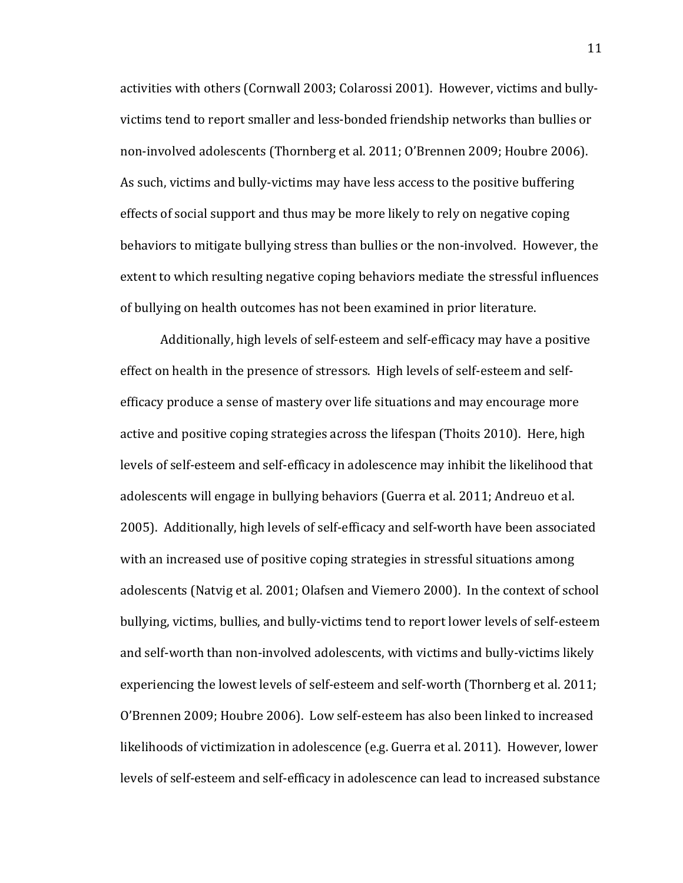activities with others (Cornwall 2003; Colarossi 2001). However, victims and bully-victims tend to report smaller and less-bonded friendship networks than bullies or non-involved adolescents (Thornberg et al. 2011; O'Brennen 2009; Houbre 2006). As such, victims and bully-victims may have less access to the positive buffering effects of social support and thus may be more likely to rely on negative coping behaviors to mitigate bullying stress than bullies or the non-involved. However, the extent to which resulting negative coping behaviors mediate the stressful influences of bullying on health outcomes has not been examined in prior literature.

Additionally, high levels of self-esteem and self-efficacy may have a positive effect on health in the presence of stressors. High levels of self-esteem and self-efficacy produce a sense of mastery over life situations and may encourage more active and positive coping strategies across the lifespan (Thoits 2010). Here, high levels of self-esteem and self-efficacy in adolescence may inhibit the likelihood that adolescents will engage in bullying behaviors (Guerra et al. 2011; Andreuo et al. 2005). Additionally, high levels of self-efficacy and self-worth have been associated with an increased use of positive coping strategies in stressful situations among adolescents (Natvig et al. 2001; Olafsen and Viemero 2000). In the context of school bullying, victims, bullies, and bully-victims tend to report lower levels of self-esteem and self-worth than non-involved adolescents, with victims and bully-victims likely experiencing the lowest levels of self-esteem and self-worth (Thornberg et al. 2011; O'Brennen 2009; Houbre 2006). Low self-esteem has also been linked to increased likelihoods of victimization in adolescence (e.g. Guerra et al. 2011). However, lower levels of self-esteem and self-efficacy in adolescence can lead to increased substance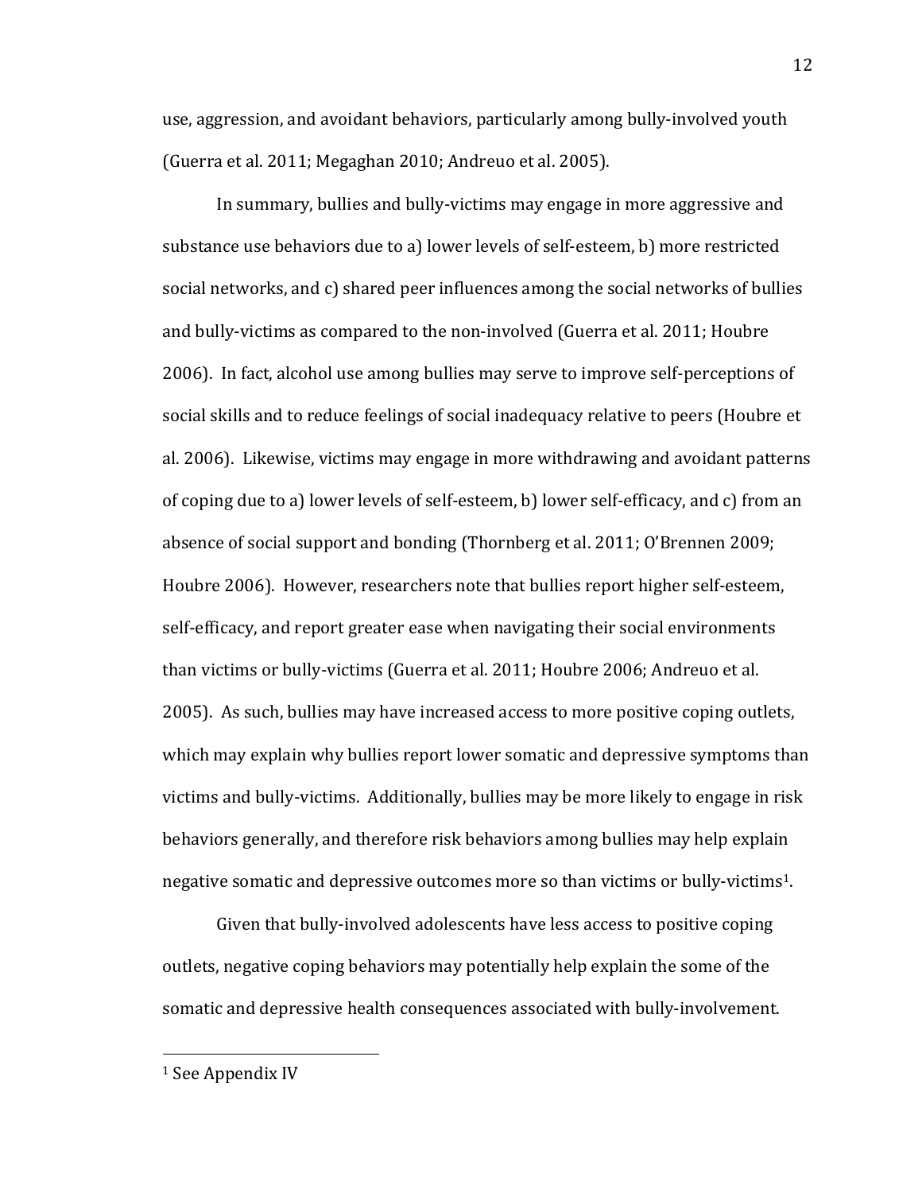use, aggression, and avoidant behaviors, particularly among bully-involved youth (Guerra et al. 2011; Megaghan 2010; Andreuo et al. 2005).

In summary, bullies and bully-victims may engage in more aggressive and substance use behaviors due to a) lower levels of self-esteem, b) more restricted social networks, and c) shared peer influences among the social networks of bullies and bully-victims as compared to the non-involved (Guerra et al. 2011; Houbre 2006). In fact, alcohol use among bullies may serve to improve self-perceptions of social skills and to reduce feelings of social inadequacy relative to peers (Houbre et al. 2006). Likewise, victims may engage in more withdrawing and avoidant patterns of coping due to a) lower levels of self-esteem, b) lower self-efficacy, and c) from an absence of social support and bonding (Thornberg et al. 2011; O'Brennen 2009; Houbre 2006). However, researchers note that bullies report higher self-esteem, self-efficacy, and report greater ease when navigating their social environments than victims or bully-victims (Guerra et al. 2011; Houbre 2006; Andreuo et al. 2005). As such, bullies may have increased access to more positive coping outlets, which may explain why bullies report lower somatic and depressive symptoms than victims and bully-victims. Additionally, bullies may be more likely to engage in risk behaviors generally, and therefore risk behaviors among bullies may help explain negative somatic and depressive outcomes more so than victims or bully-victims[1].

Given that bully-involved adolescents have less access to positive coping outlets, negative coping behaviors may potentially help explain the some of the somatic and depressive health consequences associated with bully-involvement.

---

[1] See Appendix IV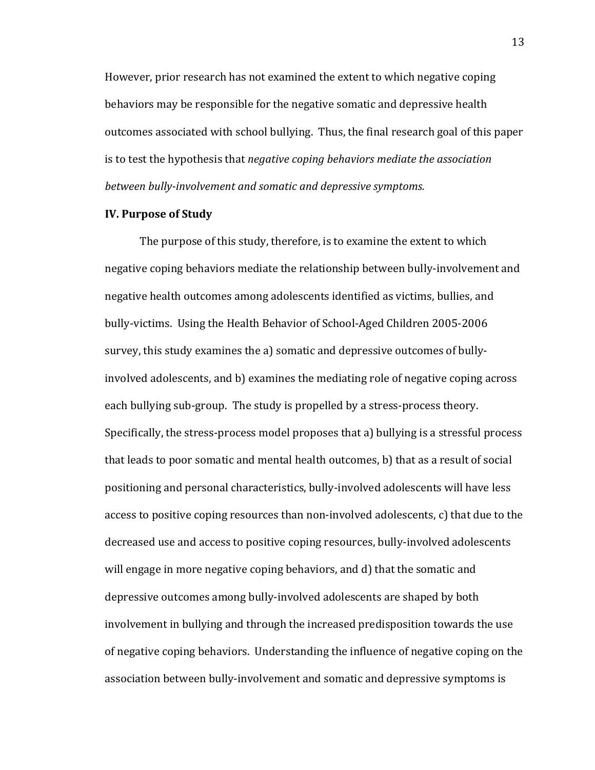However, prior research has not examined the extent to which negative coping behaviors may be responsible for the negative somatic and depressive health outcomes associated with school bullying. Thus, the final research goal of this paper is to test the hypothesis that *negative coping behaviors mediate the association between bully-involvement and somatic and depressive symptoms.*

**IV. Purpose of Study**

The purpose of this study, therefore, is to examine the extent to which negative coping behaviors mediate the relationship between bully-involvement and negative health outcomes among adolescents identified as victims, bullies, and bully-victims. Using the Health Behavior of School-Aged Children 2005-2006 survey, this study examines the a) somatic and depressive outcomes of bully-involved adolescents, and b) examines the mediating role of negative coping across each bullying sub-group. The study is propelled by a stress-process theory. Specifically, the stress-process model proposes that a) bullying is a stressful process that leads to poor somatic and mental health outcomes, b) that as a result of social positioning and personal characteristics, bully-involved adolescents will have less access to positive coping resources than non-involved adolescents, c) that due to the decreased use and access to positive coping resources, bully-involved adolescents will engage in more negative coping behaviors, and d) that the somatic and depressive outcomes among bully-involved adolescents are shaped by both involvement in bullying and through the increased predisposition towards the use of negative coping behaviors. Understanding the influence of negative coping on the association between bully-involvement and somatic and depressive symptoms is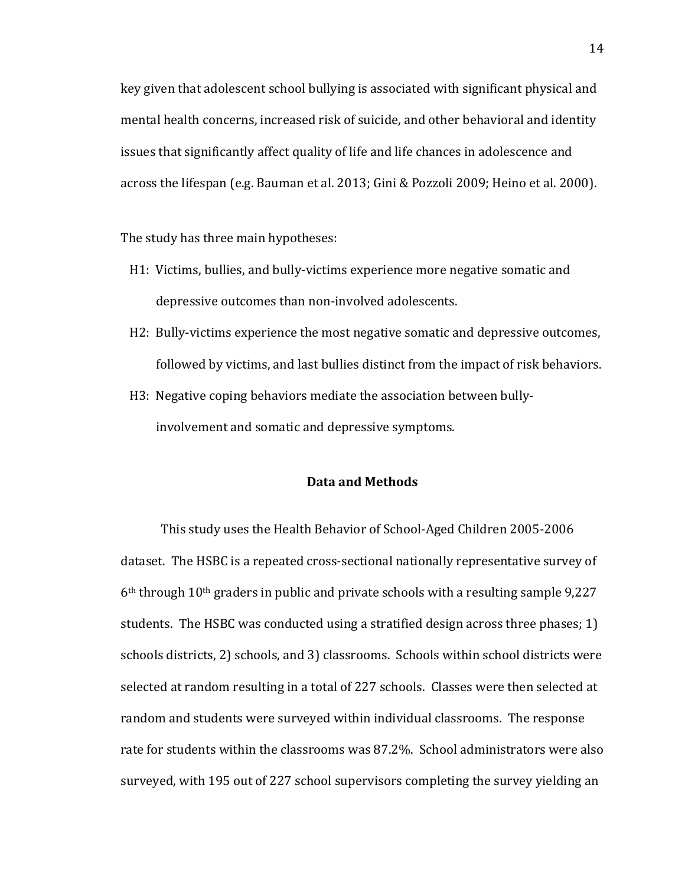key given that adolescent school bullying is associated with significant physical and mental health concerns, increased risk of suicide, and other behavioral and identity issues that significantly affect quality of life and life chances in adolescence and across the lifespan (e.g. Bauman et al. 2013; Gini & Pozzoli 2009; Heino et al. 2000).

The study has three main hypotheses:

- H1: Victims, bullies, and bully-victims experience more negative somatic and depressive outcomes than non-involved adolescents.
- H2: Bully-victims experience the most negative somatic and depressive outcomes, followed by victims, and last bullies distinct from the impact of risk behaviors.
- H3: Negative coping behaviors mediate the association between bully-involvement and somatic and depressive symptoms.

## Data and Methods

This study uses the Health Behavior of School-Aged Children 2005-2006 dataset. The HSBC is a repeated cross-sectional nationally representative survey of 6th through 10th graders in public and private schools with a resulting sample 9,227 students. The HSBC was conducted using a stratified design across three phases; 1) schools districts, 2) schools, and 3) classrooms. Schools within school districts were selected at random resulting in a total of 227 schools. Classes were then selected at random and students were surveyed within individual classrooms. The response rate for students within the classrooms was 87.2%. School administrators were also surveyed, with 195 out of 227 school supervisors completing the survey yielding an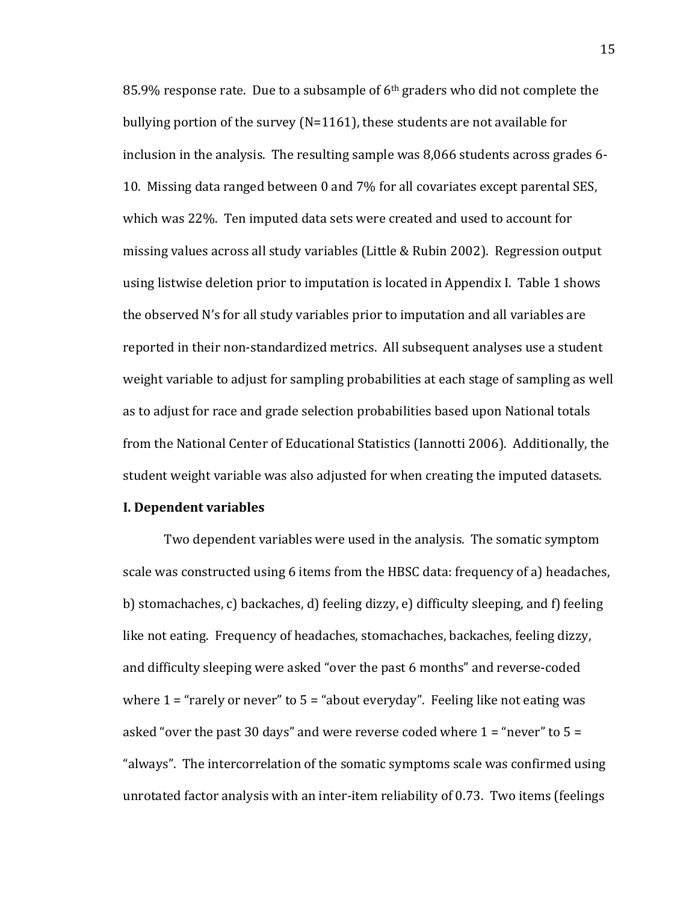85.9% response rate. Due to a subsample of 6th graders who did not complete the bullying portion of the survey (N=1161), these students are not available for inclusion in the analysis. The resulting sample was 8,066 students across grades 6-10. Missing data ranged between 0 and 7% for all covariates except parental SES, which was 22%. Ten imputed data sets were created and used to account for missing values across all study variables (Little & Rubin 2002). Regression output using listwise deletion prior to imputation is located in Appendix I. Table 1 shows the observed N's for all study variables prior to imputation and all variables are reported in their non-standardized metrics. All subsequent analyses use a student weight variable to adjust for sampling probabilities at each stage of sampling as well as to adjust for race and grade selection probabilities based upon National totals from the National Center of Educational Statistics (Iannotti 2006). Additionally, the student weight variable was also adjusted for when creating the imputed datasets.

**I. Dependent variables**

Two dependent variables were used in the analysis. The somatic symptom scale was constructed using 6 items from the HBSC data: frequency of a) headaches, b) stomachaches, c) backaches, d) feeling dizzy, e) difficulty sleeping, and f) feeling like not eating. Frequency of headaches, stomachaches, backaches, feeling dizzy, and difficulty sleeping were asked "over the past 6 months" and reverse-coded where 1 = "rarely or never" to 5 = "about everyday". Feeling like not eating was asked "over the past 30 days" and were reverse coded where 1 = "never" to 5 = "always". The intercorrelation of the somatic symptoms scale was confirmed using unrotated factor analysis with an inter-item reliability of 0.73. Two items (feelings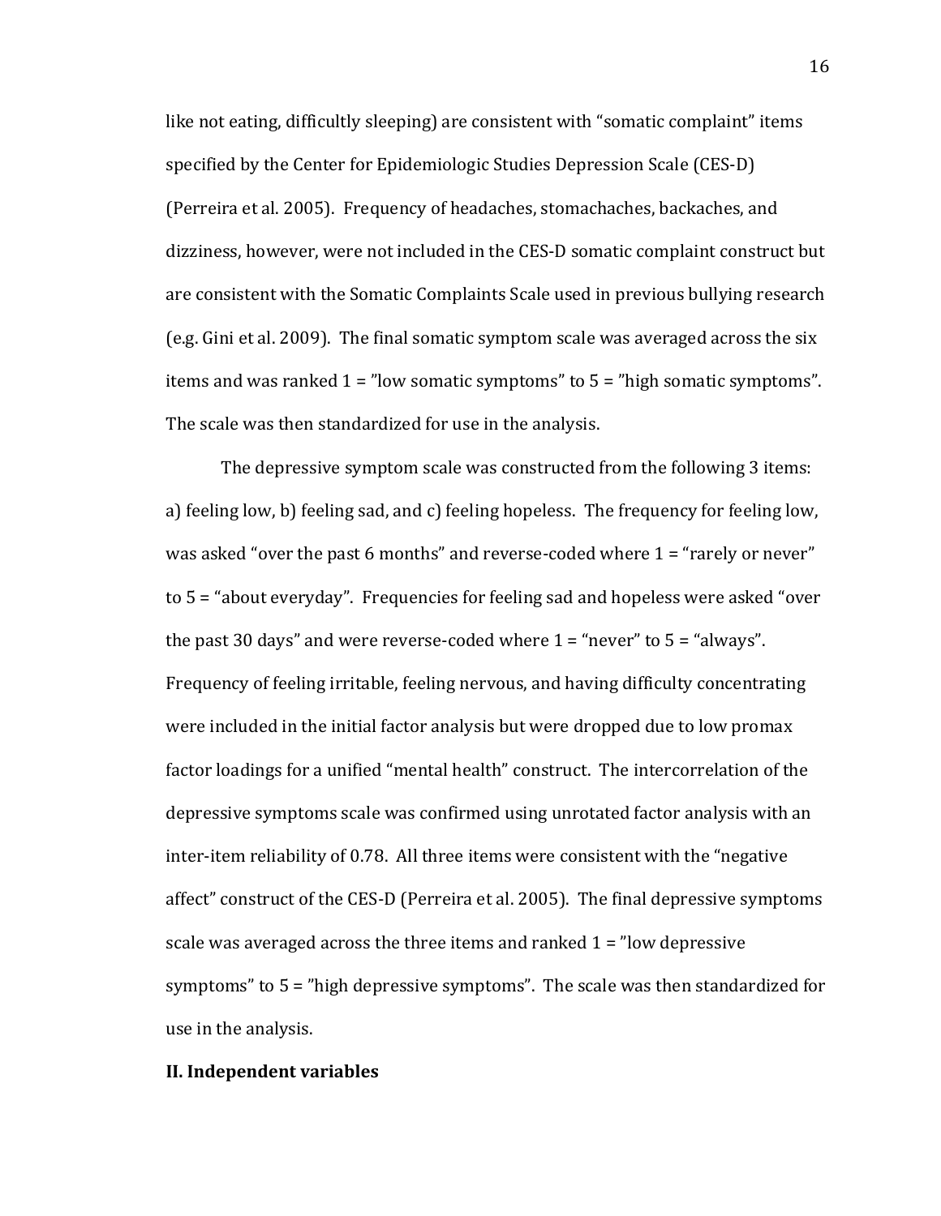like not eating, difficultly sleeping) are consistent with "somatic complaint" items specified by the Center for Epidemiologic Studies Depression Scale (CES-D) (Perreira et al. 2005). Frequency of headaches, stomachaches, backaches, and dizziness, however, were not included in the CES-D somatic complaint construct but are consistent with the Somatic Complaints Scale used in previous bullying research (e.g. Gini et al. 2009). The final somatic symptom scale was averaged across the six items and was ranked 1 = "low somatic symptoms" to 5 = "high somatic symptoms". The scale was then standardized for use in the analysis.

The depressive symptom scale was constructed from the following 3 items: a) feeling low, b) feeling sad, and c) feeling hopeless. The frequency for feeling low, was asked "over the past 6 months" and reverse-coded where 1 = "rarely or never" to 5 = "about everyday". Frequencies for feeling sad and hopeless were asked "over the past 30 days" and were reverse-coded where 1 = "never" to 5 = "always". Frequency of feeling irritable, feeling nervous, and having difficulty concentrating were included in the initial factor analysis but were dropped due to low promax factor loadings for a unified "mental health" construct. The intercorrelation of the depressive symptoms scale was confirmed using unrotated factor analysis with an inter-item reliability of 0.78. All three items were consistent with the "negative affect" construct of the CES-D (Perreira et al. 2005). The final depressive symptoms scale was averaged across the three items and ranked 1 = "low depressive symptoms" to 5 = "high depressive symptoms". The scale was then standardized for use in the analysis.

**II. Independent variables**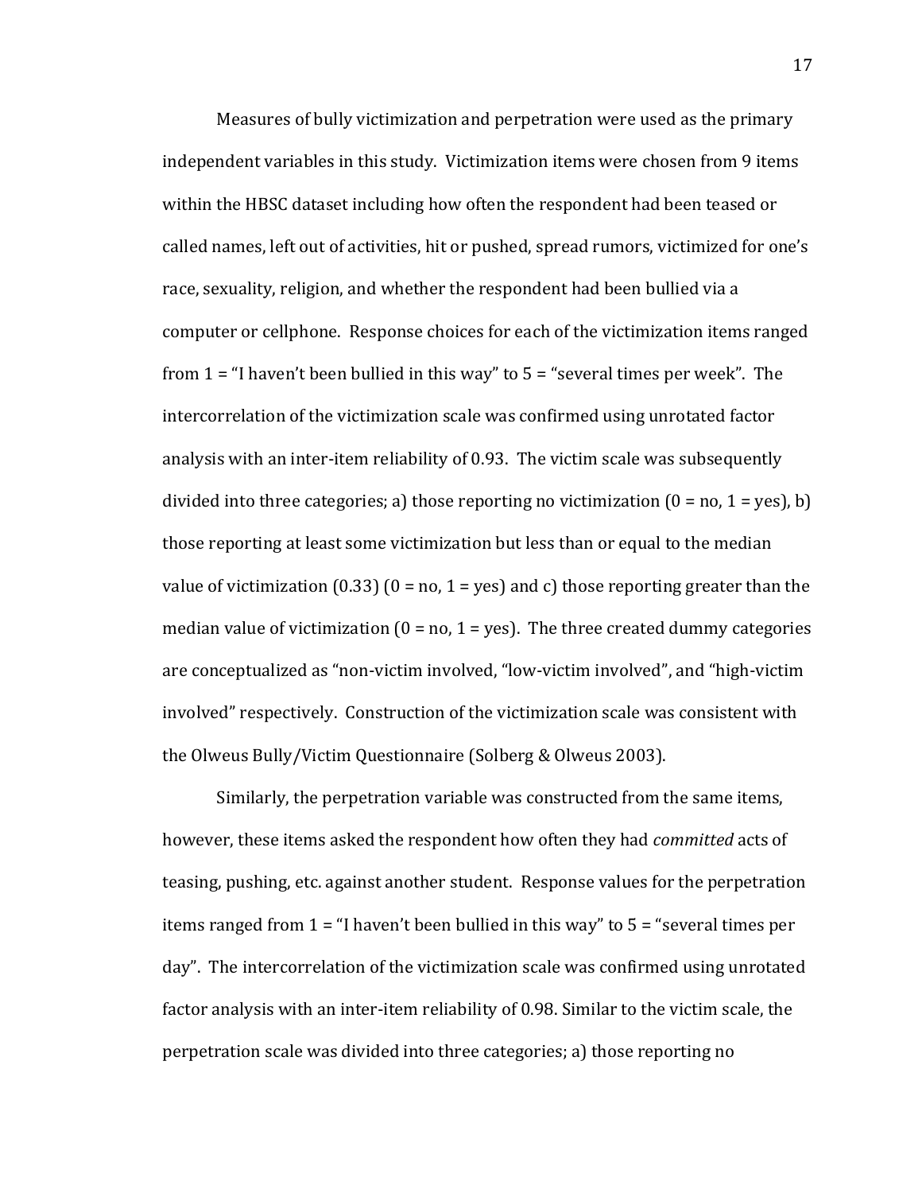Measures of bully victimization and perpetration were used as the primary independent variables in this study. Victimization items were chosen from 9 items within the HBSC dataset including how often the respondent had been teased or called names, left out of activities, hit or pushed, spread rumors, victimized for one's race, sexuality, religion, and whether the respondent had been bullied via a computer or cellphone. Response choices for each of the victimization items ranged from 1 = "I haven't been bullied in this way" to 5 = "several times per week". The intercorrelation of the victimization scale was confirmed using unrotated factor analysis with an inter-item reliability of 0.93. The victim scale was subsequently divided into three categories; a) those reporting no victimization (0 = no, 1 = yes), b) those reporting at least some victimization but less than or equal to the median value of victimization (0.33) (0 = no, 1 = yes) and c) those reporting greater than the median value of victimization (0 = no, 1 = yes). The three created dummy categories are conceptualized as "non-victim involved, "low-victim involved", and "high-victim involved" respectively. Construction of the victimization scale was consistent with the Olweus Bully/Victim Questionnaire (Solberg & Olweus 2003).

Similarly, the perpetration variable was constructed from the same items, however, these items asked the respondent how often they had *committed* acts of teasing, pushing, etc. against another student. Response values for the perpetration items ranged from 1 = "I haven't been bullied in this way" to 5 = "several times per day". The intercorrelation of the victimization scale was confirmed using unrotated factor analysis with an inter-item reliability of 0.98. Similar to the victim scale, the perpetration scale was divided into three categories; a) those reporting no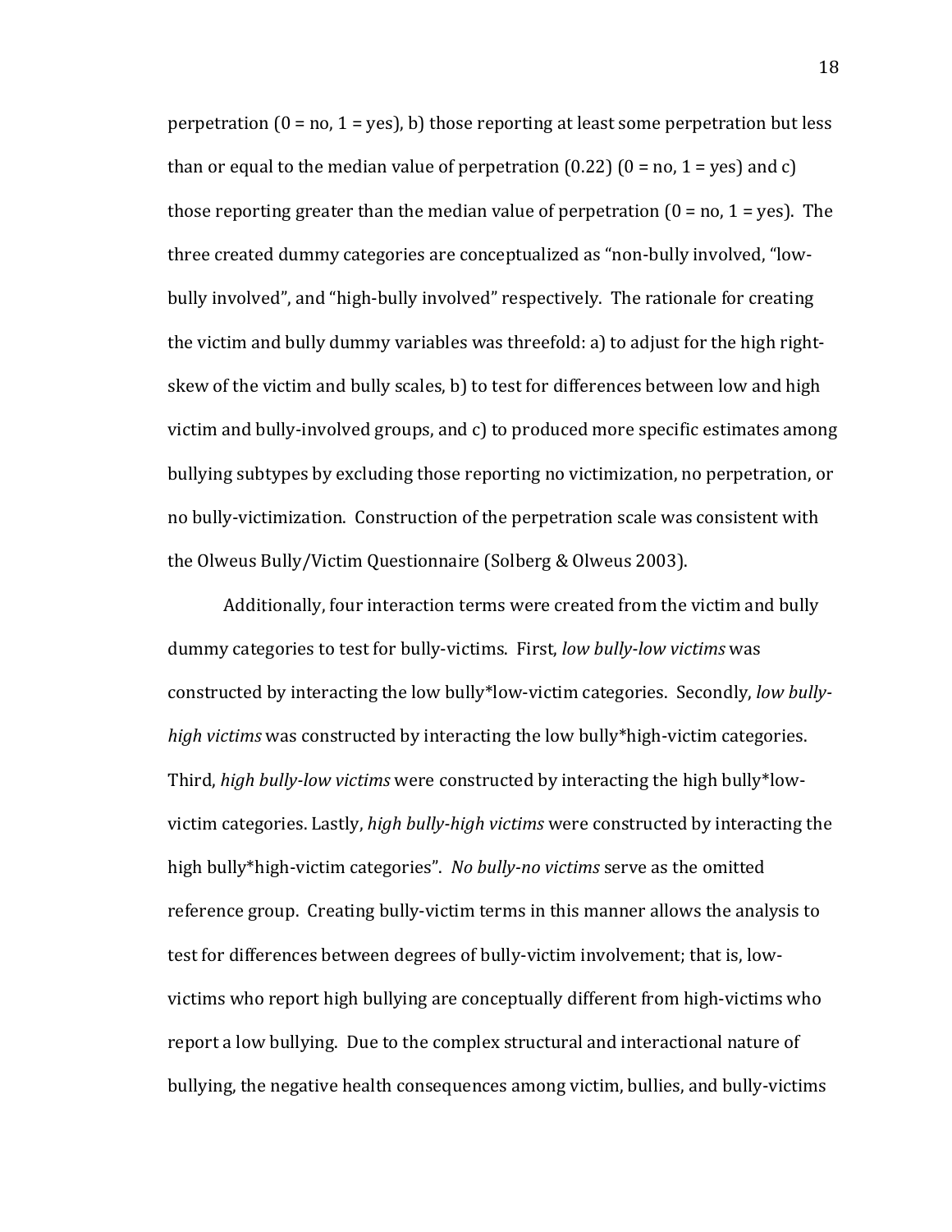perpetration (0 = no, 1 = yes), b) those reporting at least some perpetration but less than or equal to the median value of perpetration (0.22) (0 = no, 1 = yes) and c) those reporting greater than the median value of perpetration (0 = no, 1 = yes). The three created dummy categories are conceptualized as "non-bully involved, "low-bully involved", and "high-bully involved" respectively. The rationale for creating the victim and bully dummy variables was threefold: a) to adjust for the high right-skew of the victim and bully scales, b) to test for differences between low and high victim and bully-involved groups, and c) to produced more specific estimates among bullying subtypes by excluding those reporting no victimization, no perpetration, or no bully-victimization. Construction of the perpetration scale was consistent with the Olweus Bully/Victim Questionnaire (Solberg & Olweus 2003).

Additionally, four interaction terms were created from the victim and bully dummy categories to test for bully-victims. First, *low bully-low victims* was constructed by interacting the low bully*low-victim categories. Secondly, *low bully-high victims* was constructed by interacting the low bully*high-victim categories. Third, *high bully-low victims* were constructed by interacting the high bully*low-victim categories. Lastly, *high bully-high victims* were constructed by interacting the high bully*high-victim categories". *No bully-no victims* serve as the omitted reference group. Creating bully-victim terms in this manner allows the analysis to test for differences between degrees of bully-victim involvement; that is, low-victims who report high bullying are conceptually different from high-victims who report a low bullying. Due to the complex structural and interactional nature of bullying, the negative health consequences among victim, bullies, and bully-victims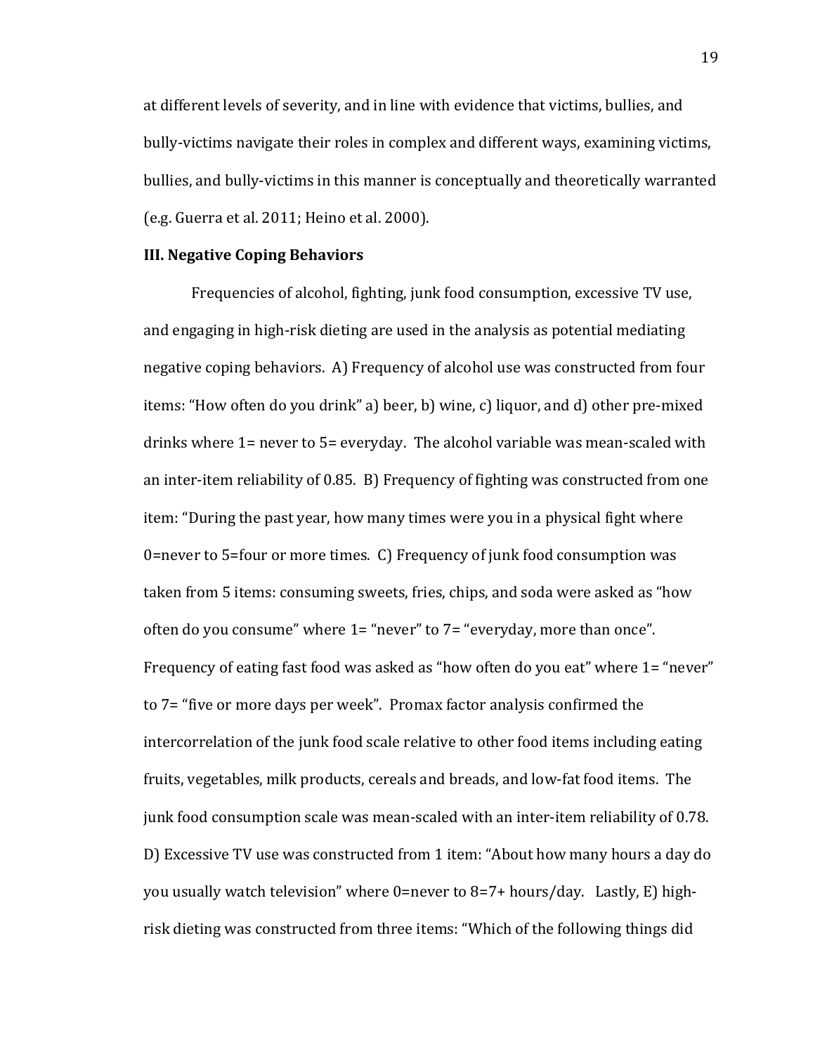at different levels of severity, and in line with evidence that victims, bullies, and bully-victims navigate their roles in complex and different ways, examining victims, bullies, and bully-victims in this manner is conceptually and theoretically warranted (e.g. Guerra et al. 2011; Heino et al. 2000).

**III. Negative Coping Behaviors**

Frequencies of alcohol, fighting, junk food consumption, excessive TV use, and engaging in high-risk dieting are used in the analysis as potential mediating negative coping behaviors. A) Frequency of alcohol use was constructed from four items: "How often do you drink" a) beer, b) wine, c) liquor, and d) other pre-mixed drinks where 1= never to 5= everyday. The alcohol variable was mean-scaled with an inter-item reliability of 0.85. B) Frequency of fighting was constructed from one item: "During the past year, how many times were you in a physical fight where 0=never to 5=four or more times. C) Frequency of junk food consumption was taken from 5 items: consuming sweets, fries, chips, and soda were asked as "how often do you consume" where 1= "never" to 7= "everyday, more than once". Frequency of eating fast food was asked as "how often do you eat" where 1= "never" to 7= "five or more days per week". Promax factor analysis confirmed the intercorrelation of the junk food scale relative to other food items including eating fruits, vegetables, milk products, cereals and breads, and low-fat food items. The junk food consumption scale was mean-scaled with an inter-item reliability of 0.78. D) Excessive TV use was constructed from 1 item: "About how many hours a day do you usually watch television" where 0=never to 8=7+ hours/day. Lastly, E) high-risk dieting was constructed from three items: "Which of the following things did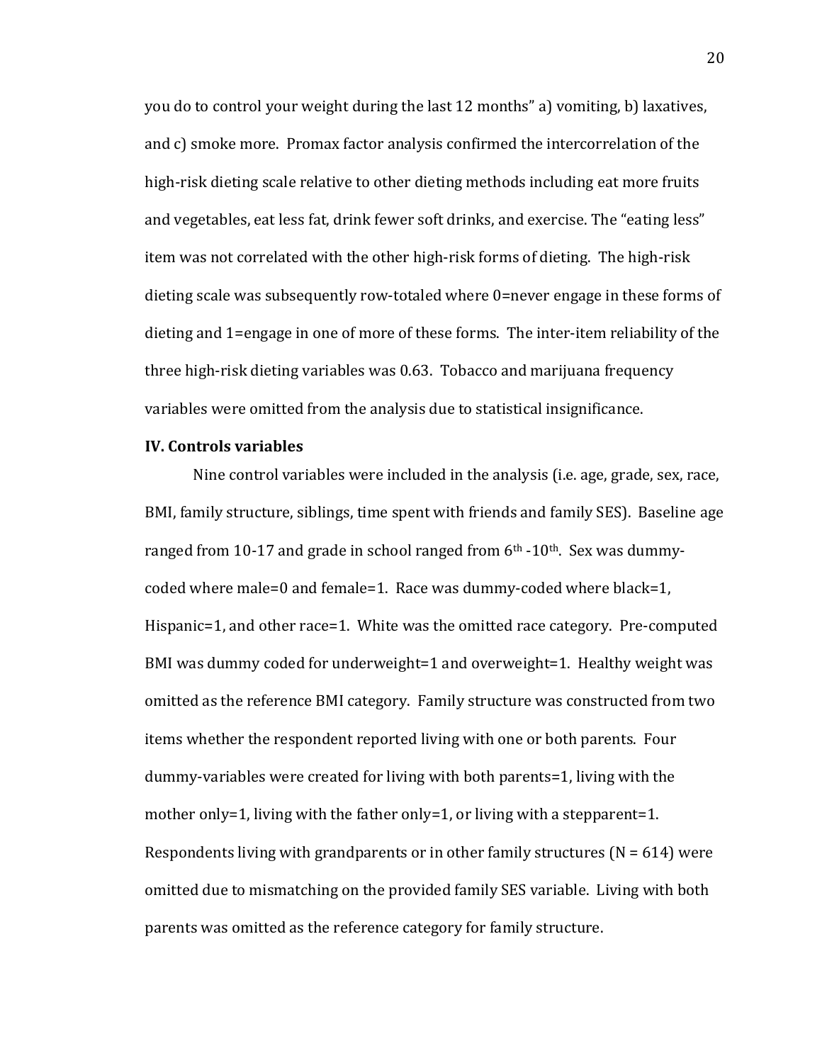you do to control your weight during the last 12 months" a) vomiting, b) laxatives, and c) smoke more. Promax factor analysis confirmed the intercorrelation of the high-risk dieting scale relative to other dieting methods including eat more fruits and vegetables, eat less fat, drink fewer soft drinks, and exercise. The "eating less" item was not correlated with the other high-risk forms of dieting. The high-risk dieting scale was subsequently row-totaled where 0=never engage in these forms of dieting and 1=engage in one of more of these forms. The inter-item reliability of the three high-risk dieting variables was 0.63. Tobacco and marijuana frequency variables were omitted from the analysis due to statistical insignificance.

**IV. Controls variables**

Nine control variables were included in the analysis (i.e. age, grade, sex, race, BMI, family structure, siblings, time spent with friends and family SES). Baseline age ranged from 10-17 and grade in school ranged from 6th -10th. Sex was dummy-coded where male=0 and female=1. Race was dummy-coded where black=1, Hispanic=1, and other race=1. White was the omitted race category. Pre-computed BMI was dummy coded for underweight=1 and overweight=1. Healthy weight was omitted as the reference BMI category. Family structure was constructed from two items whether the respondent reported living with one or both parents. Four dummy-variables were created for living with both parents=1, living with the mother only=1, living with the father only=1, or living with a stepparent=1. Respondents living with grandparents or in other family structures (N = 614) were omitted due to mismatching on the provided family SES variable. Living with both parents was omitted as the reference category for family structure.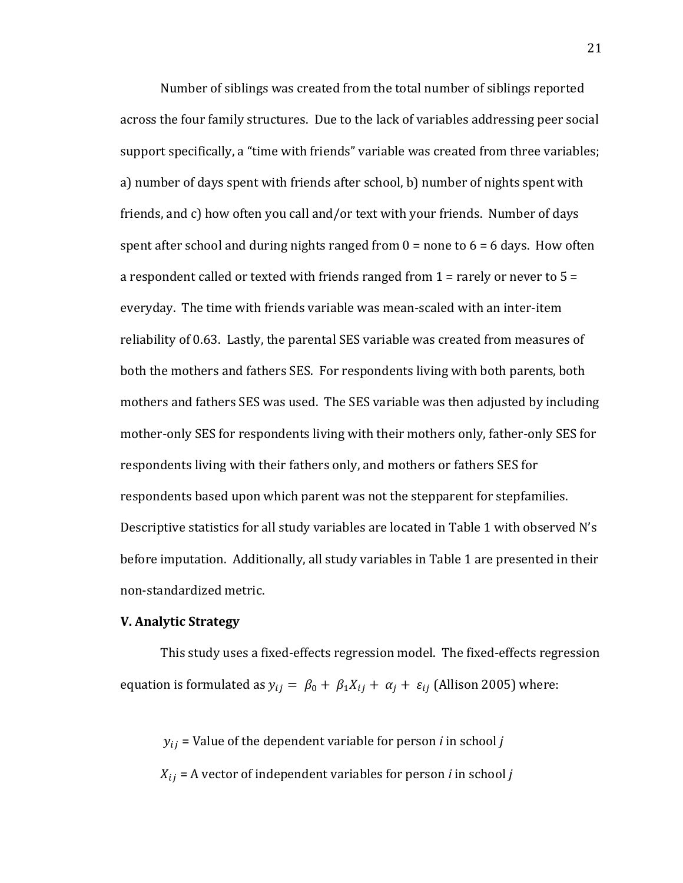Number of siblings was created from the total number of siblings reported across the four family structures. Due to the lack of variables addressing peer social support specifically, a "time with friends" variable was created from three variables; a) number of days spent with friends after school, b) number of nights spent with friends, and c) how often you call and/or text with your friends. Number of days spent after school and during nights ranged from 0 = none to 6 = 6 days. How often a respondent called or texted with friends ranged from 1 = rarely or never to 5 = everyday. The time with friends variable was mean-scaled with an inter-item reliability of 0.63. Lastly, the parental SES variable was created from measures of both the mothers and fathers SES. For respondents living with both parents, both mothers and fathers SES was used. The SES variable was then adjusted by including mother-only SES for respondents living with their mothers only, father-only SES for respondents living with their fathers only, and mothers or fathers SES for respondents based upon which parent was not the stepparent for stepfamilies. Descriptive statistics for all study variables are located in Table 1 with observed N's before imputation. Additionally, all study variables in Table 1 are presented in their non-standardized metric.

**V. Analytic Strategy**

This study uses a fixed-effects regression model. The fixed-effects regression equation is formulated as $y_{ij} = \beta_0 + \beta_1 X_{ij} + \alpha_j + \varepsilon_{ij}$ (Allison 2005) where:

$y_{ij}$ = Value of the dependent variable for person *i* in school *j*

$X_{ij}$ = A vector of independent variables for person *i* in school *j*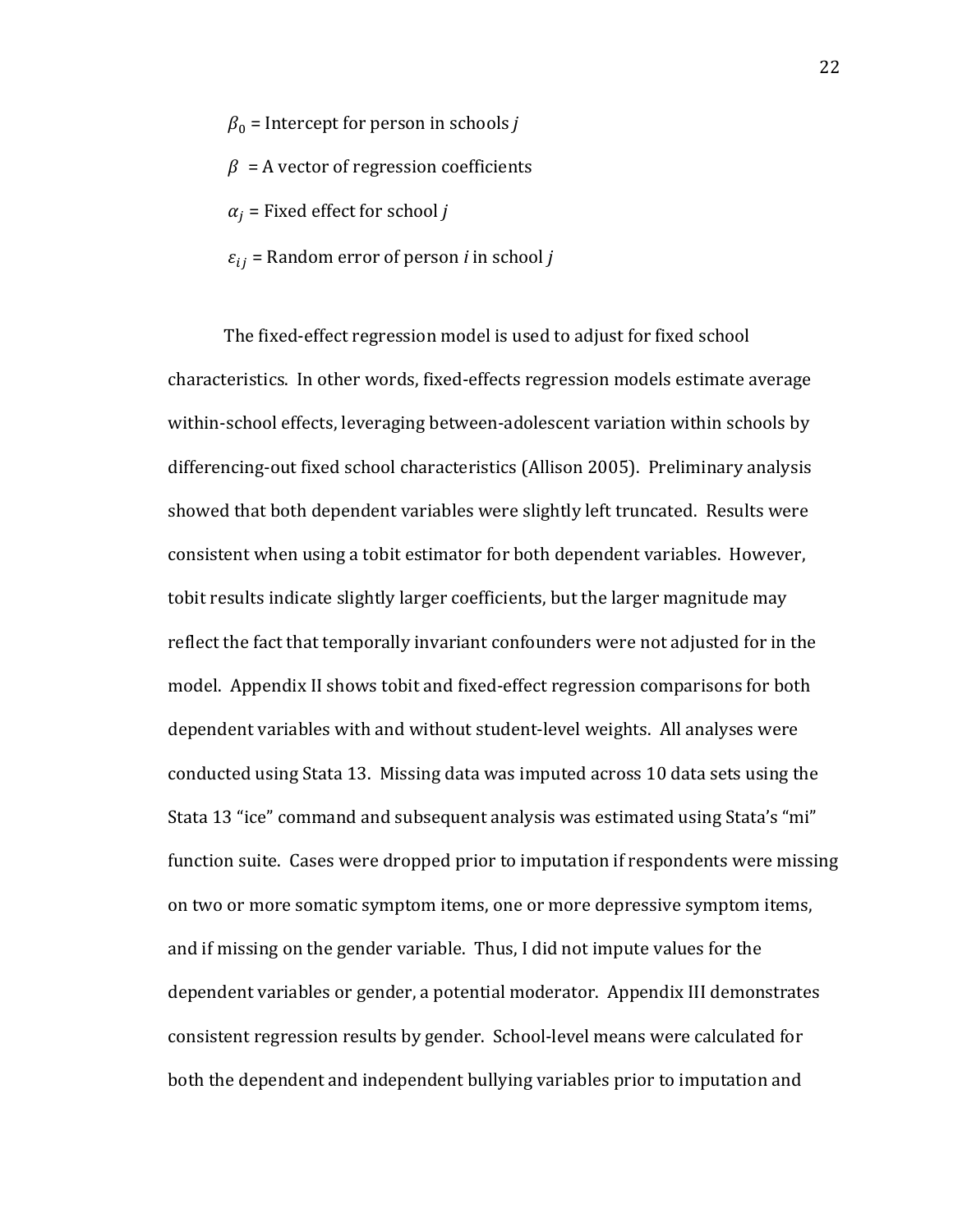$\beta_0$ = Intercept for person in schools *j*

$\beta$ = A vector of regression coefficients

$\alpha_j$ = Fixed effect for school *j*

$\varepsilon_{ij}$ = Random error of person *i* in school *j*

The fixed-effect regression model is used to adjust for fixed school characteristics. In other words, fixed-effects regression models estimate average within-school effects, leveraging between-adolescent variation within schools by differencing-out fixed school characteristics (Allison 2005). Preliminary analysis showed that both dependent variables were slightly left truncated. Results were consistent when using a tobit estimator for both dependent variables. However, tobit results indicate slightly larger coefficients, but the larger magnitude may reflect the fact that temporally invariant confounders were not adjusted for in the model. Appendix II shows tobit and fixed-effect regression comparisons for both dependent variables with and without student-level weights. All analyses were conducted using Stata 13. Missing data was imputed across 10 data sets using the Stata 13 "ice" command and subsequent analysis was estimated using Stata's "mi" function suite. Cases were dropped prior to imputation if respondents were missing on two or more somatic symptom items, one or more depressive symptom items, and if missing on the gender variable. Thus, I did not impute values for the dependent variables or gender, a potential moderator. Appendix III demonstrates consistent regression results by gender. School-level means were calculated for both the dependent and independent bullying variables prior to imputation and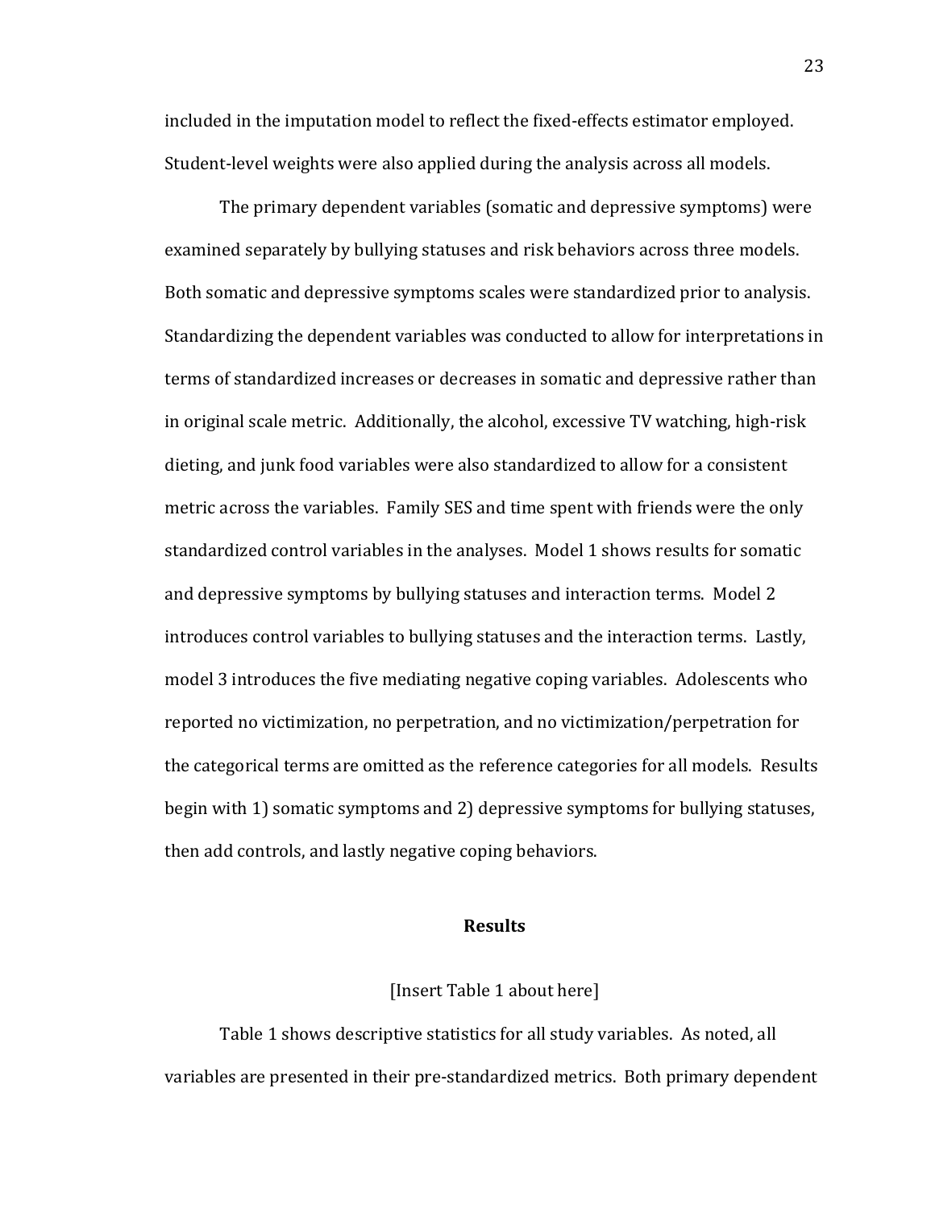included in the imputation model to reflect the fixed-effects estimator employed. Student-level weights were also applied during the analysis across all models.

The primary dependent variables (somatic and depressive symptoms) were examined separately by bullying statuses and risk behaviors across three models. Both somatic and depressive symptoms scales were standardized prior to analysis. Standardizing the dependent variables was conducted to allow for interpretations in terms of standardized increases or decreases in somatic and depressive rather than in original scale metric. Additionally, the alcohol, excessive TV watching, high-risk dieting, and junk food variables were also standardized to allow for a consistent metric across the variables. Family SES and time spent with friends were the only standardized control variables in the analyses. Model 1 shows results for somatic and depressive symptoms by bullying statuses and interaction terms. Model 2 introduces control variables to bullying statuses and the interaction terms. Lastly, model 3 introduces the five mediating negative coping variables. Adolescents who reported no victimization, no perpetration, and no victimization/perpetration for the categorical terms are omitted as the reference categories for all models. Results begin with 1) somatic symptoms and 2) depressive symptoms for bullying statuses, then add controls, and lastly negative coping behaviors.

## Results

[Insert Table 1 about here]

Table 1 shows descriptive statistics for all study variables. As noted, all variables are presented in their pre-standardized metrics. Both primary dependent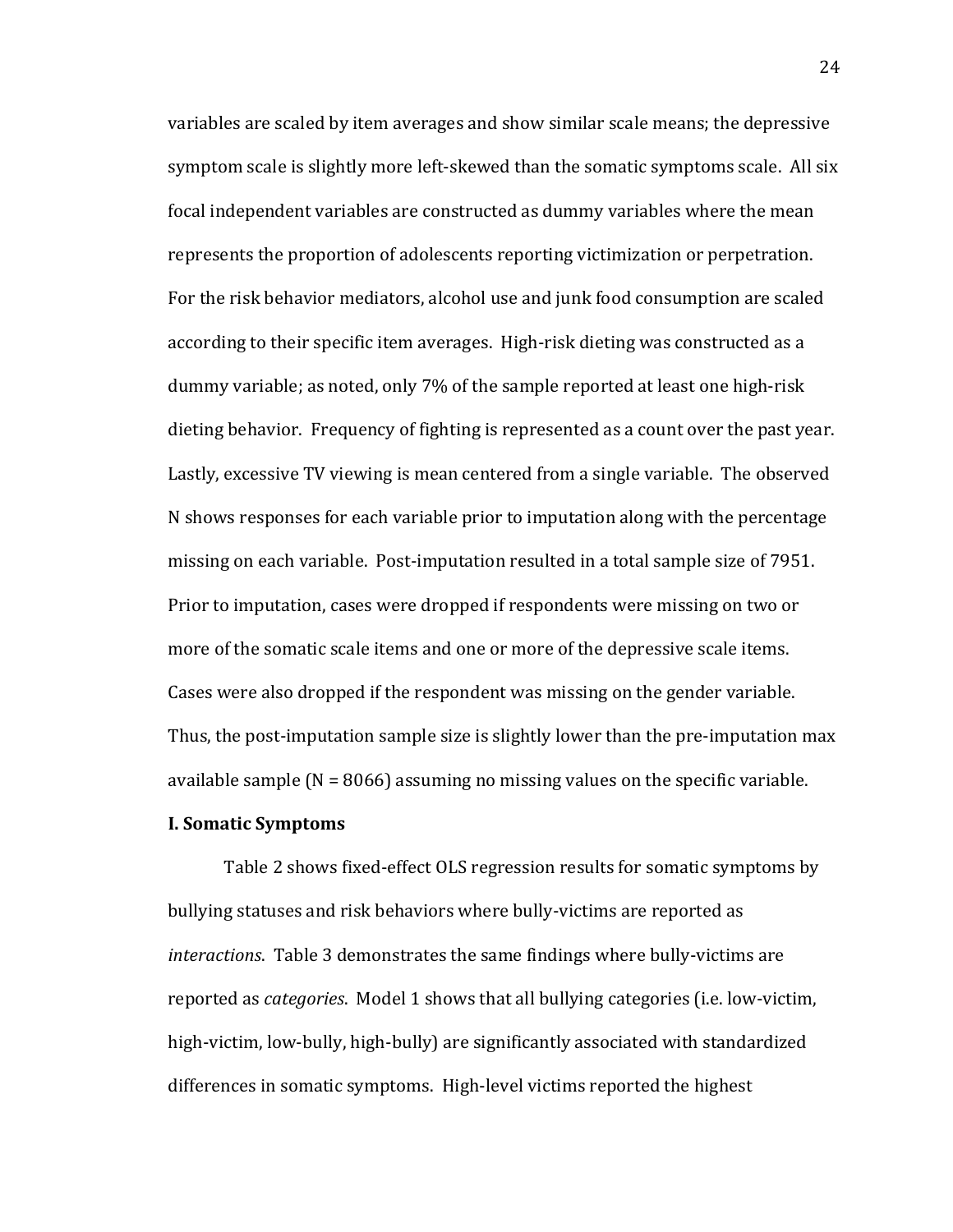variables are scaled by item averages and show similar scale means; the depressive symptom scale is slightly more left-skewed than the somatic symptoms scale. All six focal independent variables are constructed as dummy variables where the mean represents the proportion of adolescents reporting victimization or perpetration. For the risk behavior mediators, alcohol use and junk food consumption are scaled according to their specific item averages. High-risk dieting was constructed as a dummy variable; as noted, only 7% of the sample reported at least one high-risk dieting behavior. Frequency of fighting is represented as a count over the past year. Lastly, excessive TV viewing is mean centered from a single variable. The observed N shows responses for each variable prior to imputation along with the percentage missing on each variable. Post-imputation resulted in a total sample size of 7951. Prior to imputation, cases were dropped if respondents were missing on two or more of the somatic scale items and one or more of the depressive scale items. Cases were also dropped if the respondent was missing on the gender variable. Thus, the post-imputation sample size is slightly lower than the pre-imputation max available sample (N = 8066) assuming no missing values on the specific variable.

**I. Somatic Symptoms**

Table 2 shows fixed-effect OLS regression results for somatic symptoms by bullying statuses and risk behaviors where bully-victims are reported as *interactions*. Table 3 demonstrates the same findings where bully-victims are reported as *categories*. Model 1 shows that all bullying categories (i.e. low-victim, high-victim, low-bully, high-bully) are significantly associated with standardized differences in somatic symptoms. High-level victims reported the highest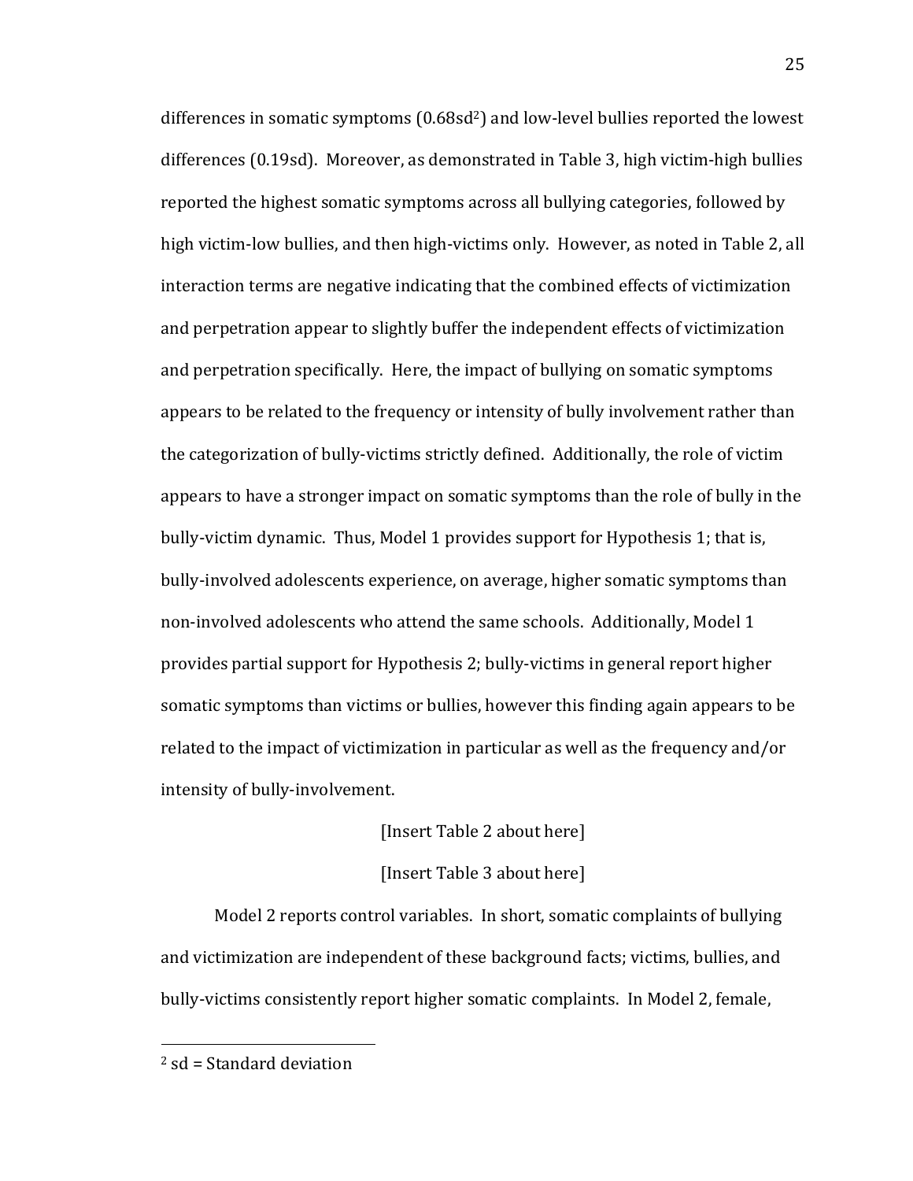differences in somatic symptoms (0.68sd[2]) and low-level bullies reported the lowest differences (0.19sd). Moreover, as demonstrated in Table 3, high victim-high bullies reported the highest somatic symptoms across all bullying categories, followed by high victim-low bullies, and then high-victims only. However, as noted in Table 2, all interaction terms are negative indicating that the combined effects of victimization and perpetration appear to slightly buffer the independent effects of victimization and perpetration specifically. Here, the impact of bullying on somatic symptoms appears to be related to the frequency or intensity of bully involvement rather than the categorization of bully-victims strictly defined. Additionally, the role of victim appears to have a stronger impact on somatic symptoms than the role of bully in the bully-victim dynamic. Thus, Model 1 provides support for Hypothesis 1; that is, bully-involved adolescents experience, on average, higher somatic symptoms than non-involved adolescents who attend the same schools. Additionally, Model 1 provides partial support for Hypothesis 2; bully-victims in general report higher somatic symptoms than victims or bullies, however this finding again appears to be related to the impact of victimization in particular as well as the frequency and/or intensity of bully-involvement.

[Insert Table 2 about here]

[Insert Table 3 about here]

Model 2 reports control variables. In short, somatic complaints of bullying and victimization are independent of these background facts; victims, bullies, and bully-victims consistently report higher somatic complaints. In Model 2, female,

---

[2] sd = Standard deviation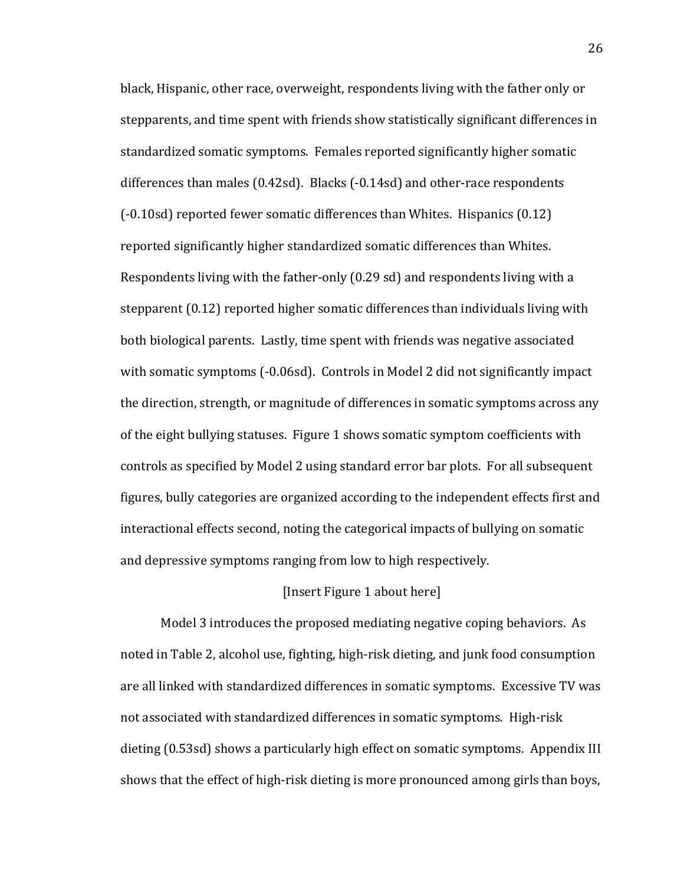black, Hispanic, other race, overweight, respondents living with the father only or stepparents, and time spent with friends show statistically significant differences in standardized somatic symptoms. Females reported significantly higher somatic differences than males (0.42sd). Blacks (-0.14sd) and other-race respondents (-0.10sd) reported fewer somatic differences than Whites. Hispanics (0.12) reported significantly higher standardized somatic differences than Whites. Respondents living with the father-only (0.29 sd) and respondents living with a stepparent (0.12) reported higher somatic differences than individuals living with both biological parents. Lastly, time spent with friends was negative associated with somatic symptoms (-0.06sd). Controls in Model 2 did not significantly impact the direction, strength, or magnitude of differences in somatic symptoms across any of the eight bullying statuses. Figure 1 shows somatic symptom coefficients with controls as specified by Model 2 using standard error bar plots. For all subsequent figures, bully categories are organized according to the independent effects first and interactional effects second, noting the categorical impacts of bullying on somatic and depressive symptoms ranging from low to high respectively.

[Insert Figure 1 about here]

Model 3 introduces the proposed mediating negative coping behaviors. As noted in Table 2, alcohol use, fighting, high-risk dieting, and junk food consumption are all linked with standardized differences in somatic symptoms. Excessive TV was not associated with standardized differences in somatic symptoms. High-risk dieting (0.53sd) shows a particularly high effect on somatic symptoms. Appendix III shows that the effect of high-risk dieting is more pronounced among girls than boys,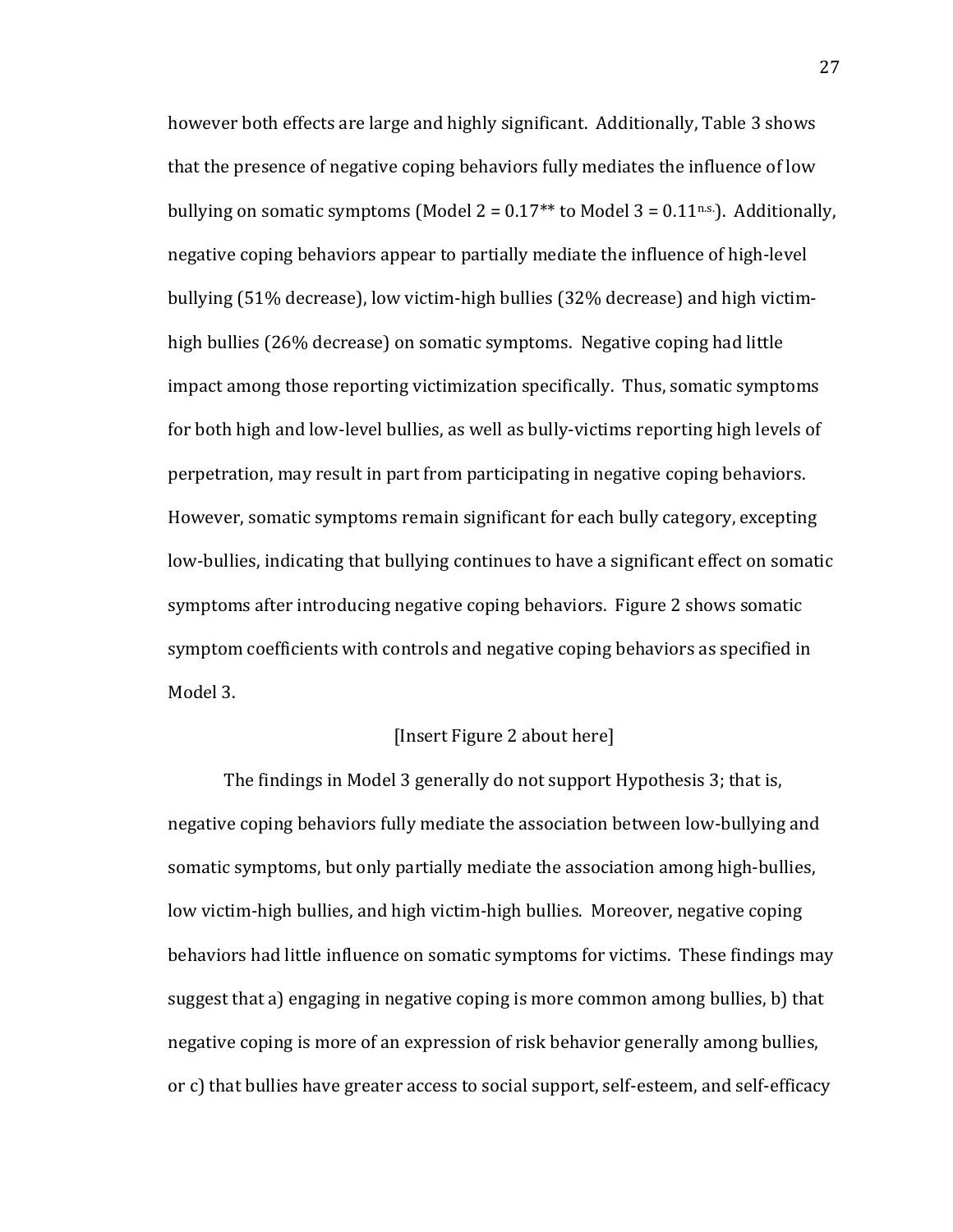however both effects are large and highly significant. Additionally, Table 3 shows that the presence of negative coping behaviors fully mediates the influence of low bullying on somatic symptoms (Model 2 = 0.17** to Model 3 = $0.11^{n.s.}$). Additionally, negative coping behaviors appear to partially mediate the influence of high-level bullying (51% decrease), low victim-high bullies (32% decrease) and high victim-high bullies (26% decrease) on somatic symptoms. Negative coping had little impact among those reporting victimization specifically. Thus, somatic symptoms for both high and low-level bullies, as well as bully-victims reporting high levels of perpetration, may result in part from participating in negative coping behaviors. However, somatic symptoms remain significant for each bully category, excepting low-bullies, indicating that bullying continues to have a significant effect on somatic symptoms after introducing negative coping behaviors. Figure 2 shows somatic symptom coefficients with controls and negative coping behaviors as specified in Model 3.

[Insert Figure 2 about here]

The findings in Model 3 generally do not support Hypothesis 3; that is, negative coping behaviors fully mediate the association between low-bullying and somatic symptoms, but only partially mediate the association among high-bullies, low victim-high bullies, and high victim-high bullies. Moreover, negative coping behaviors had little influence on somatic symptoms for victims. These findings may suggest that a) engaging in negative coping is more common among bullies, b) that negative coping is more of an expression of risk behavior generally among bullies, or c) that bullies have greater access to social support, self-esteem, and self-efficacy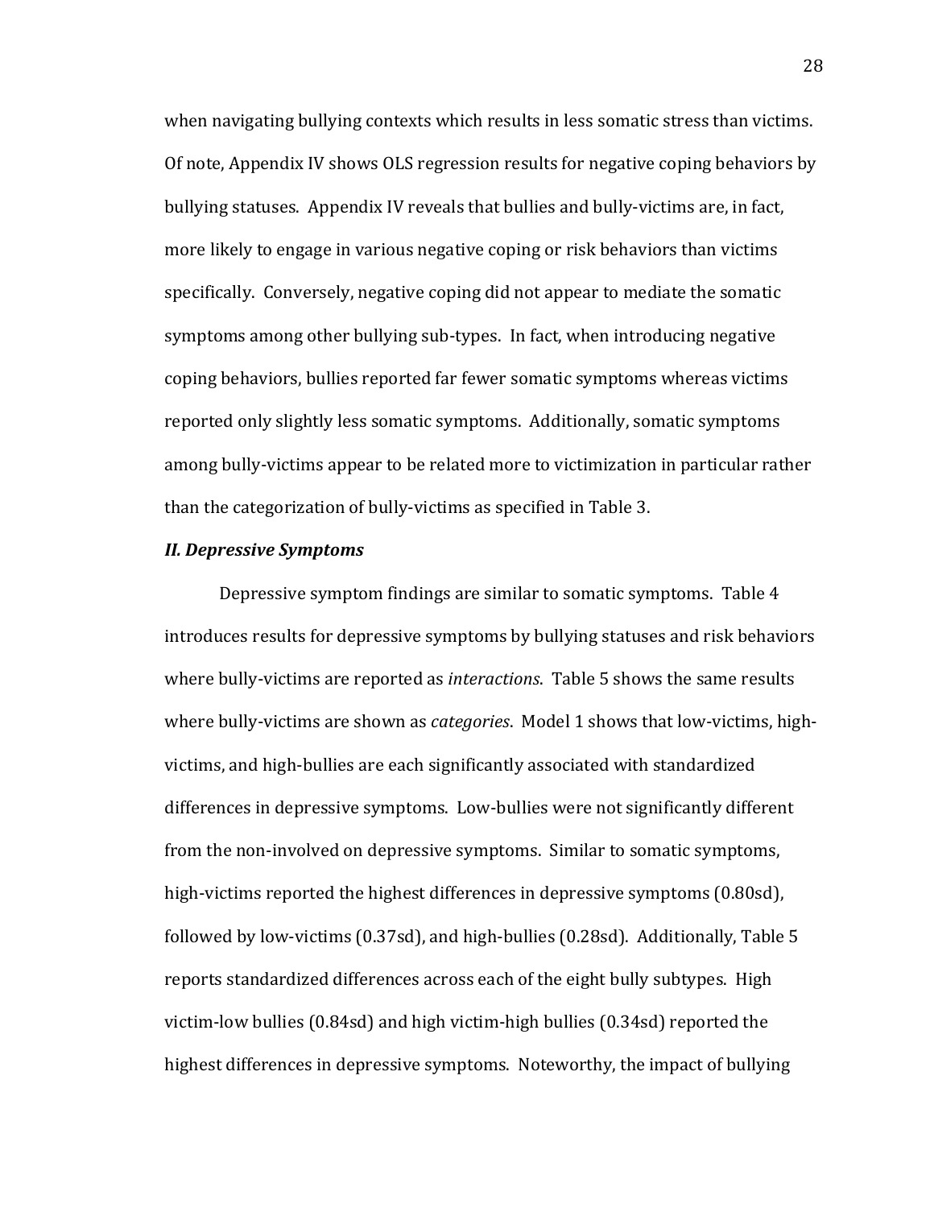when navigating bullying contexts which results in less somatic stress than victims. Of note, Appendix IV shows OLS regression results for negative coping behaviors by bullying statuses. Appendix IV reveals that bullies and bully-victims are, in fact, more likely to engage in various negative coping or risk behaviors than victims specifically. Conversely, negative coping did not appear to mediate the somatic symptoms among other bullying sub-types. In fact, when introducing negative coping behaviors, bullies reported far fewer somatic symptoms whereas victims reported only slightly less somatic symptoms. Additionally, somatic symptoms among bully-victims appear to be related more to victimization in particular rather than the categorization of bully-victims as specified in Table 3.

***II. Depressive Symptoms***

Depressive symptom findings are similar to somatic symptoms. Table 4 introduces results for depressive symptoms by bullying statuses and risk behaviors where bully-victims are reported as *interactions*. Table 5 shows the same results where bully-victims are shown as *categories*. Model 1 shows that low-victims, high-victims, and high-bullies are each significantly associated with standardized differences in depressive symptoms. Low-bullies were not significantly different from the non-involved on depressive symptoms. Similar to somatic symptoms, high-victims reported the highest differences in depressive symptoms (0.80sd), followed by low-victims (0.37sd), and high-bullies (0.28sd). Additionally, Table 5 reports standardized differences across each of the eight bully subtypes. High victim-low bullies (0.84sd) and high victim-high bullies (0.34sd) reported the highest differences in depressive symptoms. Noteworthy, the impact of bullying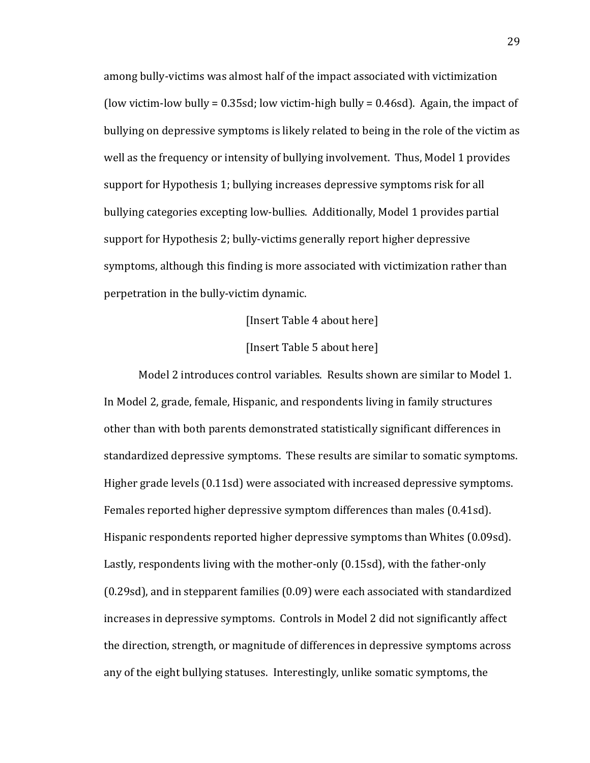among bully-victims was almost half of the impact associated with victimization (low victim-low bully = 0.35sd; low victim-high bully = 0.46sd). Again, the impact of bullying on depressive symptoms is likely related to being in the role of the victim as well as the frequency or intensity of bullying involvement. Thus, Model 1 provides support for Hypothesis 1; bullying increases depressive symptoms risk for all bullying categories excepting low-bullies. Additionally, Model 1 provides partial support for Hypothesis 2; bully-victims generally report higher depressive symptoms, although this finding is more associated with victimization rather than perpetration in the bully-victim dynamic.

[Insert Table 4 about here]

[Insert Table 5 about here]

Model 2 introduces control variables. Results shown are similar to Model 1. In Model 2, grade, female, Hispanic, and respondents living in family structures other than with both parents demonstrated statistically significant differences in standardized depressive symptoms. These results are similar to somatic symptoms. Higher grade levels (0.11sd) were associated with increased depressive symptoms. Females reported higher depressive symptom differences than males (0.41sd). Hispanic respondents reported higher depressive symptoms than Whites (0.09sd). Lastly, respondents living with the mother-only (0.15sd), with the father-only (0.29sd), and in stepparent families (0.09) were each associated with standardized increases in depressive symptoms. Controls in Model 2 did not significantly affect the direction, strength, or magnitude of differences in depressive symptoms across any of the eight bullying statuses. Interestingly, unlike somatic symptoms, the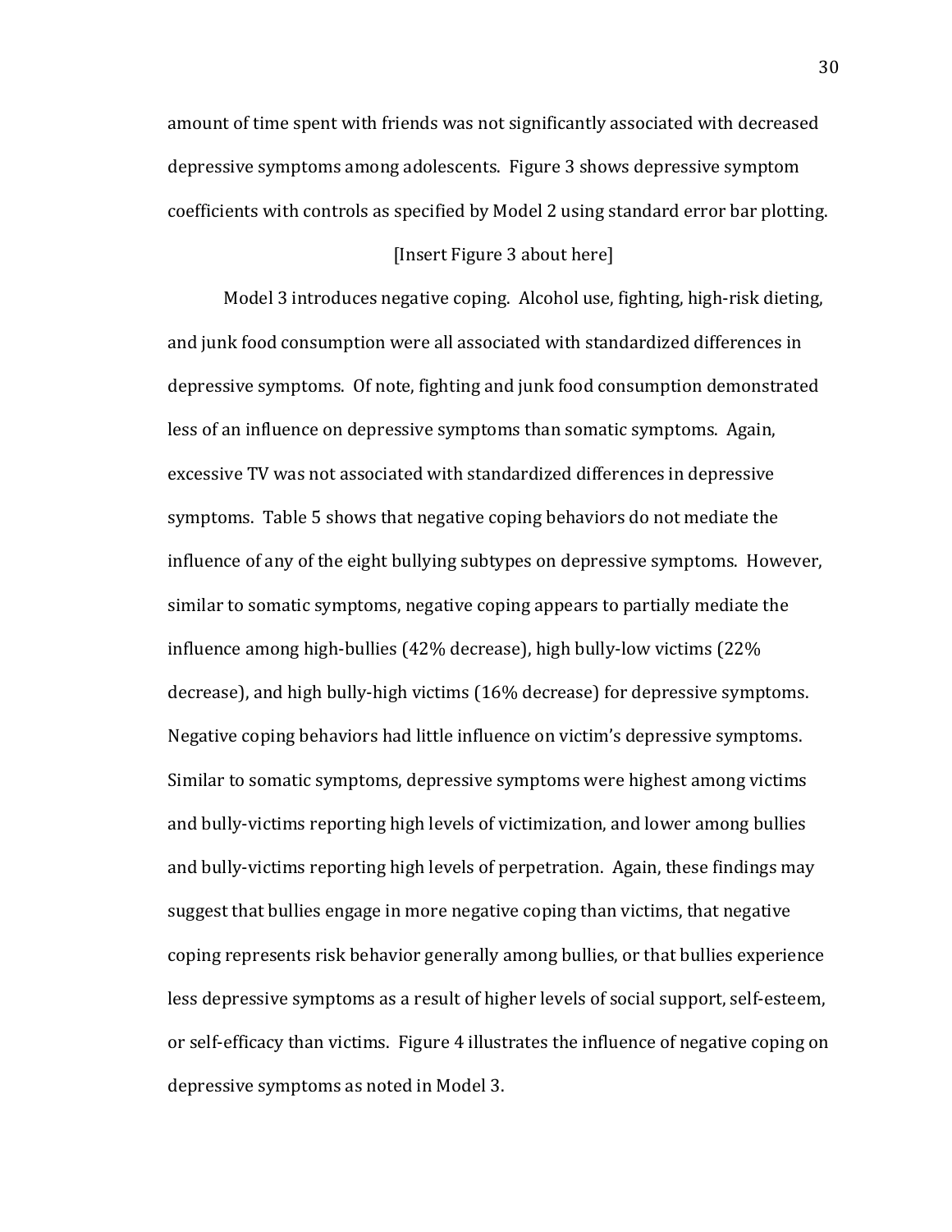amount of time spent with friends was not significantly associated with decreased depressive symptoms among adolescents. Figure 3 shows depressive symptom coefficients with controls as specified by Model 2 using standard error bar plotting.

[Insert Figure 3 about here]

Model 3 introduces negative coping. Alcohol use, fighting, high-risk dieting, and junk food consumption were all associated with standardized differences in depressive symptoms. Of note, fighting and junk food consumption demonstrated less of an influence on depressive symptoms than somatic symptoms. Again, excessive TV was not associated with standardized differences in depressive symptoms. Table 5 shows that negative coping behaviors do not mediate the influence of any of the eight bullying subtypes on depressive symptoms. However, similar to somatic symptoms, negative coping appears to partially mediate the influence among high-bullies (42% decrease), high bully-low victims (22% decrease), and high bully-high victims (16% decrease) for depressive symptoms. Negative coping behaviors had little influence on victim's depressive symptoms. Similar to somatic symptoms, depressive symptoms were highest among victims and bully-victims reporting high levels of victimization, and lower among bullies and bully-victims reporting high levels of perpetration. Again, these findings may suggest that bullies engage in more negative coping than victims, that negative coping represents risk behavior generally among bullies, or that bullies experience less depressive symptoms as a result of higher levels of social support, self-esteem, or self-efficacy than victims. Figure 4 illustrates the influence of negative coping on depressive symptoms as noted in Model 3.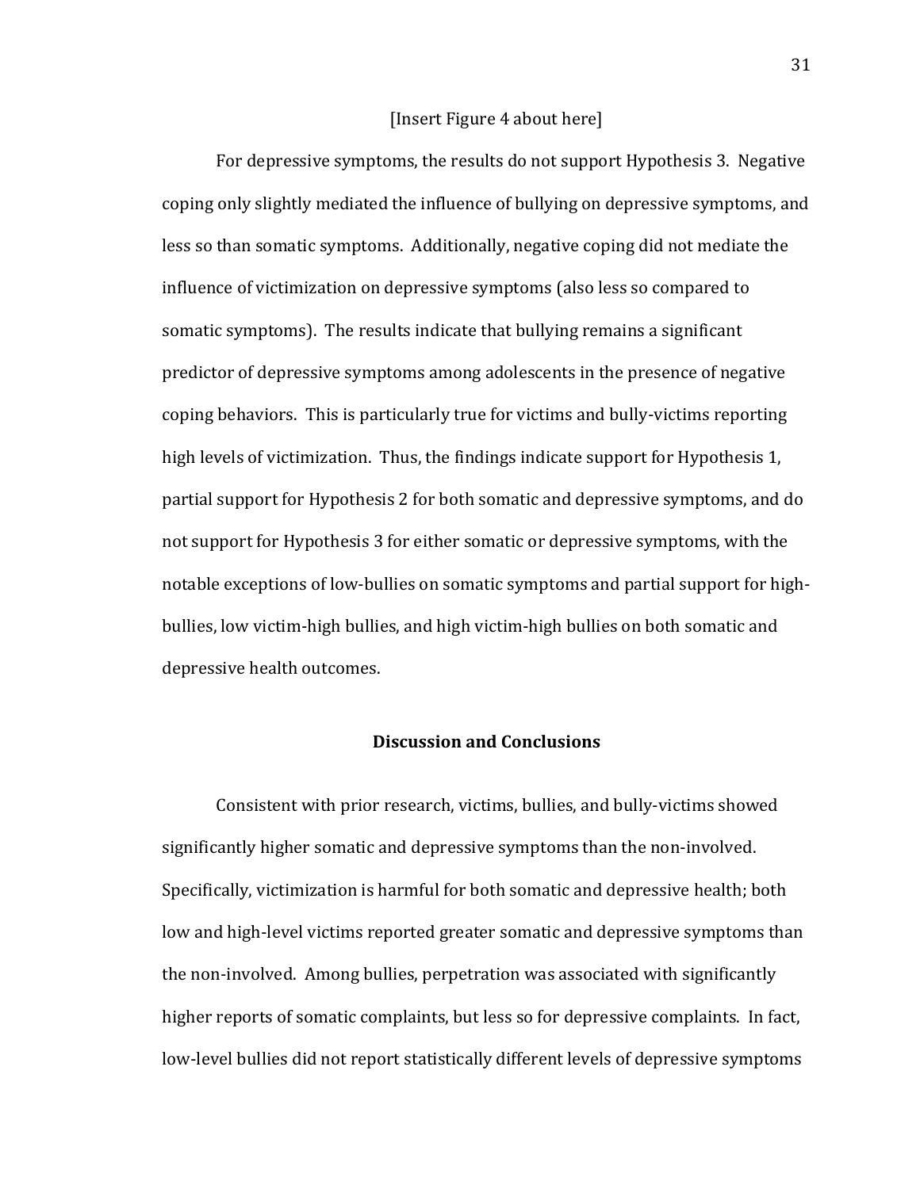[Insert Figure 4 about here]

For depressive symptoms, the results do not support Hypothesis 3. Negative coping only slightly mediated the influence of bullying on depressive symptoms, and less so than somatic symptoms. Additionally, negative coping did not mediate the influence of victimization on depressive symptoms (also less so compared to somatic symptoms). The results indicate that bullying remains a significant predictor of depressive symptoms among adolescents in the presence of negative coping behaviors. This is particularly true for victims and bully-victims reporting high levels of victimization. Thus, the findings indicate support for Hypothesis 1, partial support for Hypothesis 2 for both somatic and depressive symptoms, and do not support for Hypothesis 3 for either somatic or depressive symptoms, with the notable exceptions of low-bullies on somatic symptoms and partial support for high-bullies, low victim-high bullies, and high victim-high bullies on both somatic and depressive health outcomes.

## Discussion and Conclusions

Consistent with prior research, victims, bullies, and bully-victims showed significantly higher somatic and depressive symptoms than the non-involved. Specifically, victimization is harmful for both somatic and depressive health; both low and high-level victims reported greater somatic and depressive symptoms than the non-involved. Among bullies, perpetration was associated with significantly higher reports of somatic complaints, but less so for depressive complaints. In fact, low-level bullies did not report statistically different levels of depressive symptoms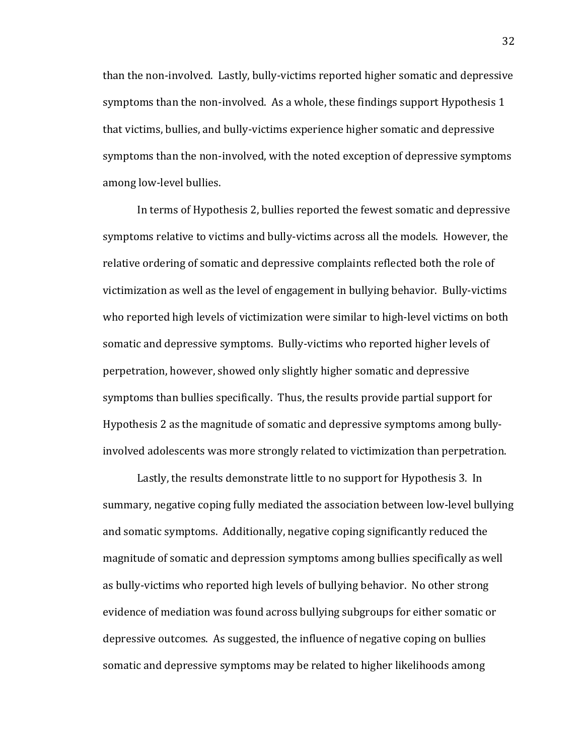than the non-involved. Lastly, bully-victims reported higher somatic and depressive symptoms than the non-involved. As a whole, these findings support Hypothesis 1 that victims, bullies, and bully-victims experience higher somatic and depressive symptoms than the non-involved, with the noted exception of depressive symptoms among low-level bullies.

In terms of Hypothesis 2, bullies reported the fewest somatic and depressive symptoms relative to victims and bully-victims across all the models. However, the relative ordering of somatic and depressive complaints reflected both the role of victimization as well as the level of engagement in bullying behavior. Bully-victims who reported high levels of victimization were similar to high-level victims on both somatic and depressive symptoms. Bully-victims who reported higher levels of perpetration, however, showed only slightly higher somatic and depressive symptoms than bullies specifically. Thus, the results provide partial support for Hypothesis 2 as the magnitude of somatic and depressive symptoms among bully-involved adolescents was more strongly related to victimization than perpetration.

Lastly, the results demonstrate little to no support for Hypothesis 3. In summary, negative coping fully mediated the association between low-level bullying and somatic symptoms. Additionally, negative coping significantly reduced the magnitude of somatic and depression symptoms among bullies specifically as well as bully-victims who reported high levels of bullying behavior. No other strong evidence of mediation was found across bullying subgroups for either somatic or depressive outcomes. As suggested, the influence of negative coping on bullies somatic and depressive symptoms may be related to higher likelihoods among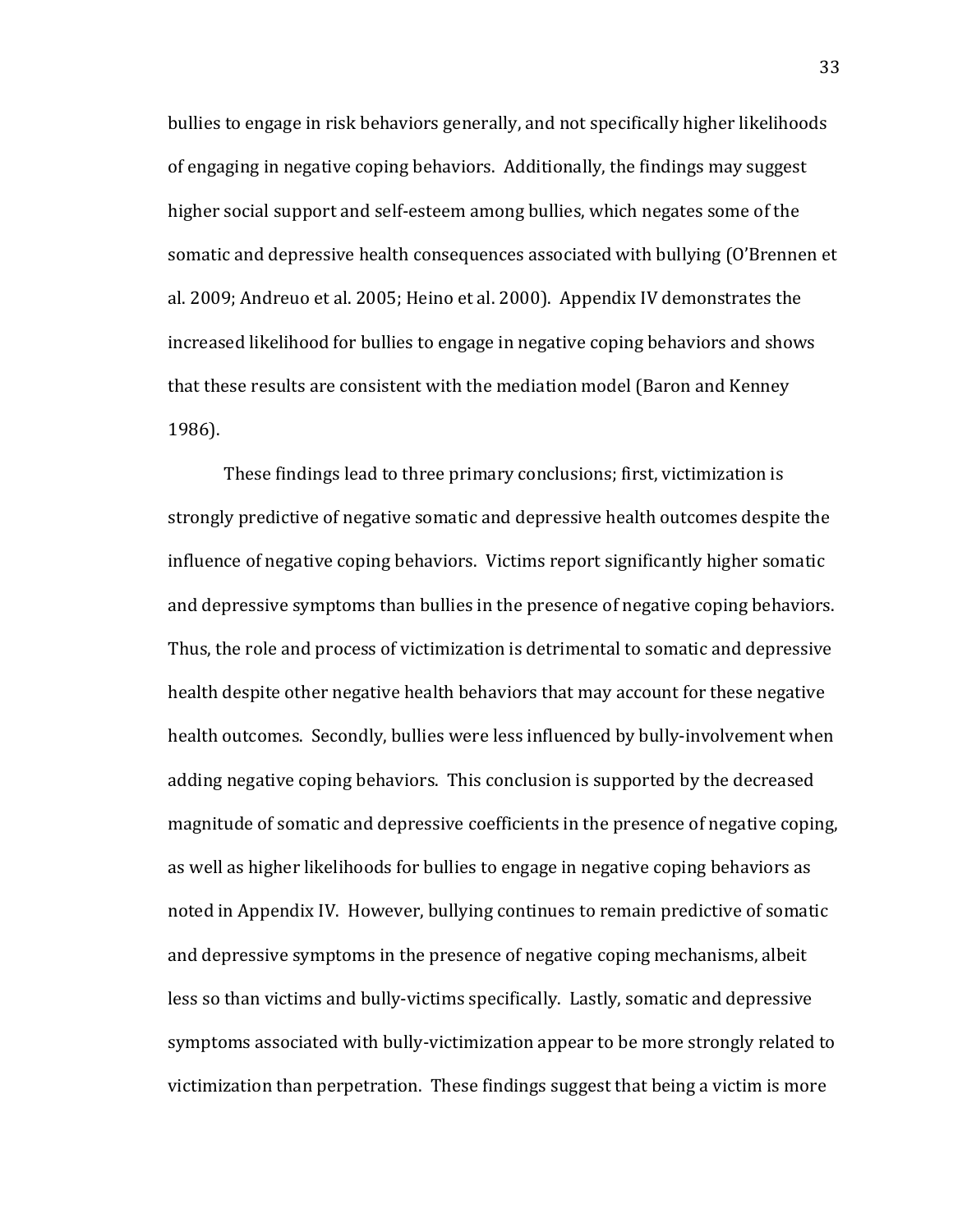bullies to engage in risk behaviors generally, and not specifically higher likelihoods of engaging in negative coping behaviors. Additionally, the findings may suggest higher social support and self-esteem among bullies, which negates some of the somatic and depressive health consequences associated with bullying (O'Brennen et al. 2009; Andreuo et al. 2005; Heino et al. 2000). Appendix IV demonstrates the increased likelihood for bullies to engage in negative coping behaviors and shows that these results are consistent with the mediation model (Baron and Kenney 1986).

These findings lead to three primary conclusions; first, victimization is strongly predictive of negative somatic and depressive health outcomes despite the influence of negative coping behaviors. Victims report significantly higher somatic and depressive symptoms than bullies in the presence of negative coping behaviors. Thus, the role and process of victimization is detrimental to somatic and depressive health despite other negative health behaviors that may account for these negative health outcomes. Secondly, bullies were less influenced by bully-involvement when adding negative coping behaviors. This conclusion is supported by the decreased magnitude of somatic and depressive coefficients in the presence of negative coping, as well as higher likelihoods for bullies to engage in negative coping behaviors as noted in Appendix IV. However, bullying continues to remain predictive of somatic and depressive symptoms in the presence of negative coping mechanisms, albeit less so than victims and bully-victims specifically. Lastly, somatic and depressive symptoms associated with bully-victimization appear to be more strongly related to victimization than perpetration. These findings suggest that being a victim is more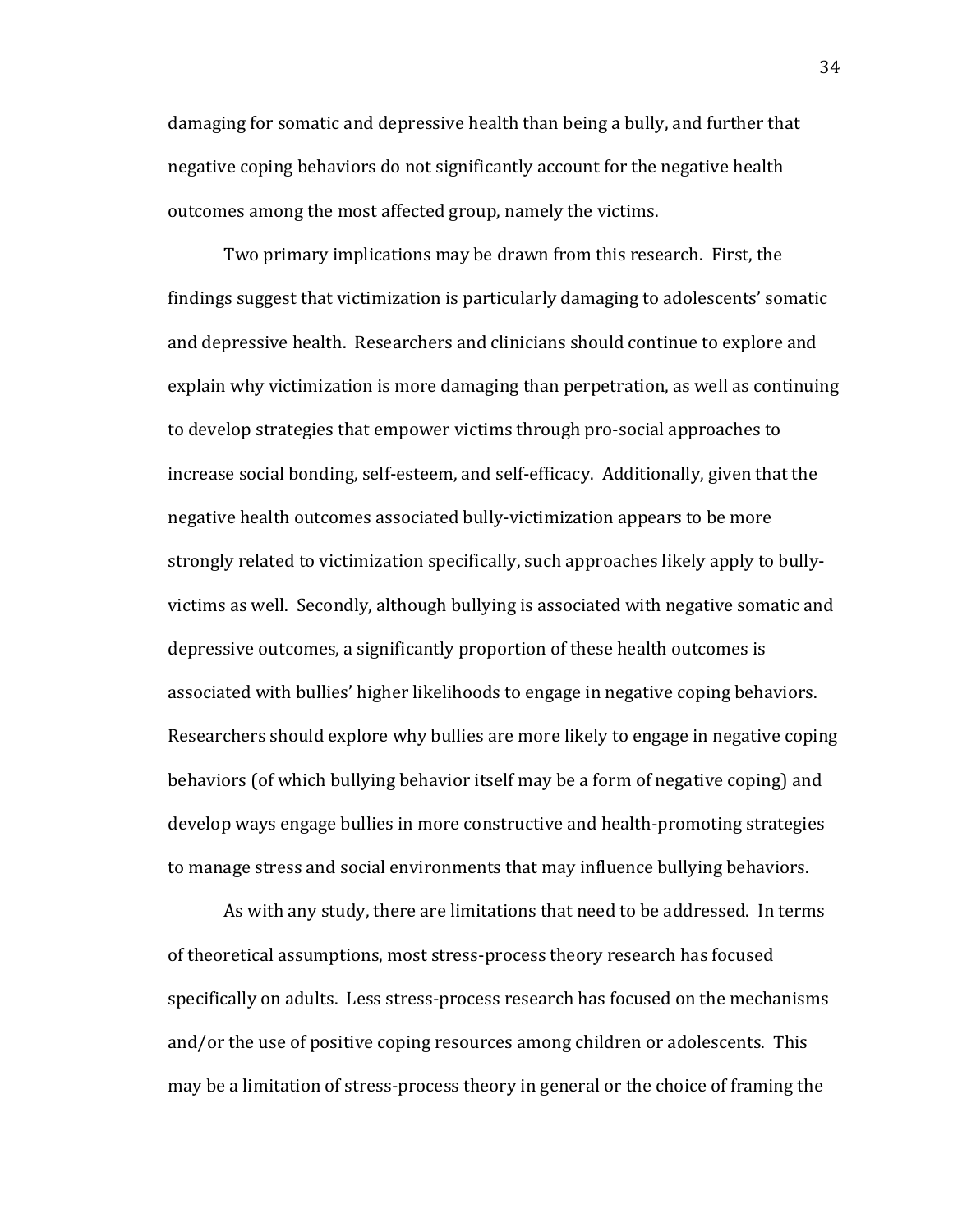damaging for somatic and depressive health than being a bully, and further that negative coping behaviors do not significantly account for the negative health outcomes among the most affected group, namely the victims.

Two primary implications may be drawn from this research. First, the findings suggest that victimization is particularly damaging to adolescents' somatic and depressive health. Researchers and clinicians should continue to explore and explain why victimization is more damaging than perpetration, as well as continuing to develop strategies that empower victims through pro-social approaches to increase social bonding, self-esteem, and self-efficacy. Additionally, given that the negative health outcomes associated bully-victimization appears to be more strongly related to victimization specifically, such approaches likely apply to bully-victims as well. Secondly, although bullying is associated with negative somatic and depressive outcomes, a significantly proportion of these health outcomes is associated with bullies' higher likelihoods to engage in negative coping behaviors. Researchers should explore why bullies are more likely to engage in negative coping behaviors (of which bullying behavior itself may be a form of negative coping) and develop ways engage bullies in more constructive and health-promoting strategies to manage stress and social environments that may influence bullying behaviors.

As with any study, there are limitations that need to be addressed. In terms of theoretical assumptions, most stress-process theory research has focused specifically on adults. Less stress-process research has focused on the mechanisms and/or the use of positive coping resources among children or adolescents. This may be a limitation of stress-process theory in general or the choice of framing the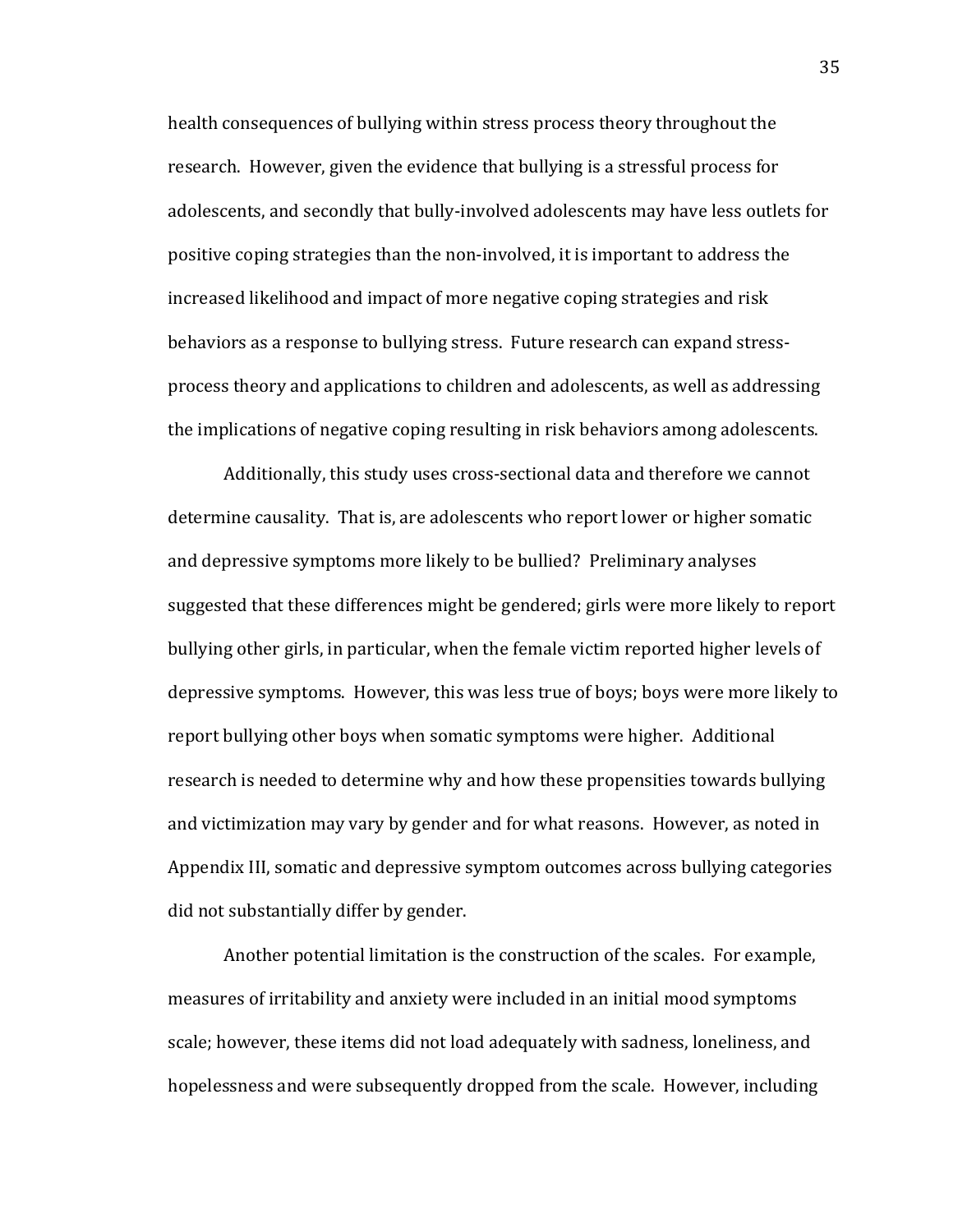health consequences of bullying within stress process theory throughout the research. However, given the evidence that bullying is a stressful process for adolescents, and secondly that bully-involved adolescents may have less outlets for positive coping strategies than the non-involved, it is important to address the increased likelihood and impact of more negative coping strategies and risk behaviors as a response to bullying stress. Future research can expand stress-process theory and applications to children and adolescents, as well as addressing the implications of negative coping resulting in risk behaviors among adolescents.

Additionally, this study uses cross-sectional data and therefore we cannot determine causality. That is, are adolescents who report lower or higher somatic and depressive symptoms more likely to be bullied? Preliminary analyses suggested that these differences might be gendered; girls were more likely to report bullying other girls, in particular, when the female victim reported higher levels of depressive symptoms. However, this was less true of boys; boys were more likely to report bullying other boys when somatic symptoms were higher. Additional research is needed to determine why and how these propensities towards bullying and victimization may vary by gender and for what reasons. However, as noted in Appendix III, somatic and depressive symptom outcomes across bullying categories did not substantially differ by gender.

Another potential limitation is the construction of the scales. For example, measures of irritability and anxiety were included in an initial mood symptoms scale; however, these items did not load adequately with sadness, loneliness, and hopelessness and were subsequently dropped from the scale. However, including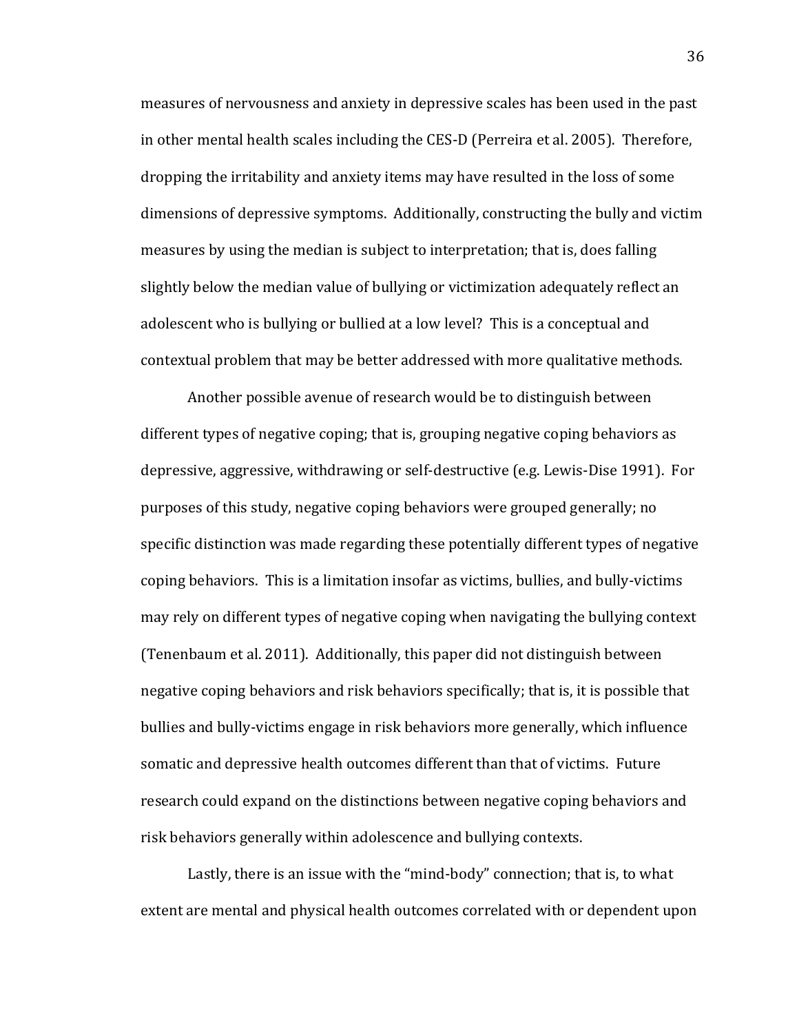measures of nervousness and anxiety in depressive scales has been used in the past in other mental health scales including the CES-D (Perreira et al. 2005). Therefore, dropping the irritability and anxiety items may have resulted in the loss of some dimensions of depressive symptoms. Additionally, constructing the bully and victim measures by using the median is subject to interpretation; that is, does falling slightly below the median value of bullying or victimization adequately reflect an adolescent who is bullying or bullied at a low level? This is a conceptual and contextual problem that may be better addressed with more qualitative methods.

Another possible avenue of research would be to distinguish between different types of negative coping; that is, grouping negative coping behaviors as depressive, aggressive, withdrawing or self-destructive (e.g. Lewis-Dise 1991). For purposes of this study, negative coping behaviors were grouped generally; no specific distinction was made regarding these potentially different types of negative coping behaviors. This is a limitation insofar as victims, bullies, and bully-victims may rely on different types of negative coping when navigating the bullying context (Tenenbaum et al. 2011). Additionally, this paper did not distinguish between negative coping behaviors and risk behaviors specifically; that is, it is possible that bullies and bully-victims engage in risk behaviors more generally, which influence somatic and depressive health outcomes different than that of victims. Future research could expand on the distinctions between negative coping behaviors and risk behaviors generally within adolescence and bullying contexts.

Lastly, there is an issue with the "mind-body" connection; that is, to what extent are mental and physical health outcomes correlated with or dependent upon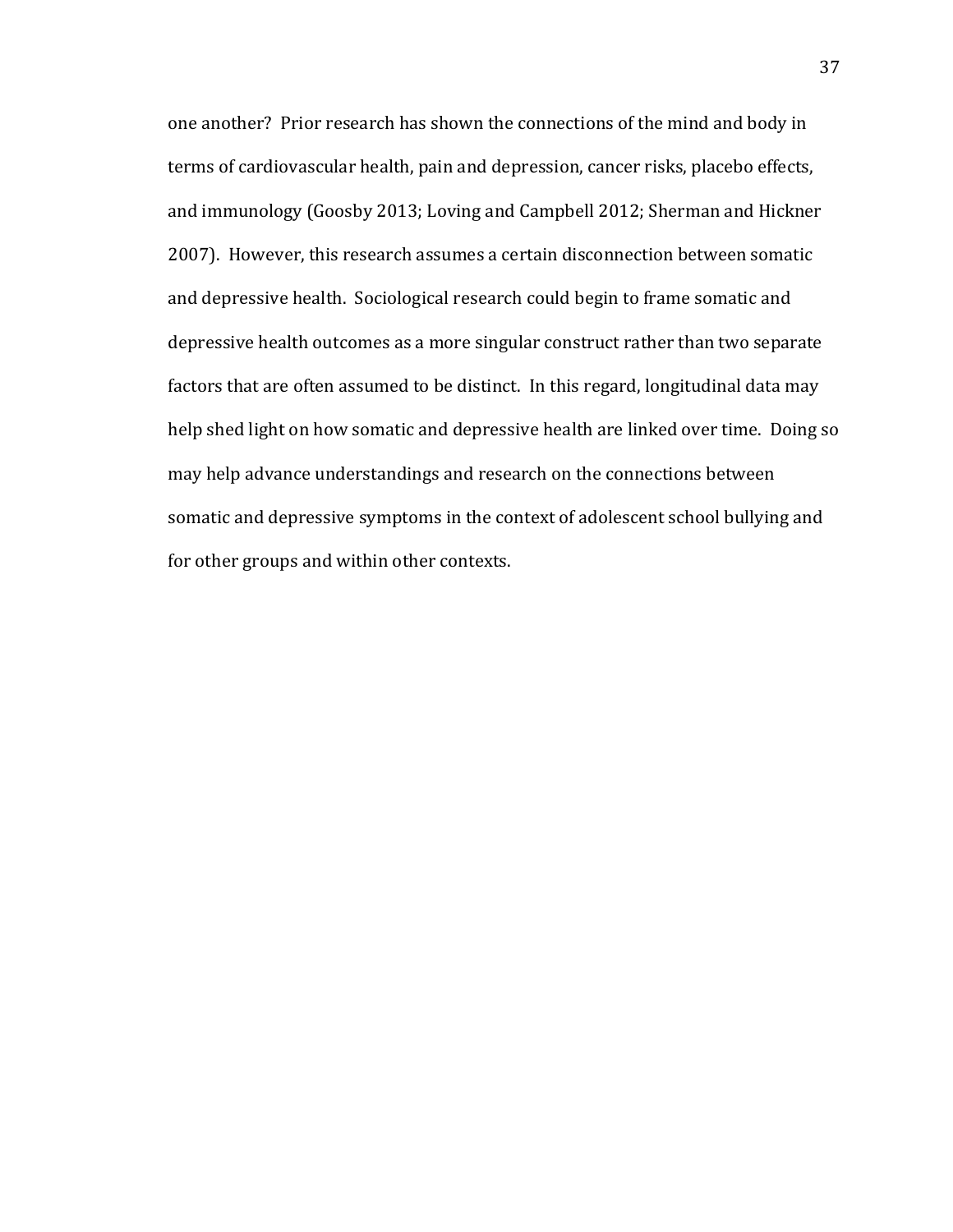one another? Prior research has shown the connections of the mind and body in terms of cardiovascular health, pain and depression, cancer risks, placebo effects, and immunology (Goosby 2013; Loving and Campbell 2012; Sherman and Hickner 2007). However, this research assumes a certain disconnection between somatic and depressive health. Sociological research could begin to frame somatic and depressive health outcomes as a more singular construct rather than two separate factors that are often assumed to be distinct. In this regard, longitudinal data may help shed light on how somatic and depressive health are linked over time. Doing so may help advance understandings and research on the connections between somatic and depressive symptoms in the context of adolescent school bullying and for other groups and within other contexts.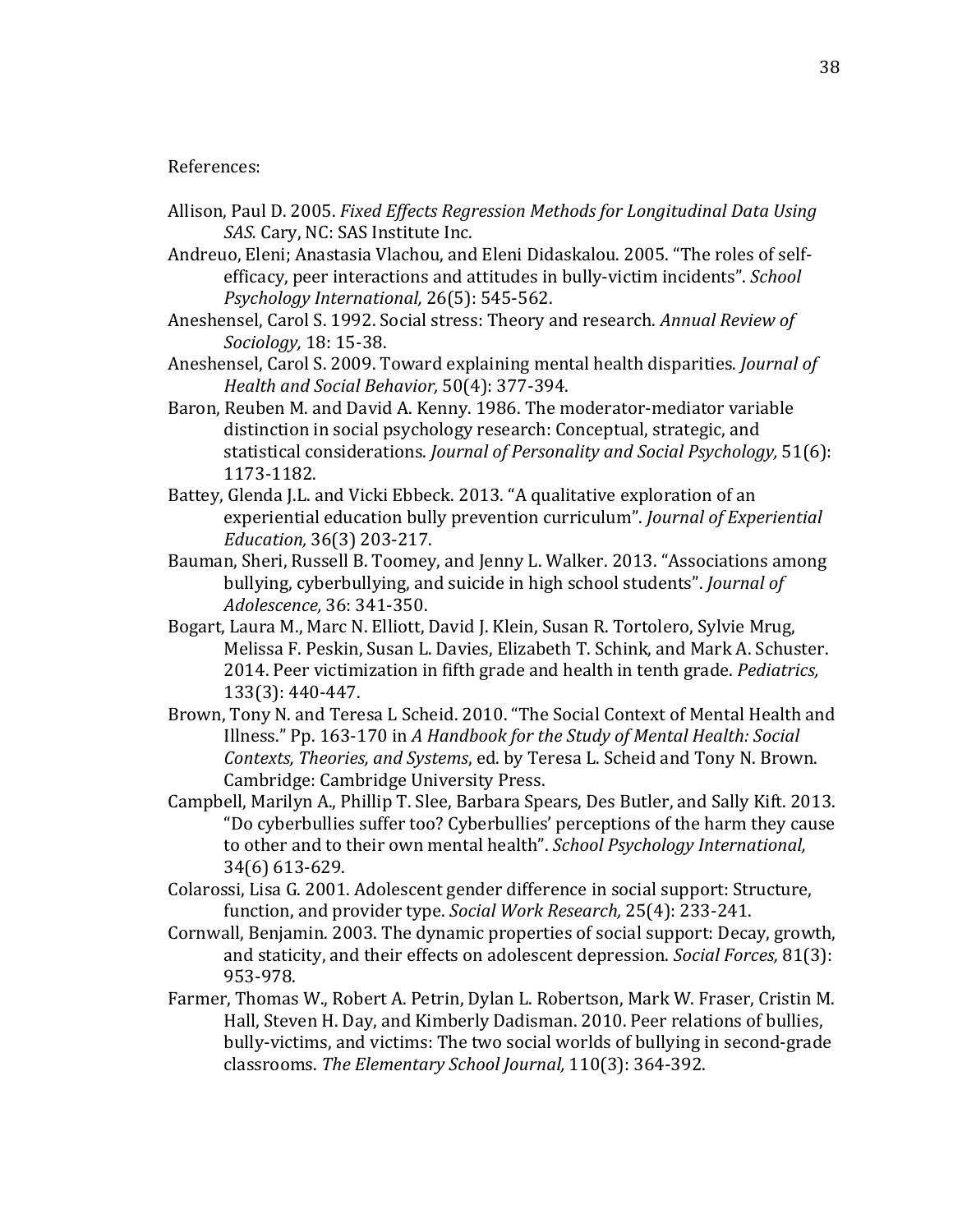References:

Allison, Paul D. 2005. *Fixed Effects Regression Methods for Longitudinal Data Using SAS.* Cary, NC: SAS Institute Inc.

Andreuo, Eleni; Anastasia Vlachou, and Eleni Didaskalou. 2005. "The roles of self-efficacy, peer interactions and attitudes in bully-victim incidents". *School Psychology International,* 26(5): 545-562.

Aneshensel, Carol S. 1992. Social stress: Theory and research. *Annual Review of Sociology,* 18: 15-38.

Aneshensel, Carol S. 2009. Toward explaining mental health disparities. *Journal of Health and Social Behavior,* 50(4): 377-394.

Baron, Reuben M. and David A. Kenny. 1986. The moderator-mediator variable distinction in social psychology research: Conceptual, strategic, and statistical considerations. *Journal of Personality and Social Psychology,* 51(6): 1173-1182.

Battey, Glenda J.L. and Vicki Ebbeck. 2013. "A qualitative exploration of an experiential education bully prevention curriculum". *Journal of Experiential Education,* 36(3) 203-217.

Bauman, Sheri, Russell B. Toomey, and Jenny L. Walker. 2013. "Associations among bullying, cyberbullying, and suicide in high school students". *Journal of Adolescence,* 36: 341-350.

Bogart, Laura M., Marc N. Elliott, David J. Klein, Susan R. Tortolero, Sylvie Mrug, Melissa F. Peskin, Susan L. Davies, Elizabeth T. Schink, and Mark A. Schuster. 2014. Peer victimization in fifth grade and health in tenth grade. *Pediatrics,* 133(3): 440-447.

Brown, Tony N. and Teresa L Scheid. 2010. "The Social Context of Mental Health and Illness." Pp. 163-170 in *A Handbook for the Study of Mental Health: Social Contexts, Theories, and Systems*, ed. by Teresa L. Scheid and Tony N. Brown. Cambridge: Cambridge University Press.

Campbell, Marilyn A., Phillip T. Slee, Barbara Spears, Des Butler, and Sally Kift. 2013. "Do cyberbullies suffer too? Cyberbullies' perceptions of the harm they cause to other and to their own mental health". *School Psychology International,* 34(6) 613-629.

Colarossi, Lisa G. 2001. Adolescent gender difference in social support: Structure, function, and provider type. *Social Work Research,* 25(4): 233-241.

Cornwall, Benjamin. 2003. The dynamic properties of social support: Decay, growth, and staticity, and their effects on adolescent depression. *Social Forces,* 81(3): 953-978.

Farmer, Thomas W., Robert A. Petrin, Dylan L. Robertson, Mark W. Fraser, Cristin M. Hall, Steven H. Day, and Kimberly Dadisman. 2010. Peer relations of bullies, bully-victims, and victims: The two social worlds of bullying in second-grade classrooms. *The Elementary School Journal,* 110(3): 364-392.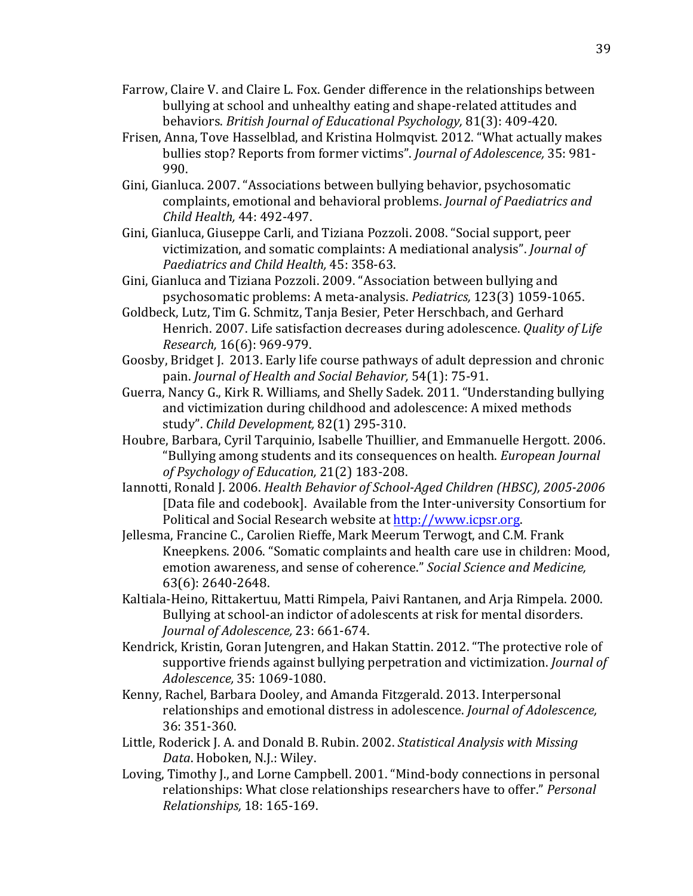Farrow, Claire V. and Claire L. Fox. Gender difference in the relationships between bullying at school and unhealthy eating and shape-related attitudes and behaviors. *British Journal of Educational Psychology,* 81(3): 409-420.

Frisen, Anna, Tove Hasselblad, and Kristina Holmqvist. 2012. "What actually makes bullies stop? Reports from former victims". *Journal of Adolescence,* 35: 981-990.

Gini, Gianluca. 2007. "Associations between bullying behavior, psychosomatic complaints, emotional and behavioral problems. *Journal of Paediatrics and Child Health,* 44: 492-497.

Gini, Gianluca, Giuseppe Carli, and Tiziana Pozzoli. 2008. "Social support, peer victimization, and somatic complaints: A mediational analysis". *Journal of Paediatrics and Child Health,* 45: 358-63.

Gini, Gianluca and Tiziana Pozzoli. 2009. "Association between bullying and psychosomatic problems: A meta-analysis. *Pediatrics,* 123(3) 1059-1065.

Goldbeck, Lutz, Tim G. Schmitz, Tanja Besier, Peter Herschbach, and Gerhard Henrich. 2007. Life satisfaction decreases during adolescence. *Quality of Life Research,* 16(6): 969-979.

Goosby, Bridget J. 2013. Early life course pathways of adult depression and chronic pain. *Journal of Health and Social Behavior,* 54(1): 75-91.

Guerra, Nancy G., Kirk R. Williams, and Shelly Sadek. 2011. "Understanding bullying and victimization during childhood and adolescence: A mixed methods study". *Child Development,* 82(1) 295-310.

Houbre, Barbara, Cyril Tarquinio, Isabelle Thuillier, and Emmanuelle Hergott. 2006. "Bullying among students and its consequences on health. *European Journal of Psychology of Education,* 21(2) 183-208.

Iannotti, Ronald J. 2006. *Health Behavior of School-Aged Children (HBSC), 2005-2006* [Data file and codebook]. Available from the Inter-university Consortium for Political and Social Research website at http://www.icpsr.org.

Jellesma, Francine C., Carolien Rieffe, Mark Meerum Terwogt, and C.M. Frank Kneepkens. 2006. "Somatic complaints and health care use in children: Mood, emotion awareness, and sense of coherence." *Social Science and Medicine,* 63(6): 2640-2648.

Kaltiala-Heino, Rittakertuu, Matti Rimpela, Paivi Rantanen, and Arja Rimpela. 2000. Bullying at school-an indictor of adolescents at risk for mental disorders. *Journal of Adolescence,* 23: 661-674.

Kendrick, Kristin, Goran Jutengren, and Hakan Stattin. 2012. "The protective role of supportive friends against bullying perpetration and victimization. *Journal of Adolescence,* 35: 1069-1080.

Kenny, Rachel, Barbara Dooley, and Amanda Fitzgerald. 2013. Interpersonal relationships and emotional distress in adolescence. *Journal of Adolescence,* 36: 351-360.

Little, Roderick J. A. and Donald B. Rubin. 2002. *Statistical Analysis with Missing Data*. Hoboken, N.J.: Wiley.

Loving, Timothy J., and Lorne Campbell. 2001. "Mind-body connections in personal relationships: What close relationships researchers have to offer." *Personal Relationships,* 18: 165-169.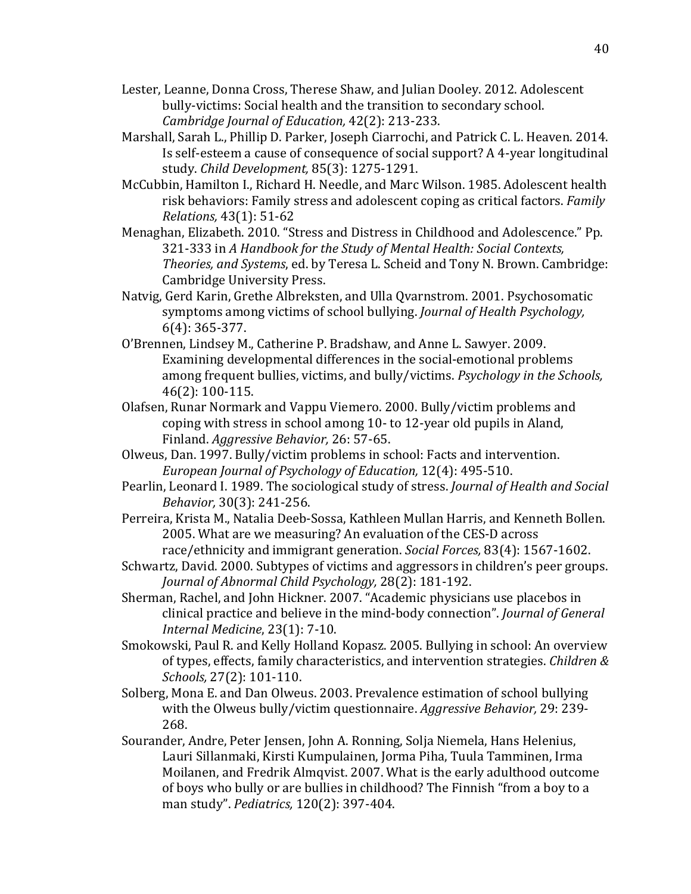Lester, Leanne, Donna Cross, Therese Shaw, and Julian Dooley. 2012. Adolescent bully-victims: Social health and the transition to secondary school. *Cambridge Journal of Education,* 42(2): 213-233.

Marshall, Sarah L., Phillip D. Parker, Joseph Ciarrochi, and Patrick C. L. Heaven. 2014. Is self-esteem a cause of consequence of social support? A 4-year longitudinal study. *Child Development,* 85(3): 1275-1291.

McCubbin, Hamilton I., Richard H. Needle, and Marc Wilson. 1985. Adolescent health risk behaviors: Family stress and adolescent coping as critical factors. *Family Relations,* 43(1): 51-62

Menaghan, Elizabeth. 2010. "Stress and Distress in Childhood and Adolescence." Pp. 321-333 in *A Handbook for the Study of Mental Health: Social Contexts, Theories, and Systems*, ed. by Teresa L. Scheid and Tony N. Brown. Cambridge: Cambridge University Press.

Natvig, Gerd Karin, Grethe Albreksten, and Ulla Qvarnstrom. 2001. Psychosomatic symptoms among victims of school bullying. *Journal of Health Psychology,* 6(4): 365-377.

O'Brennen, Lindsey M., Catherine P. Bradshaw, and Anne L. Sawyer. 2009. Examining developmental differences in the social-emotional problems among frequent bullies, victims, and bully/victims. *Psychology in the Schools,* 46(2): 100-115.

Olafsen, Runar Normark and Vappu Viemero. 2000. Bully/victim problems and coping with stress in school among 10- to 12-year old pupils in Aland, Finland. *Aggressive Behavior,* 26: 57-65.

Olweus, Dan. 1997. Bully/victim problems in school: Facts and intervention. *European Journal of Psychology of Education,* 12(4): 495-510.

Pearlin, Leonard I. 1989. The sociological study of stress. *Journal of Health and Social Behavior,* 30(3): 241-256.

Perreira, Krista M., Natalia Deeb-Sossa, Kathleen Mullan Harris, and Kenneth Bollen. 2005. What are we measuring? An evaluation of the CES-D across race/ethnicity and immigrant generation. *Social Forces,* 83(4): 1567-1602.

Schwartz, David. 2000. Subtypes of victims and aggressors in children's peer groups. *Journal of Abnormal Child Psychology,* 28(2): 181-192.

Sherman, Rachel, and John Hickner. 2007. "Academic physicians use placebos in clinical practice and believe in the mind-body connection". *Journal of General Internal Medicine*, 23(1): 7-10.

Smokowski, Paul R. and Kelly Holland Kopasz. 2005. Bullying in school: An overview of types, effects, family characteristics, and intervention strategies. *Children & Schools,* 27(2): 101-110.

Solberg, Mona E. and Dan Olweus. 2003. Prevalence estimation of school bullying with the Olweus bully/victim questionnaire. *Aggressive Behavior,* 29: 239-268.

Sourander, Andre, Peter Jensen, John A. Ronning, Solja Niemela, Hans Helenius, Lauri Sillanmaki, Kirsti Kumpulainen, Jorma Piha, Tuula Tamminen, Irma Moilanen, and Fredrik Almqvist. 2007. What is the early adulthood outcome of boys who bully or are bullies in childhood? The Finnish "from a boy to a man study". *Pediatrics,* 120(2): 397-404.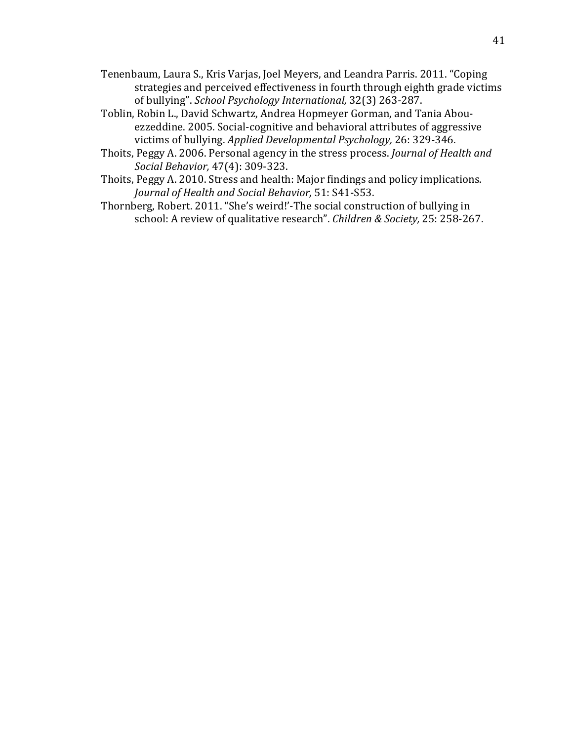Tenenbaum, Laura S., Kris Varjas, Joel Meyers, and Leandra Parris. 2011. "Coping strategies and perceived effectiveness in fourth through eighth grade victims of bullying". *School Psychology International,* 32(3) 263-287.

Toblin, Robin L., David Schwartz, Andrea Hopmeyer Gorman, and Tania Abou-ezzeddine. 2005. Social-cognitive and behavioral attributes of aggressive victims of bullying. *Applied Developmental Psychology,* 26: 329-346.

Thoits, Peggy A. 2006. Personal agency in the stress process. *Journal of Health and Social Behavior,* 47(4): 309-323.

Thoits, Peggy A. 2010. Stress and health: Major findings and policy implications. *Journal of Health and Social Behavior,* 51: S41-S53.

Thornberg, Robert. 2011. "She's weird!'-The social construction of bullying in school: A review of qualitative research". *Children & Society,* 25: 258-267.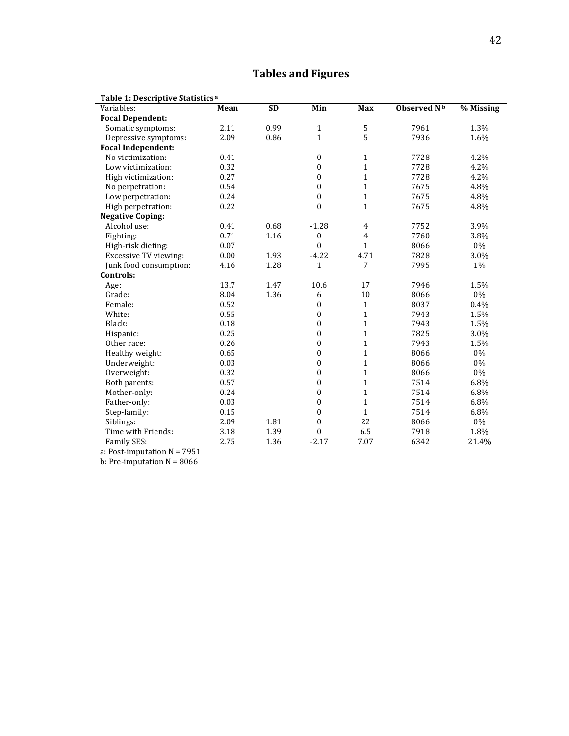# Tables and Figures

**Table 1: Descriptive Statistics [a]**

| Variables: | Mean | SD | Min | Max | Observed N [b] | % Missing |
|---|---|---|---|---|---|---|
| **Focal Dependent:** | | | | | | |
| Somatic symptoms: | 2.11 | 0.99 | 1 | 5 | 7961 | 1.3% |
| Depressive symptoms: | 2.09 | 0.86 | 1 | 5 | 7936 | 1.6% |
| **Focal Independent:** | | | | | | |
| No victimization: | 0.41 | | 0 | 1 | 7728 | 4.2% |
| Low victimization: | 0.32 | | 0 | 1 | 7728 | 4.2% |
| High victimization: | 0.27 | | 0 | 1 | 7728 | 4.2% |
| No perpetration: | 0.54 | | 0 | 1 | 7675 | 4.8% |
| Low perpetration: | 0.24 | | 0 | 1 | 7675 | 4.8% |
| High perpetration: | 0.22 | | 0 | 1 | 7675 | 4.8% |
| **Negative Coping:** | | | | | | |
| Alcohol use: | 0.41 | 0.68 | -1.28 | 4 | 7752 | 3.9% |
| Fighting: | 0.71 | 1.16 | 0 | 4 | 7760 | 3.8% |
| High-risk dieting: | 0.07 | | 0 | 1 | 8066 | 0% |
| Excessive TV viewing: | 0.00 | 1.93 | -4.22 | 4.71 | 7828 | 3.0% |
| Junk food consumption: | 4.16 | 1.28 | 1 | 7 | 7995 | 1% |
| **Controls:** | | | | | | |
| Age: | 13.7 | 1.47 | 10.6 | 17 | 7946 | 1.5% |
| Grade: | 8.04 | 1.36 | 6 | 10 | 8066 | 0% |
| Female: | 0.52 | | 0 | 1 | 8037 | 0.4% |
| White: | 0.55 | | 0 | 1 | 7943 | 1.5% |
| Black: | 0.18 | | 0 | 1 | 7943 | 1.5% |
| Hispanic: | 0.25 | | 0 | 1 | 7825 | 3.0% |
| Other race: | 0.26 | | 0 | 1 | 7943 | 1.5% |
| Healthy weight: | 0.65 | | 0 | 1 | 8066 | 0% |
| Underweight: | 0.03 | | 0 | 1 | 8066 | 0% |
| Overweight: | 0.32 | | 0 | 1 | 8066 | 0% |
| Both parents: | 0.57 | | 0 | 1 | 7514 | 6.8% |
| Mother-only: | 0.24 | | 0 | 1 | 7514 | 6.8% |
| Father-only: | 0.03 | | 0 | 1 | 7514 | 6.8% |
| Step-family: | 0.15 | | 0 | 1 | 7514 | 6.8% |
| Siblings: | 2.09 | 1.81 | 0 | 22 | 8066 | 0% |
| Time with Friends: | 3.18 | 1.39 | 0 | 6.5 | 7918 | 1.8% |
| Family SES: | 2.75 | 1.36 | -2.17 | 7.07 | 6342 | 21.4% |

a: Post-imputation N = 7951

b: Pre-imputation N = 8066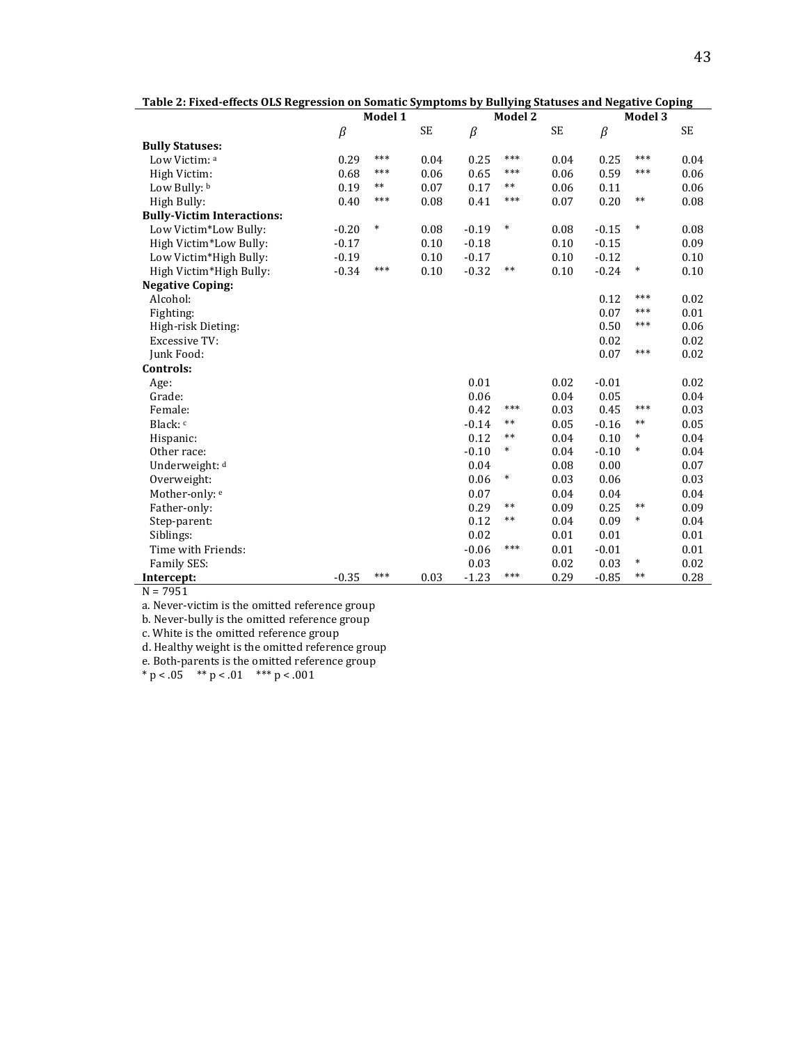**Table 2: Fixed-effects OLS Regression on Somatic Symptoms by Bullying Statuses and Negative Coping**

| | Model 1 | | | Model 2 | | | Model 3 | | |
|---|---|---|---|---|---|---|---|---|---|
| | $\beta$ | | SE | $\beta$ | | SE | $\beta$ | | SE |
| **Bully Statuses:** | | | | | | | | | |
| Low Victim: [a] | 0.29 | *** | 0.04 | 0.25 | *** | 0.04 | 0.25 | *** | 0.04 |
| High Victim: | 0.68 | *** | 0.06 | 0.65 | *** | 0.06 | 0.59 | *** | 0.06 |
| Low Bully: [b] | 0.19 | ** | 0.07 | 0.17 | ** | 0.06 | 0.11 | | 0.06 |
| High Bully: | 0.40 | *** | 0.08 | 0.41 | *** | 0.07 | 0.20 | ** | 0.08 |
| **Bully-Victim Interactions:** | | | | | | | | | |
| Low Victim*Low Bully: | -0.20 | * | 0.08 | -0.19 | * | 0.08 | -0.15 | * | 0.08 |
| High Victim*Low Bully: | -0.17 | | 0.10 | -0.18 | | 0.10 | -0.15 | | 0.09 |
| Low Victim*High Bully: | -0.19 | | 0.10 | -0.17 | | 0.10 | -0.12 | | 0.10 |
| High Victim*High Bully: | -0.34 | *** | 0.10 | -0.32 | ** | 0.10 | -0.24 | * | 0.10 |
| **Negative Coping:** | | | | | | | | | |
| Alcohol: | | | | | | | 0.12 | *** | 0.02 |
| Fighting: | | | | | | | 0.07 | *** | 0.01 |
| High-risk Dieting: | | | | | | | 0.50 | *** | 0.06 |
| Excessive TV: | | | | | | | 0.02 | | 0.02 |
| Junk Food: | | | | | | | 0.07 | *** | 0.02 |
| **Controls:** | | | | | | | | | |
| Age: | | | | 0.01 | | 0.02 | -0.01 | | 0.02 |
| Grade: | | | | 0.06 | | 0.04 | 0.05 | | 0.04 |
| Female: | | | | 0.42 | *** | 0.03 | 0.45 | *** | 0.03 |
| Black: [c] | | | | -0.14 | ** | 0.05 | -0.16 | ** | 0.05 |
| Hispanic: | | | | 0.12 | ** | 0.04 | 0.10 | * | 0.04 |
| Other race: | | | | -0.10 | * | 0.04 | -0.10 | * | 0.04 |
| Underweight: [d] | | | | 0.04 | | 0.08 | 0.00 | | 0.07 |
| Overweight: | | | | 0.06 | * | 0.03 | 0.06 | | 0.03 |
| Mother-only: [e] | | | | 0.07 | | 0.04 | 0.04 | | 0.04 |
| Father-only: | | | | 0.29 | ** | 0.09 | 0.25 | ** | 0.09 |
| Step-parent: | | | | 0.12 | ** | 0.04 | 0.09 | * | 0.04 |
| Siblings: | | | | 0.02 | | 0.01 | 0.01 | | 0.01 |
| Time with Friends: | | | | -0.06 | *** | 0.01 | -0.01 | | 0.01 |
| Family SES: | | | | 0.03 | | 0.02 | 0.03 | * | 0.02 |
| **Intercept:** | -0.35 | *** | 0.03 | -1.23 | *** | 0.29 | -0.85 | ** | 0.28 |

N = 7951

a. Never-victim is the omitted reference group

b. Never-bully is the omitted reference group

c. White is the omitted reference group

d. Healthy weight is the omitted reference group

e. Both-parents is the omitted reference group

* $p < .05$ ** $p < .01$ *** $p < .001$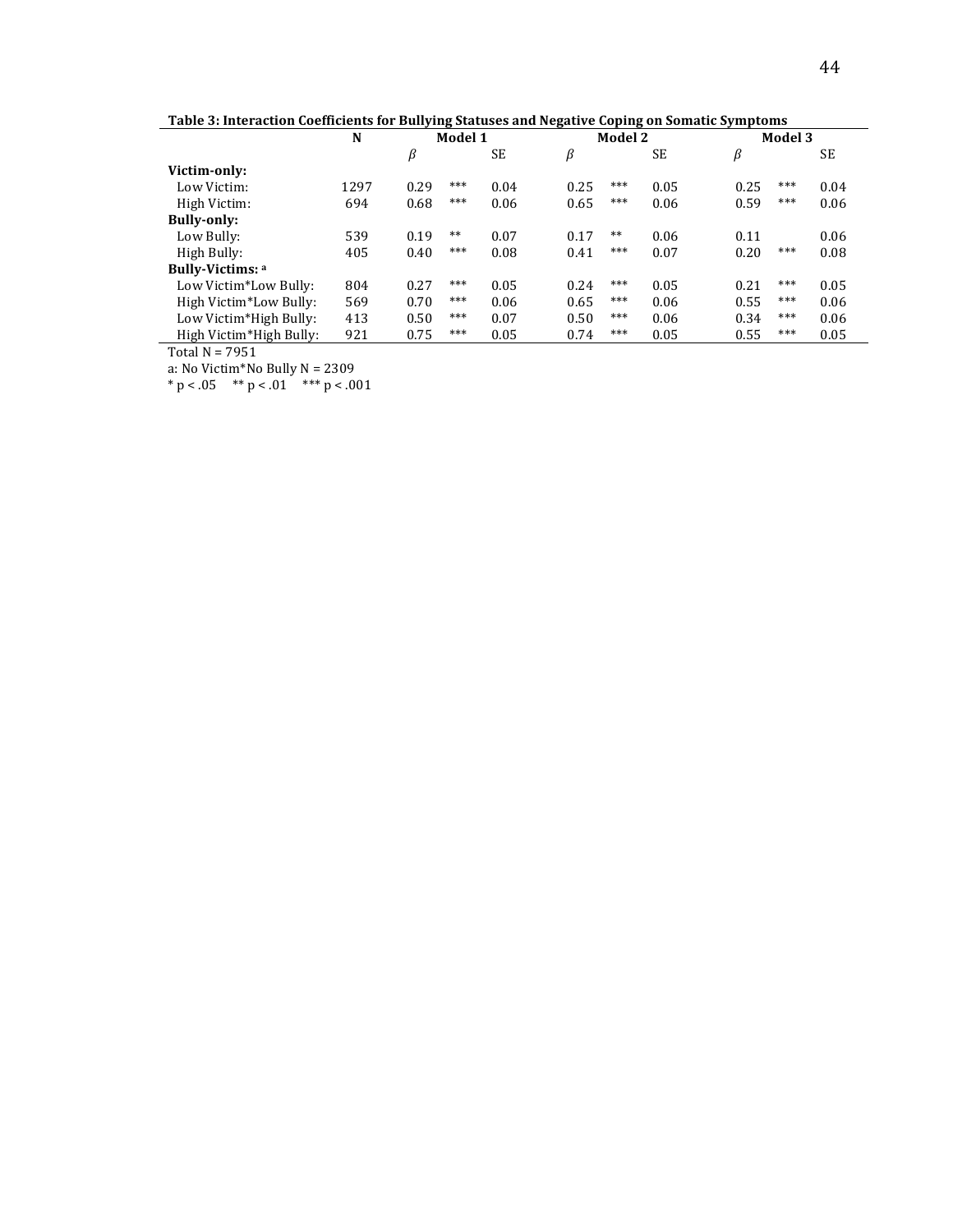**Table 3: Interaction Coefficients for Bullying Statuses and Negative Coping on Somatic Symptoms**

| | N | Model 1 | | | Model 2 | | | Model 3 | | |
|---|---|---|---|---|---|---|---|---|---|---|
| | | β | | SE | β | | SE | β | | SE |
| **Victim-only:** | | | | | | | | | | |
| Low Victim: | 1297 | 0.29 | *** | 0.04 | 0.25 | *** | 0.05 | 0.25 | *** | 0.04 |
| High Victim: | 694 | 0.68 | *** | 0.06 | 0.65 | *** | 0.06 | 0.59 | *** | 0.06 |
| **Bully-only:** | | | | | | | | | | |
| Low Bully: | 539 | 0.19 | ** | 0.07 | 0.17 | ** | 0.06 | 0.11 | | 0.06 |
| High Bully: | 405 | 0.40 | *** | 0.08 | 0.41 | *** | 0.07 | 0.20 | *** | 0.08 |
| **Bully-Victims:** [a] | | | | | | | | | | |
| Low Victim*Low Bully: | 804 | 0.27 | *** | 0.05 | 0.24 | *** | 0.05 | 0.21 | *** | 0.05 |
| High Victim*Low Bully: | 569 | 0.70 | *** | 0.06 | 0.65 | *** | 0.06 | 0.55 | *** | 0.06 |
| Low Victim*High Bully: | 413 | 0.50 | *** | 0.07 | 0.50 | *** | 0.06 | 0.34 | *** | 0.06 |
| High Victim*High Bully: | 921 | 0.75 | *** | 0.05 | 0.74 | *** | 0.05 | 0.55 | *** | 0.05 |

Total N = 7951

a: No Victim*No Bully N = 2309

* $p < .05$ ** $p < .01$ *** $p < .001$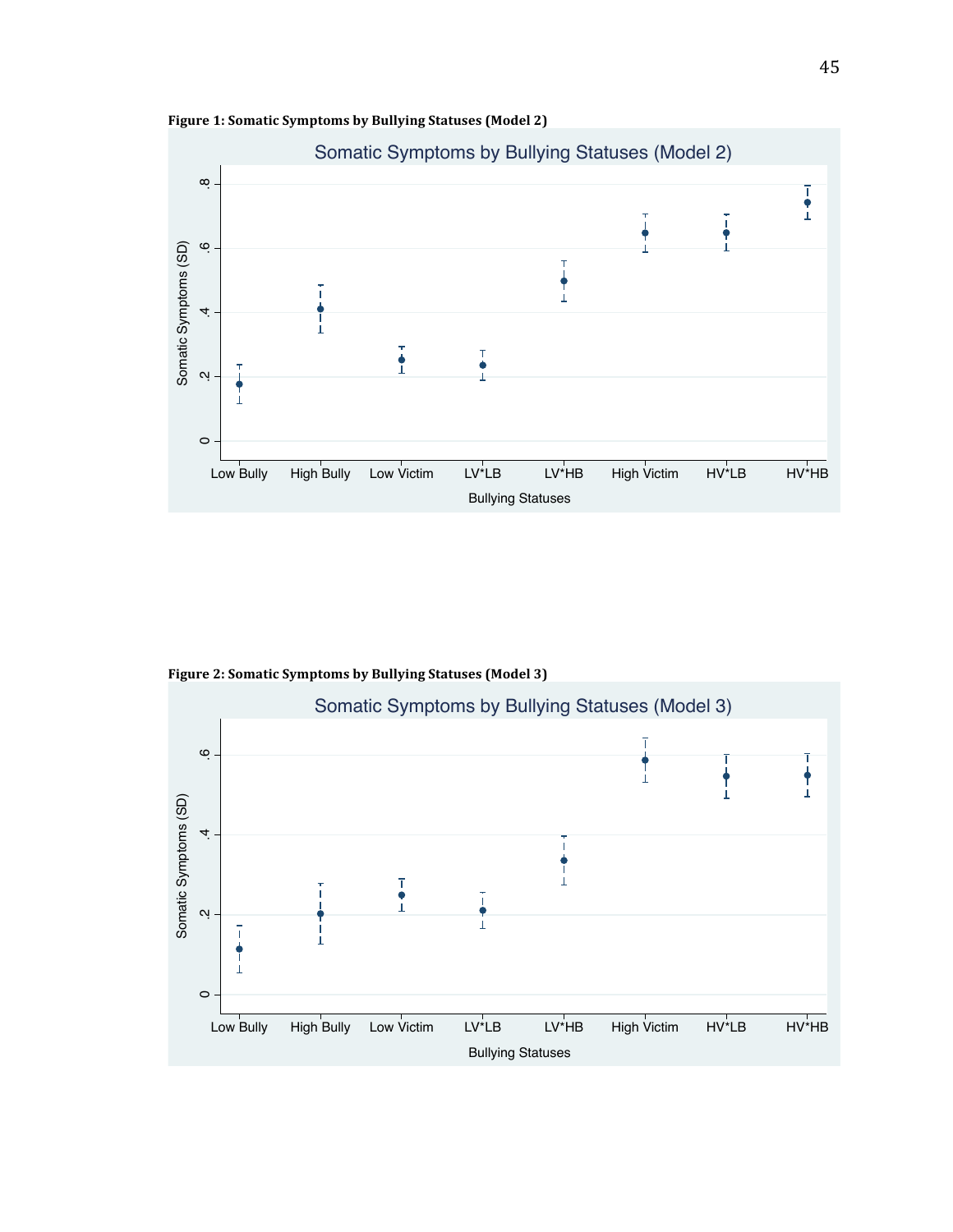**Figure 1: Somatic Symptoms by Bullying Statuses (Model 2)**

**Figure 2: Somatic Symptoms by Bullying Statuses (Model 3)**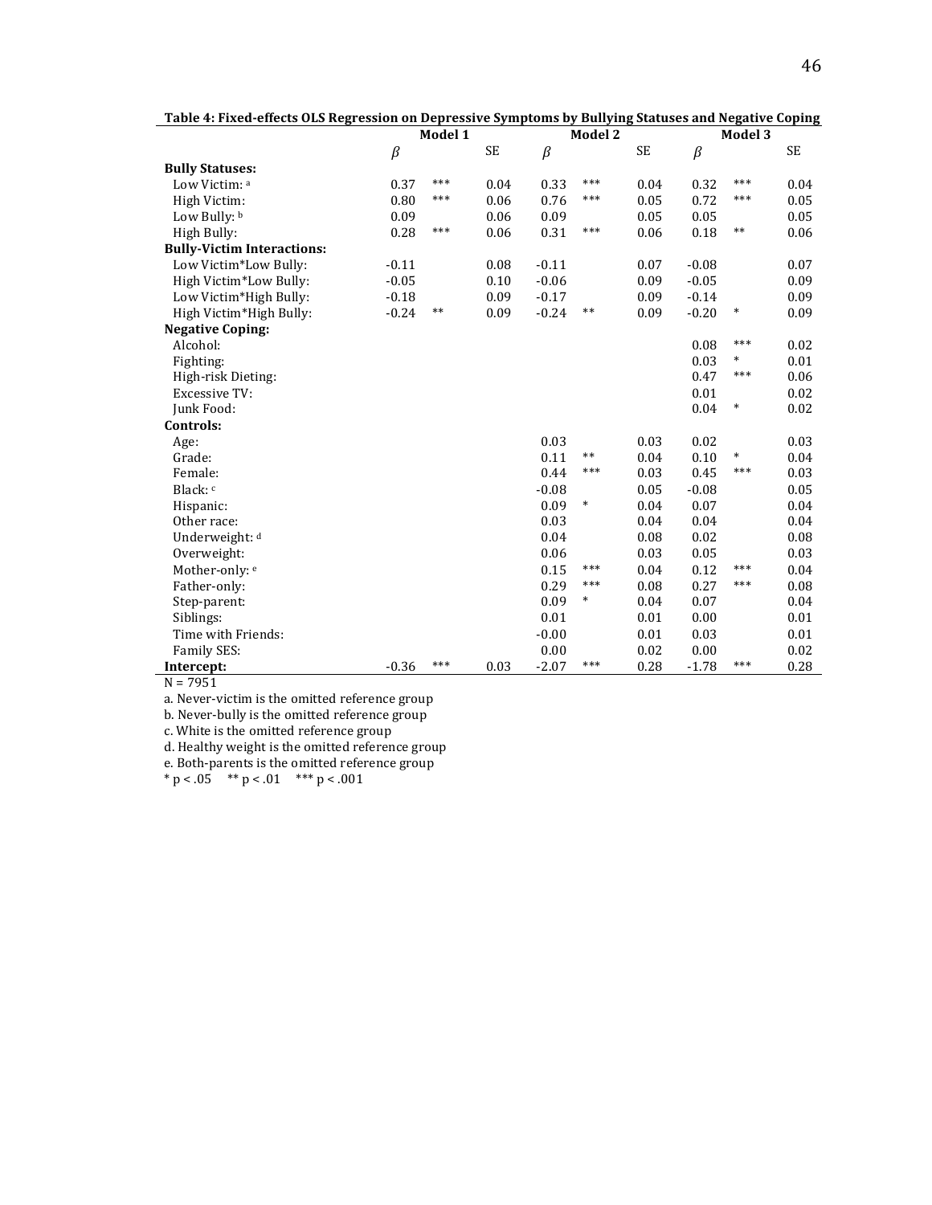**Table 4: Fixed-effects OLS Regression on Depressive Symptoms by Bullying Statuses and Negative Coping**

| | Model 1 | | | Model 2 | | | Model 3 | | |
|---|---|---|---|---|---|---|---|---|---|
| | $\beta$ | | SE | $\beta$ | | SE | $\beta$ | | SE |
| **Bully Statuses:** | | | | | | | | | |
| Low Victim: [a] | 0.37 | *** | 0.04 | 0.33 | *** | 0.04 | 0.32 | *** | 0.04 |
| High Victim: | 0.80 | *** | 0.06 | 0.76 | *** | 0.05 | 0.72 | *** | 0.05 |
| Low Bully: [b] | 0.09 | | 0.06 | 0.09 | | 0.05 | 0.05 | | 0.05 |
| High Bully: | 0.28 | *** | 0.06 | 0.31 | *** | 0.06 | 0.18 | ** | 0.06 |
| **Bully-Victim Interactions:** | | | | | | | | | |
| Low Victim*Low Bully: | -0.11 | | 0.08 | -0.11 | | 0.07 | -0.08 | | 0.07 |
| High Victim*Low Bully: | -0.05 | | 0.10 | -0.06 | | 0.09 | -0.05 | | 0.09 |
| Low Victim*High Bully: | -0.18 | | 0.09 | -0.17 | | 0.09 | -0.14 | | 0.09 |
| High Victim*High Bully: | -0.24 | ** | 0.09 | -0.24 | ** | 0.09 | -0.20 | * | 0.09 |
| **Negative Coping:** | | | | | | | | | |
| Alcohol: | | | | | | | 0.08 | *** | 0.02 |
| Fighting: | | | | | | | 0.03 | * | 0.01 |
| High-risk Dieting: | | | | | | | 0.47 | *** | 0.06 |
| Excessive TV: | | | | | | | 0.01 | | 0.02 |
| Junk Food: | | | | | | | 0.04 | * | 0.02 |
| **Controls:** | | | | | | | | | |
| Age: | | | | 0.03 | | 0.03 | 0.02 | | 0.03 |
| Grade: | | | | 0.11 | ** | 0.04 | 0.10 | * | 0.04 |
| Female: | | | | 0.44 | *** | 0.03 | 0.45 | *** | 0.03 |
| Black: [c] | | | | -0.08 | | 0.05 | -0.08 | | 0.05 |
| Hispanic: | | | | 0.09 | * | 0.04 | 0.07 | | 0.04 |
| Other race: | | | | 0.03 | | 0.04 | 0.04 | | 0.04 |
| Underweight: [d] | | | | 0.04 | | 0.08 | 0.02 | | 0.08 |
| Overweight: | | | | 0.06 | | 0.03 | 0.05 | | 0.03 |
| Mother-only: [e] | | | | 0.15 | *** | 0.04 | 0.12 | *** | 0.04 |
| Father-only: | | | | 0.29 | *** | 0.08 | 0.27 | *** | 0.08 |
| Step-parent: | | | | 0.09 | * | 0.04 | 0.07 | | 0.04 |
| Siblings: | | | | 0.01 | | 0.01 | 0.00 | | 0.01 |
| Time with Friends: | | | | -0.00 | | 0.01 | 0.03 | | 0.01 |
| Family SES: | | | | 0.00 | | 0.02 | 0.00 | | 0.02 |
| **Intercept:** | -0.36 | *** | 0.03 | -2.07 | *** | 0.28 | -1.78 | *** | 0.28 |

N = 7951

a. Never-victim is the omitted reference group
b. Never-bully is the omitted reference group
c. White is the omitted reference group
d. Healthy weight is the omitted reference group
e. Both-parents is the omitted reference group
\* $p < .05$ \*\* $p < .01$ \*\*\* $p < .001$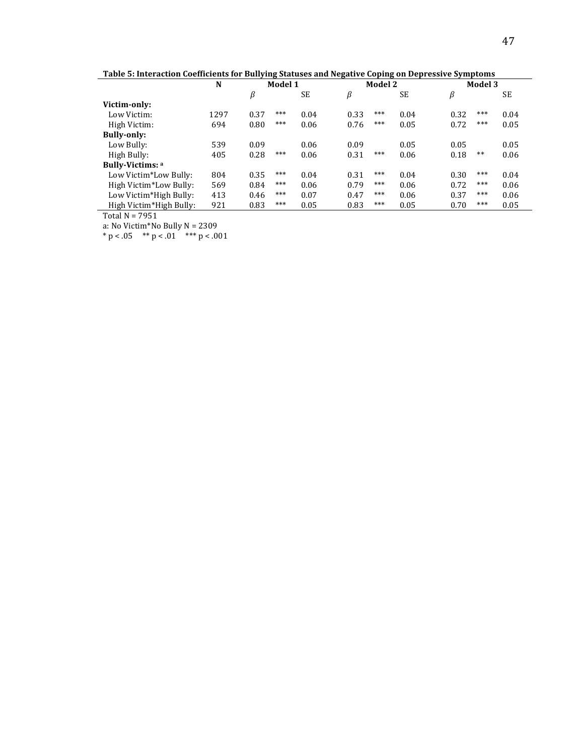**Table 5: Interaction Coefficients for Bullying Statuses and Negative Coping on Depressive Symptoms**

| | N | Model 1 | | | Model 2 | | | Model 3 | | |
|---|---|---|---|---|---|---|---|---|---|---|
| | | β | | SE | β | | SE | β | | SE |
| **Victim-only:** | | | | | | | | | | |
| Low Victim: | 1297 | 0.37 | *** | 0.04 | 0.33 | *** | 0.04 | 0.32 | *** | 0.04 |
| High Victim: | 694 | 0.80 | *** | 0.06 | 0.76 | *** | 0.05 | 0.72 | *** | 0.05 |
| **Bully-only:** | | | | | | | | | | |
| Low Bully: | 539 | 0.09 | | 0.06 | 0.09 | | 0.05 | 0.05 | | 0.05 |
| High Bully: | 405 | 0.28 | *** | 0.06 | 0.31 | *** | 0.06 | 0.18 | ** | 0.06 |
| **Bully-Victims:** [a] | | | | | | | | | | |
| Low Victim*Low Bully: | 804 | 0.35 | *** | 0.04 | 0.31 | *** | 0.04 | 0.30 | *** | 0.04 |
| High Victim*Low Bully: | 569 | 0.84 | *** | 0.06 | 0.79 | *** | 0.06 | 0.72 | *** | 0.06 |
| Low Victim*High Bully: | 413 | 0.46 | *** | 0.07 | 0.47 | *** | 0.06 | 0.37 | *** | 0.06 |
| High Victim*High Bully: | 921 | 0.83 | *** | 0.05 | 0.83 | *** | 0.05 | 0.70 | *** | 0.05 |

Total N = 7951

a: No Victim*No Bully N = 2309

* $p < .05$  ** $p < .01$  *** $p < .001$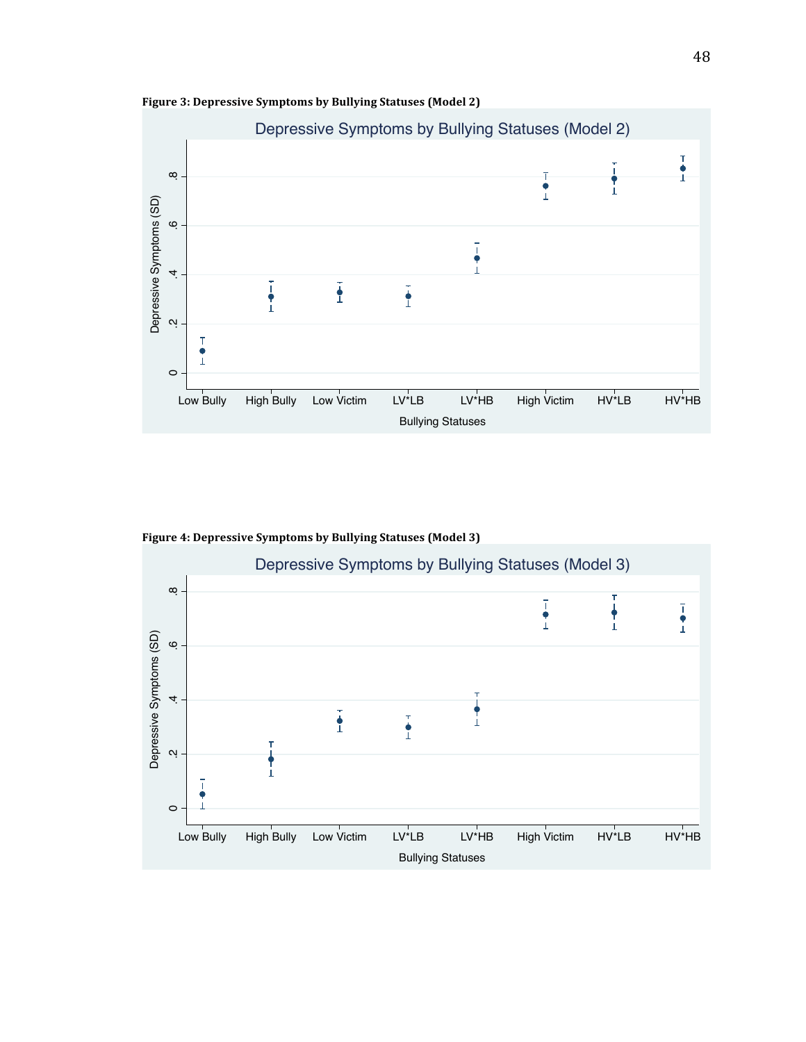**Figure 3: Depressive Symptoms by Bullying Statuses (Model 2)**

**Figure 4: Depressive Symptoms by Bullying Statuses (Model 3)**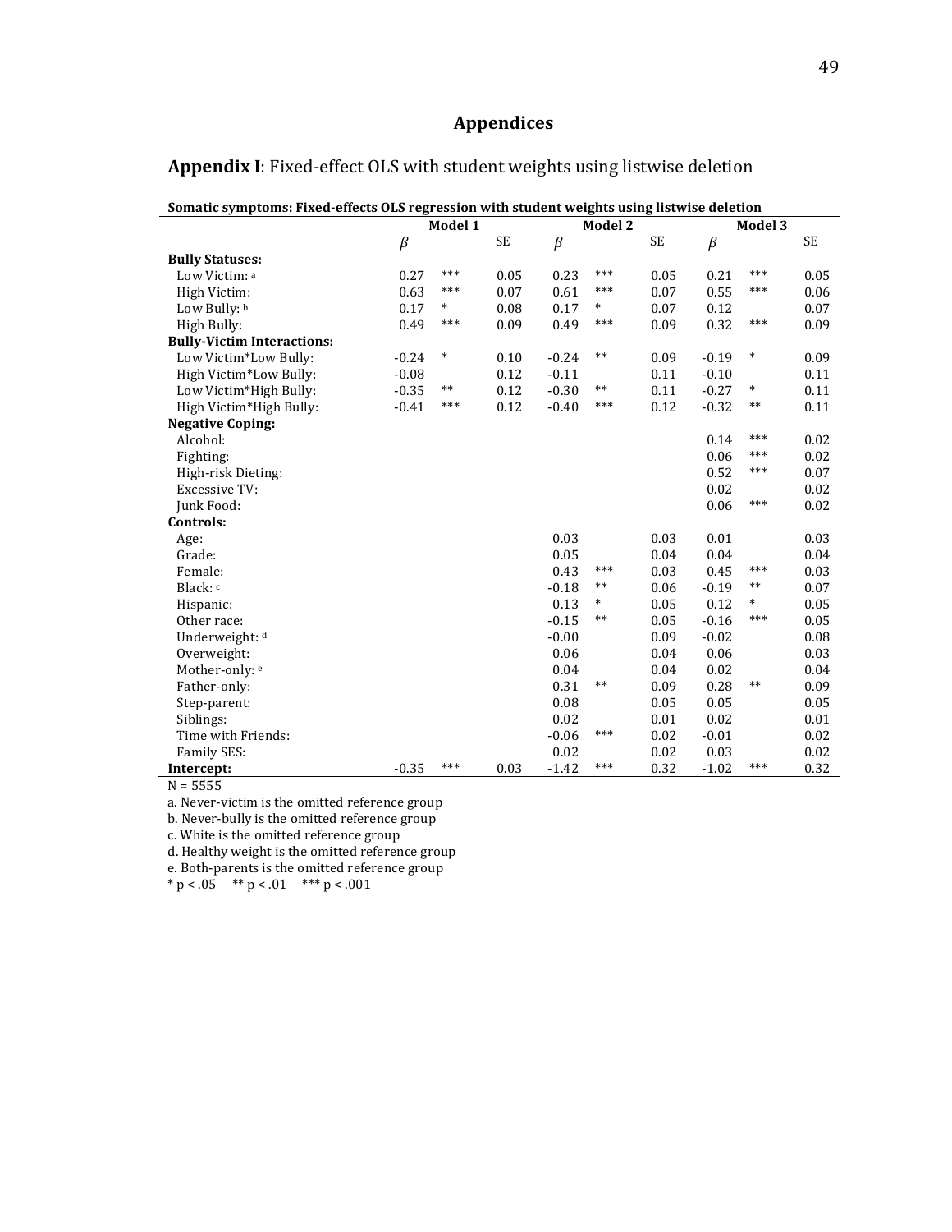# Appendices

## **Appendix I**: Fixed-effect OLS with student weights using listwise deletion

**Somatic symptoms: Fixed-effects OLS regression with student weights using listwise deletion**

| | Model 1 | | | Model 2 | | | Model 3 | | |
|---|---|---|---|---|---|---|---|---|---|
| | β | | SE | β | | SE | β | | SE |
| **Bully Statuses:** | | | | | | | | | |
| Low Victim: [a] | 0.27 | *** | 0.05 | 0.23 | *** | 0.05 | 0.21 | *** | 0.05 |
| High Victim: | 0.63 | *** | 0.07 | 0.61 | *** | 0.07 | 0.55 | *** | 0.06 |
| Low Bully: [b] | 0.17 | * | 0.08 | 0.17 | * | 0.07 | 0.12 | | 0.07 |
| High Bully: | 0.49 | *** | 0.09 | 0.49 | *** | 0.09 | 0.32 | *** | 0.09 |
| **Bully-Victim Interactions:** | | | | | | | | | |
| Low Victim*Low Bully: | -0.24 | * | 0.10 | -0.24 | ** | 0.09 | -0.19 | * | 0.09 |
| High Victim*Low Bully: | -0.08 | | 0.12 | -0.11 | | 0.11 | -0.10 | | 0.11 |
| Low Victim*High Bully: | -0.35 | ** | 0.12 | -0.30 | ** | 0.11 | -0.27 | * | 0.11 |
| High Victim*High Bully: | -0.41 | *** | 0.12 | -0.40 | *** | 0.12 | -0.32 | ** | 0.11 |
| **Negative Coping:** | | | | | | | | | |
| Alcohol: | | | | | | | 0.14 | *** | 0.02 |
| Fighting: | | | | | | | 0.06 | *** | 0.02 |
| High-risk Dieting: | | | | | | | 0.52 | *** | 0.07 |
| Excessive TV: | | | | | | | 0.02 | | 0.02 |
| Junk Food: | | | | | | | 0.06 | *** | 0.02 |
| **Controls:** | | | | | | | | | |
| Age: | | | | 0.03 | | 0.03 | 0.01 | | 0.03 |
| Grade: | | | | 0.05 | | 0.04 | 0.04 | | 0.04 |
| Female: | | | | 0.43 | *** | 0.03 | 0.45 | *** | 0.03 |
| Black: [c] | | | | -0.18 | ** | 0.06 | -0.19 | ** | 0.07 |
| Hispanic: | | | | 0.13 | * | 0.05 | 0.12 | * | 0.05 |
| Other race: | | | | -0.15 | ** | 0.05 | -0.16 | *** | 0.05 |
| Underweight: [d] | | | | -0.00 | | 0.09 | -0.02 | | 0.08 |
| Overweight: | | | | 0.06 | | 0.04 | 0.06 | | 0.03 |
| Mother-only: [e] | | | | 0.04 | | 0.04 | 0.02 | | 0.04 |
| Father-only: | | | | 0.31 | ** | 0.09 | 0.28 | ** | 0.09 |
| Step-parent: | | | | 0.08 | | 0.05 | 0.05 | | 0.05 |
| Siblings: | | | | 0.02 | | 0.01 | 0.02 | | 0.01 |
| Time with Friends: | | | | -0.06 | *** | 0.02 | -0.01 | | 0.02 |
| Family SES: | | | | 0.02 | | 0.02 | 0.03 | | 0.02 |
| **Intercept:** | -0.35 | *** | 0.03 | -1.42 | *** | 0.32 | -1.02 | *** | 0.32 |

N = 5555

a. Never-victim is the omitted reference group

b. Never-bully is the omitted reference group

c. White is the omitted reference group

d. Healthy weight is the omitted reference group

e. Both-parents is the omitted reference group

\* $p < .05$ &nbsp;&nbsp; ** $p < .01$ &nbsp;&nbsp; *** $p < .001$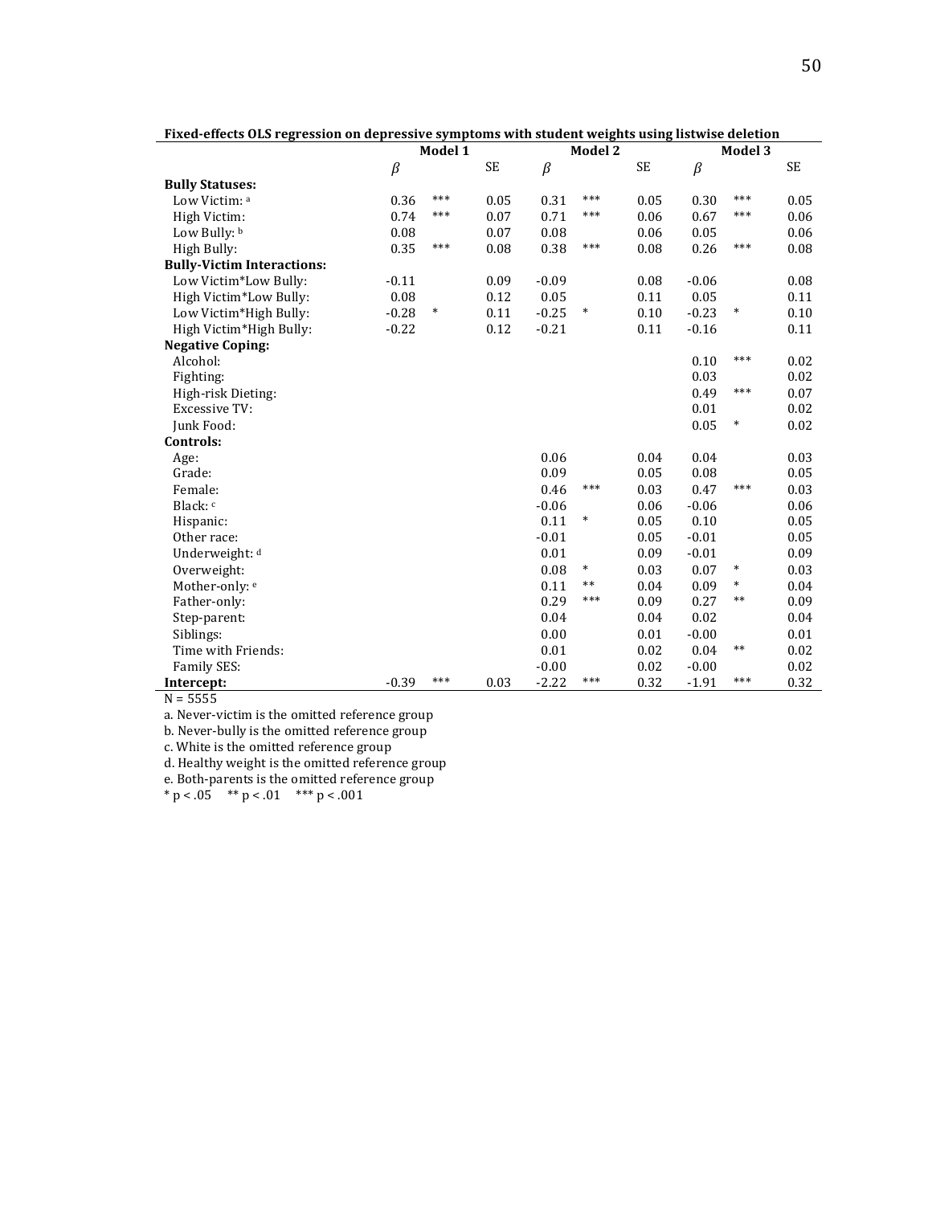**Fixed-effects OLS regression on depressive symptoms with student weights using listwise deletion**

| | Model 1 | | | Model 2 | | | Model 3 | | |
|---|---|---|---|---|---|---|---|---|---|
| | β | | SE | β | | SE | β | | SE |
| **Bully Statuses:** | | | | | | | | | |
| Low Victim: [a] | 0.36 | *** | 0.05 | 0.31 | *** | 0.05 | 0.30 | *** | 0.05 |
| High Victim: | 0.74 | *** | 0.07 | 0.71 | *** | 0.06 | 0.67 | *** | 0.06 |
| Low Bully: [b] | 0.08 | | 0.07 | 0.08 | | 0.06 | 0.05 | | 0.06 |
| High Bully: | 0.35 | *** | 0.08 | 0.38 | *** | 0.08 | 0.26 | *** | 0.08 |
| **Bully-Victim Interactions:** | | | | | | | | | |
| Low Victim*Low Bully: | -0.11 | | 0.09 | -0.09 | | 0.08 | -0.06 | | 0.08 |
| High Victim*Low Bully: | 0.08 | | 0.12 | 0.05 | | 0.11 | 0.05 | | 0.11 |
| Low Victim*High Bully: | -0.28 | * | 0.11 | -0.25 | * | 0.10 | -0.23 | * | 0.10 |
| High Victim*High Bully: | -0.22 | | 0.12 | -0.21 | | 0.11 | -0.16 | | 0.11 |
| **Negative Coping:** | | | | | | | | | |
| Alcohol: | | | | | | | 0.10 | *** | 0.02 |
| Fighting: | | | | | | | 0.03 | | 0.02 |
| High-risk Dieting: | | | | | | | 0.49 | *** | 0.07 |
| Excessive TV: | | | | | | | 0.01 | | 0.02 |
| Junk Food: | | | | | | | 0.05 | * | 0.02 |
| **Controls:** | | | | | | | | | |
| Age: | | | | 0.06 | | 0.04 | 0.04 | | 0.03 |
| Grade: | | | | 0.09 | | 0.05 | 0.08 | | 0.05 |
| Female: | | | | 0.46 | *** | 0.03 | 0.47 | *** | 0.03 |
| Black: [c] | | | | -0.06 | | 0.06 | -0.06 | | 0.06 |
| Hispanic: | | | | 0.11 | * | 0.05 | 0.10 | | 0.05 |
| Other race: | | | | -0.01 | | 0.05 | -0.01 | | 0.05 |
| Underweight: [d] | | | | 0.01 | | 0.09 | -0.01 | | 0.09 |
| Overweight: | | | | 0.08 | * | 0.03 | 0.07 | * | 0.03 |
| Mother-only: [e] | | | | 0.11 | ** | 0.04 | 0.09 | * | 0.04 |
| Father-only: | | | | 0.29 | *** | 0.09 | 0.27 | ** | 0.09 |
| Step-parent: | | | | 0.04 | | 0.04 | 0.02 | | 0.04 |
| Siblings: | | | | 0.00 | | 0.01 | -0.00 | | 0.01 |
| Time with Friends: | | | | 0.01 | | 0.02 | 0.04 | ** | 0.02 |
| Family SES: | | | | -0.00 | | 0.02 | -0.00 | | 0.02 |
| **Intercept:** | -0.39 | *** | 0.03 | -2.22 | *** | 0.32 | -1.91 | *** | 0.32 |

N = 5555

a. Never-victim is the omitted reference group
b. Never-bully is the omitted reference group
c. White is the omitted reference group
d. Healthy weight is the omitted reference group
e. Both-parents is the omitted reference group
* $p < .05$ ** $p < .01$ *** $p < .001$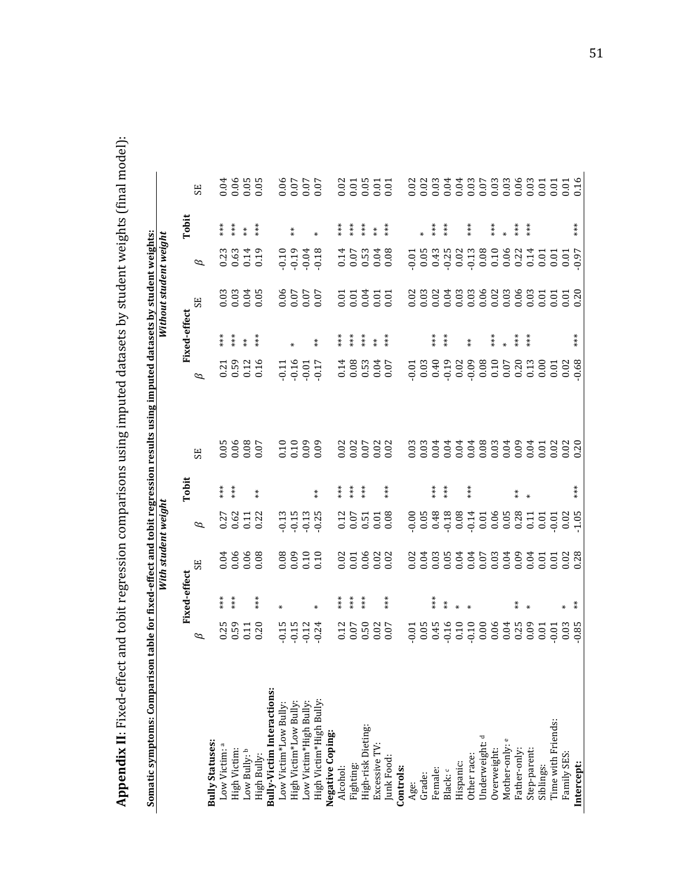**Appendix II**: Fixed-effect and tobit regression comparisons using imputed datasets by student weights (final model):

**Somatic symptoms: Comparison table for fixed-effect and tobit regression results using imputed datasets by student weights:**

| | *With student weight* | | | | | | *Without student weight* | | | | | |
|---|---|---|---|---|---|---|---|---|---|---|---|---|
| | **Fixed-effect** | | | **Tobit** | | | **Fixed-effect** | | | **Tobit** | | |
| | $\beta$ | | SE | $\beta$ | | SE | $\beta$ | | SE | $\beta$ | | SE |
| **Bully Statuses:** | | | | | | | | | | | | |
| Low Victim: [a] | 0.25 | *** | 0.04 | 0.27 | *** | 0.05 | 0.21 | *** | 0.03 | 0.23 | *** | 0.04 |
| High Victim: | 0.59 | *** | 0.06 | 0.62 | *** | 0.06 | 0.59 | *** | 0.03 | 0.63 | *** | 0.06 |
| Low Bully: [b] | 0.11 | | 0.06 | 0.11 | | 0.08 | 0.12 | ** | 0.04 | 0.14 | ** | 0.05 |
| High Bully: | 0.20 | *** | 0.08 | 0.22 | ** | 0.07 | 0.16 | *** | 0.05 | 0.19 | *** | 0.05 |
| **Bully-Victim Interactions:** | | | | | | | | | | | | |
| Low Victim*Low Bully: | -0.15 | * | 0.08 | -0.13 | | 0.10 | -0.11 | | 0.06 | -0.10 | | 0.06 |
| High Victim*Low Bully: | -0.15 | | 0.09 | -0.15 | | 0.10 | -0.16 | * | 0.07 | -0.19 | ** | 0.07 |
| Low Victim*High Bully: | -0.12 | | 0.10 | -0.13 | | 0.09 | -0.01 | | 0.07 | -0.04 | | 0.07 |
| High Victim*High Bully: | -0.24 | * | 0.10 | -0.25 | ** | 0.09 | -0.17 | ** | 0.07 | -0.18 | * | 0.07 |
| **Negative Coping:** | | | | | | | | | | | | |
| Alcohol: | 0.12 | *** | 0.02 | 0.12 | *** | 0.02 | 0.14 | *** | 0.01 | 0.14 | *** | 0.02 |
| Fighting: | 0.07 | *** | 0.01 | 0.07 | *** | 0.02 | 0.08 | *** | 0.01 | 0.07 | *** | 0.01 |
| High-risk Dieting: | 0.50 | *** | 0.06 | 0.51 | *** | 0.07 | 0.53 | *** | 0.04 | 0.53 | *** | 0.05 |
| Excessive TV: | 0.02 | | 0.02 | 0.01 | | 0.02 | 0.04 | ** | 0.01 | 0.04 | ** | 0.01 |
| Junk Food: | 0.07 | *** | 0.02 | 0.08 | *** | 0.02 | 0.07 | *** | 0.01 | 0.08 | *** | 0.01 |
| **Controls:** | | | | | | | | | | | | |
| Age: | -0.01 | | 0.02 | -0.00 | | 0.03 | -0.01 | | 0.02 | -0.01 | | 0.02 |
| Grade: | 0.05 | | 0.04 | 0.05 | | 0.03 | 0.03 | | 0.03 | 0.05 | * | 0.02 |
| Female: | 0.45 | *** | 0.03 | 0.48 | *** | 0.04 | 0.40 | *** | 0.02 | 0.43 | *** | 0.03 |
| Black: [c] | -0.16 | ** | 0.05 | -0.18 | *** | 0.04 | -0.19 | *** | 0.04 | -0.25 | *** | 0.04 |
| Hispanic: | 0.10 | * | 0.04 | 0.08 | | 0.04 | 0.02 | | 0.03 | 0.02 | | 0.04 |
| Other race: | -0.10 | * | 0.04 | -0.14 | *** | 0.04 | -0.09 | ** | 0.03 | -0.13 | *** | 0.03 |
| Underweight: [d] | 0.00 | | 0.07 | 0.01 | | 0.08 | 0.08 | | 0.06 | 0.08 | | 0.07 |
| Overweight: | 0.06 | | 0.03 | 0.06 | | 0.03 | 0.10 | *** | 0.02 | 0.10 | *** | 0.03 |
| Mother-only: [e] | 0.04 | | 0.04 | 0.05 | | 0.04 | 0.07 | * | 0.03 | 0.06 | * | 0.03 |
| Father-only: | 0.25 | ** | 0.09 | 0.28 | ** | 0.09 | 0.20 | *** | 0.06 | 0.22 | *** | 0.06 |
| Step-parent: | 0.09 | * | 0.04 | 0.11 | * | 0.04 | 0.13 | *** | 0.03 | 0.14 | *** | 0.03 |
| Siblings: | 0.01 | | 0.01 | 0.01 | | 0.01 | 0.00 | | 0.01 | 0.01 | | 0.01 |
| Time with Friends: | -0.01 | | 0.01 | -0.01 | | 0.02 | 0.01 | | 0.01 | 0.01 | | 0.01 |
| Family SES: | 0.03 | * | 0.02 | 0.02 | | 0.02 | 0.02 | | 0.01 | 0.01 | | 0.01 |
| **Intercept:** | -0.85 | ** | 0.28 | -1.05 | *** | 0.20 | -0.68 | *** | 0.20 | -0.97 | *** | 0.16 |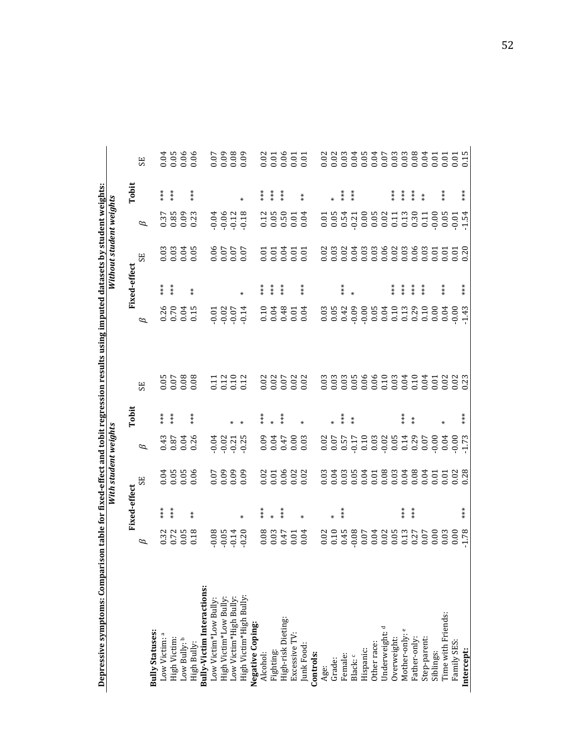**Depressive symptoms: Comparison table for fixed-effect and tobit regression results using imputed datasets by student weights:**

| | *With student weights* | | | | | | *Without student weights* | | | | | |
|---|---|---|---|---|---|---|---|---|---|---|---|---|
| | **Fixed-effect** | | | **Tobit** | | | **Fixed-effect** | | | **Tobit** | | |
| | $\beta$ | | SE | $\beta$ | | SE | $\beta$ | | SE | $\beta$ | | SE |
| **Bully Statuses:** | | | | | | | | | | | | |
| Low Victim: [a] | 0.32 | *** | 0.04 | 0.43 | *** | 0.05 | 0.26 | *** | 0.03 | 0.37 | *** | 0.04 |
| High Victim: | 0.72 | *** | 0.05 | 0.87 | *** | 0.07 | 0.70 | *** | 0.03 | 0.85 | *** | 0.05 |
| Low Bully: [b] | 0.05 | | 0.05 | 0.04 | | 0.08 | 0.04 | | 0.04 | 0.09 | | 0.06 |
| High Bully: | 0.18 | ** | 0.06 | 0.26 | *** | 0.08 | 0.15 | ** | 0.05 | 0.23 | *** | 0.06 |
| **Bully-Victim Interactions:** | | | | | | | | | | | | |
| Low Victim*Low Bully: | -0.08 | | 0.07 | -0.04 | | 0.11 | -0.01 | | 0.06 | -0.04 | | 0.07 |
| High Victim*Low Bully: | -0.05 | | 0.09 | -0.02 | | 0.12 | -0.02 | | 0.07 | -0.06 | | 0.09 |
| Low Victim*High Bully: | -0.14 | | 0.09 | -0.21 | * | 0.10 | -0.07 | | 0.07 | -0.12 | | 0.08 |
| High Victim*High Bully: | -0.20 | * | 0.09 | -0.25 | * | 0.12 | -0.14 | * | 0.07 | -0.18 | * | 0.09 |
| **Negative Coping:** | | | | | | | | | | | | |
| Alcohol: | 0.08 | *** | 0.02 | 0.09 | *** | 0.02 | 0.10 | *** | 0.01 | 0.12 | *** | 0.02 |
| Fighting: | 0.03 | * | 0.01 | 0.04 | * | 0.02 | 0.04 | *** | 0.01 | 0.05 | *** | 0.01 |
| High-risk Dieting: | 0.47 | *** | 0.06 | 0.47 | *** | 0.07 | 0.48 | *** | 0.04 | 0.50 | *** | 0.06 |
| Excessive TV: | 0.01 | | 0.02 | 0.00 | | 0.02 | 0.01 | | 0.01 | 0.01 | | 0.01 |
| Junk Food: | 0.04 | * | 0.02 | 0.03 | * | 0.02 | 0.04 | *** | 0.01 | 0.04 | ** | 0.01 |
| **Controls:** | | | | | | | | | | | | |
| Age: | 0.02 | | 0.03 | 0.02 | | 0.03 | 0.03 | | 0.02 | 0.01 | | 0.02 |
| Grade: | 0.10 | * | 0.04 | 0.07 | * | 0.03 | 0.05 | | 0.03 | 0.05 | * | 0.02 |
| Female: | 0.45 | *** | 0.03 | 0.57 | *** | 0.03 | 0.42 | *** | 0.02 | 0.54 | *** | 0.03 |
| Black: [c] | -0.08 | | 0.05 | -0.17 | ** | 0.05 | -0.09 | * | 0.04 | -0.21 | *** | 0.04 |
| Hispanic: | 0.07 | | 0.04 | 0.10 | | 0.06 | -0.00 | | 0.03 | 0.00 | | 0.05 |
| Other race: | 0.04 | | 0.01 | 0.03 | | 0.06 | 0.05 | | 0.03 | 0.05 | | 0.04 |
| Underweight: [d] | 0.02 | | 0.08 | -0.02 | | 0.10 | 0.04 | | 0.06 | 0.02 | | 0.07 |
| Overweight: | 0.05 | | 0.03 | 0.05 | | 0.03 | 0.10 | *** | 0.02 | 0.11 | *** | 0.03 |
| Mother-only: [e] | 0.13 | *** | 0.04 | 0.14 | *** | 0.04 | 0.13 | *** | 0.03 | 0.13 | *** | 0.03 |
| Father-only: | 0.27 | *** | 0.08 | 0.29 | ** | 0.10 | 0.29 | *** | 0.06 | 0.30 | *** | 0.08 |
| Step-parent: | 0.07 | | 0.04 | 0.07 | | 0.04 | 0.10 | *** | 0.03 | 0.11 | ** | 0.04 |
| Siblings: | 0.00 | | 0.01 | -0.00 | | 0.01 | 0.00 | | 0.01 | -0.00 | | 0.01 |
| Time with Friends: | 0.03 | | 0.01 | 0.04 | * | 0.02 | 0.04 | *** | 0.01 | 0.05 | *** | 0.01 |
| Family SES: | 0.00 | | 0.02 | -0.00 | | 0.02 | -0.00 | | 0.01 | -0.01 | | 0.01 |
| **Intercept:** | -1.78 | *** | 0.28 | -1.73 | *** | 0.23 | -1.43 | *** | 0.20 | -1.54 | *** | 0.15 |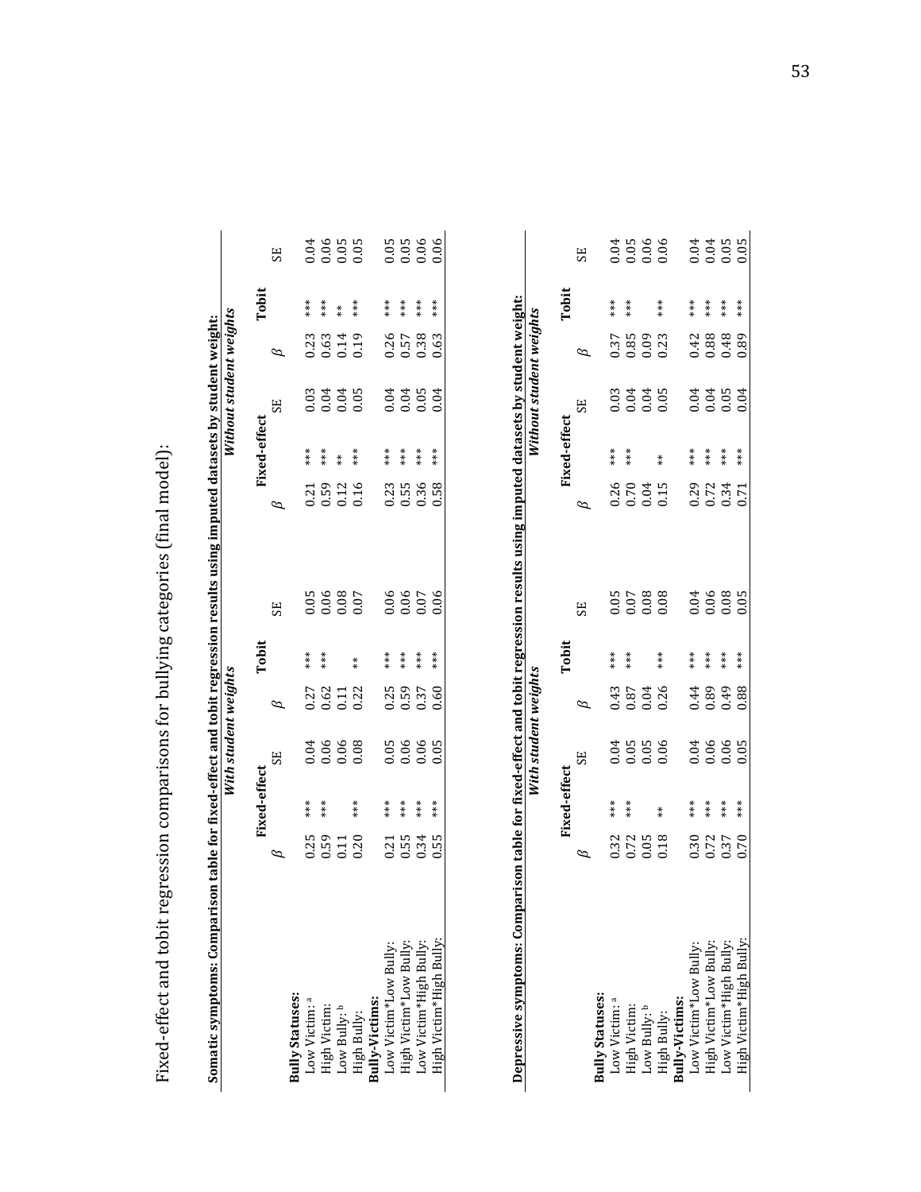Fixed-effect and tobit regression comparisons for bullying categories (final model):

**Somatic symptoms: Comparison table for fixed-effect and tobit regression results using imputed datasets by student weight:**

| | *With student weights* | | | | | | *Without student weights* | | | | | |
|---|---|---|---|---|---|---|---|---|---|---|---|---|
| | **Fixed-effect** | | | **Tobit** | | | **Fixed-effect** | | | **Tobit** | | |
| | $\beta$ | | SE | $\beta$ | | SE | $\beta$ | | SE | $\beta$ | | SE |
| **Bully Statuses:** | | | | | | | | | | | | |
| Low Victim: [a] | 0.25 | *** | 0.04 | 0.27 | *** | 0.05 | 0.21 | *** | 0.03 | 0.23 | *** | 0.04 |
| High Victim: | 0.59 | *** | 0.06 | 0.62 | *** | 0.06 | 0.59 | *** | 0.04 | 0.63 | *** | 0.06 |
| Low Bully: [b] | 0.11 | | 0.06 | 0.11 | | 0.08 | 0.12 | ** | 0.04 | 0.14 | ** | 0.05 |
| High Bully: | 0.20 | *** | 0.08 | 0.22 | ** | 0.07 | 0.16 | *** | 0.05 | 0.19 | *** | 0.05 |
| **Bully-Victims:** | | | | | | | | | | | | |
| Low Victim*Low Bully: | 0.21 | *** | 0.05 | 0.25 | *** | 0.06 | 0.23 | *** | 0.04 | 0.26 | *** | 0.05 |
| High Victim*Low Bully: | 0.55 | *** | 0.06 | 0.59 | *** | 0.06 | 0.55 | *** | 0.04 | 0.57 | *** | 0.05 |
| Low Victim*High Bully: | 0.34 | *** | 0.06 | 0.37 | *** | 0.07 | 0.36 | *** | 0.05 | 0.38 | *** | 0.06 |
| High Victim*High Bully: | 0.55 | *** | 0.05 | 0.60 | *** | 0.06 | 0.58 | *** | 0.04 | 0.63 | *** | 0.06 |

**Depressive symptoms: Comparison table for fixed-effect and tobit regression results using imputed datasets by student weight:**

| | *With student weights* | | | | | | *Without student weights* | | | | | |
|---|---|---|---|---|---|---|---|---|---|---|---|---|
| | **Fixed-effect** | | | **Tobit** | | | **Fixed-effect** | | | **Tobit** | | |
| | $\beta$ | | SE | $\beta$ | | SE | $\beta$ | | SE | $\beta$ | | SE |
| **Bully Statuses:** | | | | | | | | | | | | |
| Low Victim: [a] | 0.32 | *** | 0.04 | 0.43 | *** | 0.05 | 0.26 | *** | 0.03 | 0.37 | *** | 0.04 |
| High Victim: | 0.72 | *** | 0.05 | 0.87 | *** | 0.07 | 0.70 | *** | 0.04 | 0.85 | *** | 0.05 |
| Low Bully: [b] | 0.05 | | 0.05 | 0.04 | | 0.08 | 0.04 | | 0.04 | 0.09 | | 0.06 |
| High Bully: | 0.18 | ** | 0.06 | 0.26 | *** | 0.08 | 0.15 | ** | 0.05 | 0.23 | *** | 0.06 |
| **Bully-Victims:** | | | | | | | | | | | | |
| Low Victim*Low Bully: | 0.30 | *** | 0.04 | 0.44 | *** | 0.04 | 0.29 | *** | 0.04 | 0.42 | *** | 0.04 |
| High Victim*Low Bully: | 0.72 | *** | 0.06 | 0.89 | *** | 0.06 | 0.72 | *** | 0.04 | 0.88 | *** | 0.04 |
| Low Victim*High Bully: | 0.37 | *** | 0.06 | 0.49 | *** | 0.08 | 0.34 | *** | 0.05 | 0.48 | *** | 0.05 |
| High Victim*High Bully: | 0.70 | *** | 0.05 | 0.88 | *** | 0.05 | 0.71 | *** | 0.04 | 0.89 | *** | 0.05 |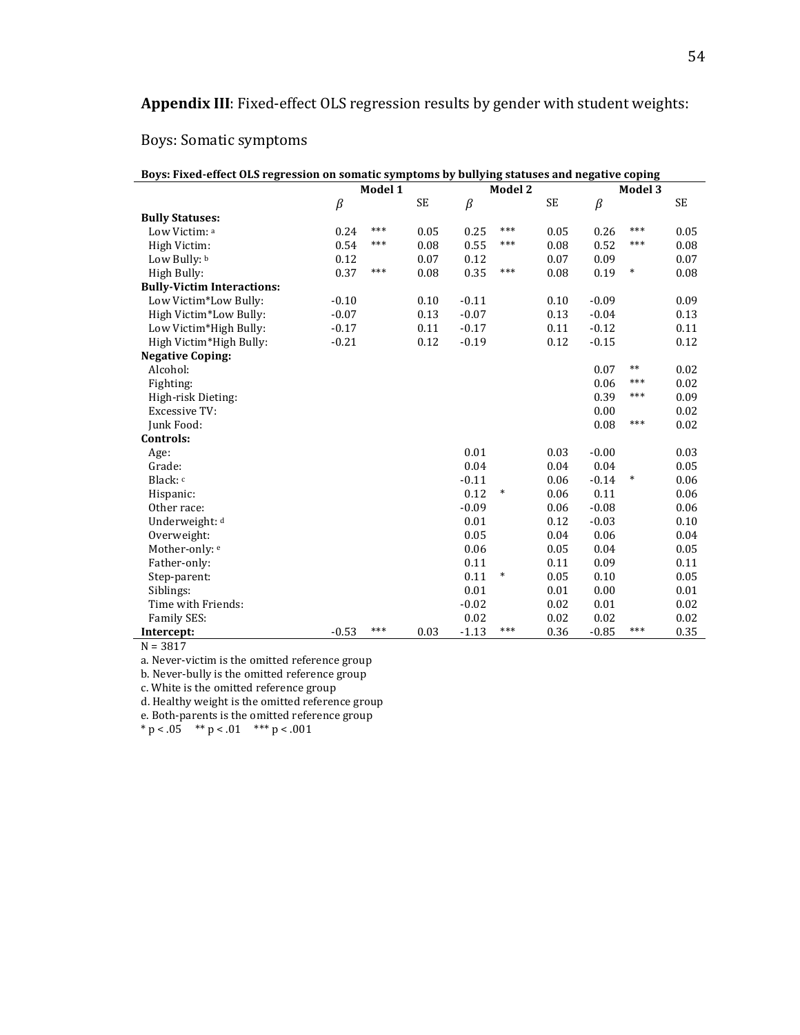**Appendix III**: Fixed-effect OLS regression results by gender with student weights:

Boys: Somatic symptoms

**Boys: Fixed-effect OLS regression on somatic symptoms by bullying statuses and negative coping**

| | Model 1 | | | Model 2 | | | Model 3 | | |
|---|---|---|---|---|---|---|---|---|---|
| | β | | SE | β | | SE | β | | SE |
| **Bully Statuses:** | | | | | | | | | |
| Low Victim: [a] | 0.24 | *** | 0.05 | 0.25 | *** | 0.05 | 0.26 | *** | 0.05 |
| High Victim: | 0.54 | *** | 0.08 | 0.55 | *** | 0.08 | 0.52 | *** | 0.08 |
| Low Bully: [b] | 0.12 | | 0.07 | 0.12 | | 0.07 | 0.09 | | 0.07 |
| High Bully: | 0.37 | *** | 0.08 | 0.35 | *** | 0.08 | 0.19 | * | 0.08 |
| **Bully-Victim Interactions:** | | | | | | | | | |
| Low Victim*Low Bully: | -0.10 | | 0.10 | -0.11 | | 0.10 | -0.09 | | 0.09 |
| High Victim*Low Bully: | -0.07 | | 0.13 | -0.07 | | 0.13 | -0.04 | | 0.13 |
| Low Victim*High Bully: | -0.17 | | 0.11 | -0.17 | | 0.11 | -0.12 | | 0.11 |
| High Victim*High Bully: | -0.21 | | 0.12 | -0.19 | | 0.12 | -0.15 | | 0.12 |
| **Negative Coping:** | | | | | | | | | |
| Alcohol: | | | | | | | 0.07 | ** | 0.02 |
| Fighting: | | | | | | | 0.06 | *** | 0.02 |
| High-risk Dieting: | | | | | | | 0.39 | *** | 0.09 |
| Excessive TV: | | | | | | | 0.00 | | 0.02 |
| Junk Food: | | | | | | | 0.08 | *** | 0.02 |
| **Controls:** | | | | | | | | | |
| Age: | | | | 0.01 | | 0.03 | -0.00 | | 0.03 |
| Grade: | | | | 0.04 | | 0.04 | 0.04 | | 0.05 |
| Black: [c] | | | | -0.11 | | 0.06 | -0.14 | * | 0.06 |
| Hispanic: | | | | 0.12 | * | 0.06 | 0.11 | | 0.06 |
| Other race: | | | | -0.09 | | 0.06 | -0.08 | | 0.06 |
| Underweight: [d] | | | | 0.01 | | 0.12 | -0.03 | | 0.10 |
| Overweight: | | | | 0.05 | | 0.04 | 0.06 | | 0.04 |
| Mother-only: [e] | | | | 0.06 | | 0.05 | 0.04 | | 0.05 |
| Father-only: | | | | 0.11 | | 0.11 | 0.09 | | 0.11 |
| Step-parent: | | | | 0.11 | * | 0.05 | 0.10 | | 0.05 |
| Siblings: | | | | 0.01 | | 0.01 | 0.00 | | 0.01 |
| Time with Friends: | | | | -0.02 | | 0.02 | 0.01 | | 0.02 |
| Family SES: | | | | 0.02 | | 0.02 | 0.02 | | 0.02 |
| **Intercept:** | -0.53 | *** | 0.03 | -1.13 | *** | 0.36 | -0.85 | *** | 0.35 |

N = 3817

a. Never-victim is the omitted reference group

b. Never-bully is the omitted reference group

c. White is the omitted reference group

d. Healthy weight is the omitted reference group

e. Both-parents is the omitted reference group

\* $p < .05$ &nbsp;&nbsp; ** $p < .01$ &nbsp;&nbsp; *** $p < .001$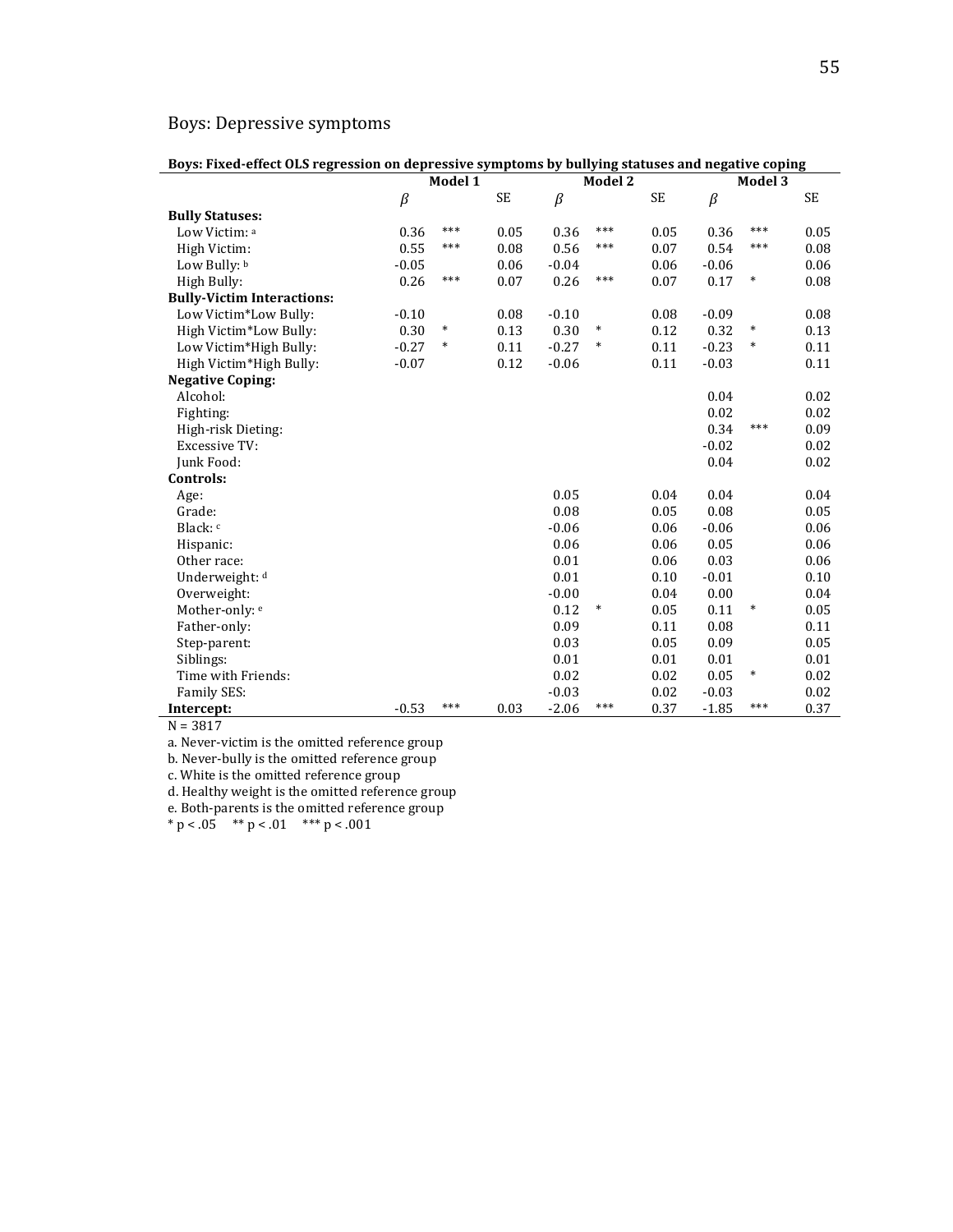## Boys: Depressive symptoms

**Boys: Fixed-effect OLS regression on depressive symptoms by bullying statuses and negative coping**

| | Model 1 | | | Model 2 | | | Model 3 | | |
|---|---|---|---|---|---|---|---|---|---|
| | $\beta$ | | SE | $\beta$ | | SE | $\beta$ | | SE |
| **Bully Statuses:** | | | | | | | | | |
| Low Victim: [a] | 0.36 | *** | 0.05 | 0.36 | *** | 0.05 | 0.36 | *** | 0.05 |
| High Victim: | 0.55 | *** | 0.08 | 0.56 | *** | 0.07 | 0.54 | *** | 0.08 |
| Low Bully: [b] | -0.05 | | 0.06 | -0.04 | | 0.06 | -0.06 | | 0.06 |
| High Bully: | 0.26 | *** | 0.07 | 0.26 | *** | 0.07 | 0.17 | * | 0.08 |
| **Bully-Victim Interactions:** | | | | | | | | | |
| Low Victim*Low Bully: | -0.10 | | 0.08 | -0.10 | | 0.08 | -0.09 | | 0.08 |
| High Victim*Low Bully: | 0.30 | * | 0.13 | 0.30 | * | 0.12 | 0.32 | * | 0.13 |
| Low Victim*High Bully: | -0.27 | * | 0.11 | -0.27 | * | 0.11 | -0.23 | * | 0.11 |
| High Victim*High Bully: | -0.07 | | 0.12 | -0.06 | | 0.11 | -0.03 | | 0.11 |
| **Negative Coping:** | | | | | | | | | |
| Alcohol: | | | | | | | 0.04 | | 0.02 |
| Fighting: | | | | | | | 0.02 | | 0.02 |
| High-risk Dieting: | | | | | | | 0.34 | *** | 0.09 |
| Excessive TV: | | | | | | | -0.02 | | 0.02 |
| Junk Food: | | | | | | | 0.04 | | 0.02 |
| **Controls:** | | | | | | | | | |
| Age: | | | | 0.05 | | 0.04 | 0.04 | | 0.04 |
| Grade: | | | | 0.08 | | 0.05 | 0.08 | | 0.05 |
| Black: [c] | | | | -0.06 | | 0.06 | -0.06 | | 0.06 |
| Hispanic: | | | | 0.06 | | 0.06 | 0.05 | | 0.06 |
| Other race: | | | | 0.01 | | 0.06 | 0.03 | | 0.06 |
| Underweight: [d] | | | | 0.01 | | 0.10 | -0.01 | | 0.10 |
| Overweight: | | | | -0.00 | | 0.04 | 0.00 | | 0.04 |
| Mother-only: [e] | | | | 0.12 | * | 0.05 | 0.11 | * | 0.05 |
| Father-only: | | | | 0.09 | | 0.11 | 0.08 | | 0.11 |
| Step-parent: | | | | 0.03 | | 0.05 | 0.09 | | 0.05 |
| Siblings: | | | | 0.01 | | 0.01 | 0.01 | | 0.01 |
| Time with Friends: | | | | 0.02 | | 0.02 | 0.05 | * | 0.02 |
| Family SES: | | | | -0.03 | | 0.02 | -0.03 | | 0.02 |
| **Intercept:** | -0.53 | *** | 0.03 | -2.06 | *** | 0.37 | -1.85 | *** | 0.37 |

N = 3817

a. Never-victim is the omitted reference group

b. Never-bully is the omitted reference group

c. White is the omitted reference group

d. Healthy weight is the omitted reference group

e. Both-parents is the omitted reference group

\* $p < .05$ \*\* $p < .01$ \*\*\* $p < .001$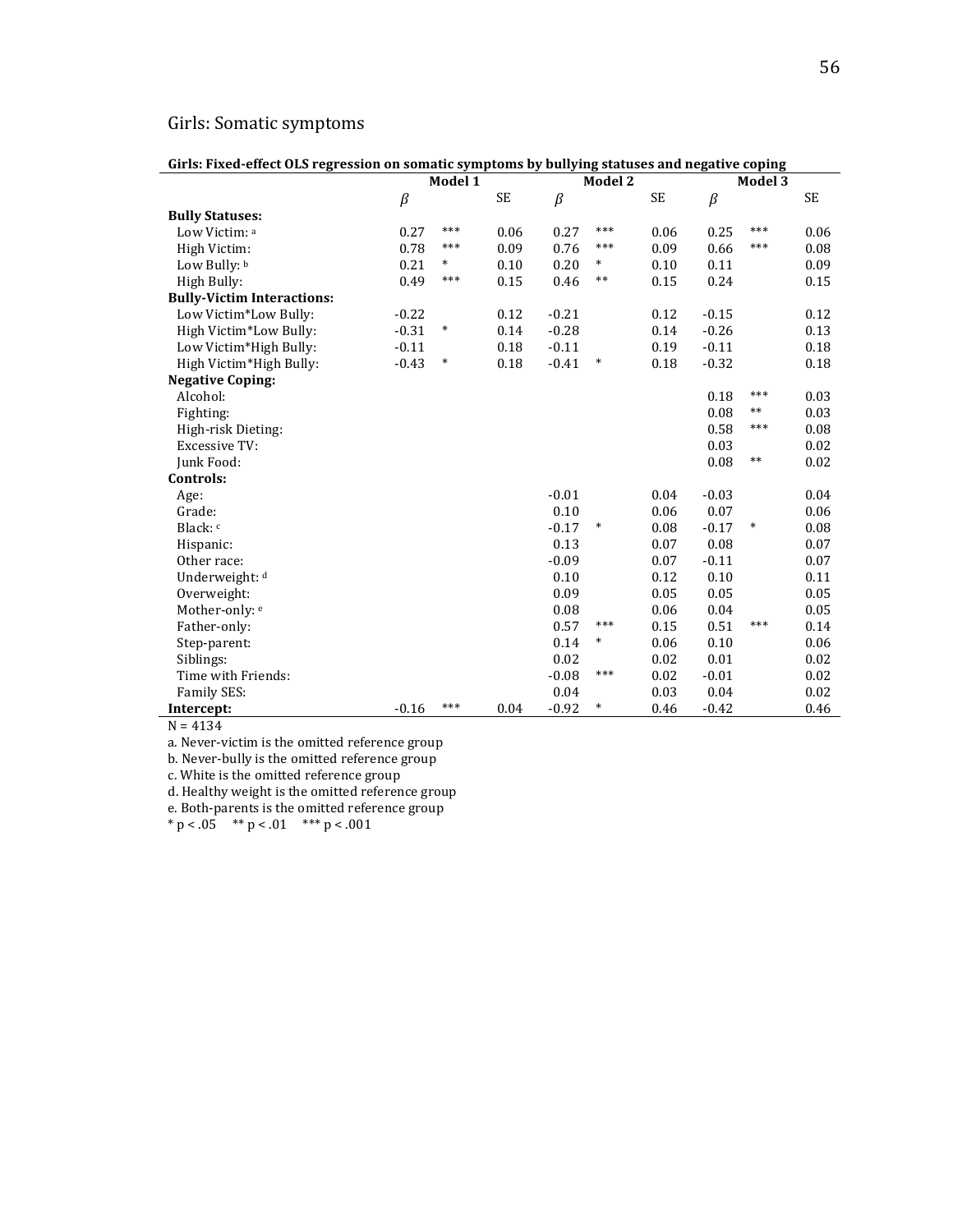## Girls: Somatic symptoms

**Girls: Fixed-effect OLS regression on somatic symptoms by bullying statuses and negative coping**

| | Model 1 | | | Model 2 | | | Model 3 | | |
|---|---|---|---|---|---|---|---|---|---|
| | $\beta$ | | SE | $\beta$ | | SE | $\beta$ | | SE |
| **Bully Statuses:** | | | | | | | | | |
| Low Victim: [a] | 0.27 | *** | 0.06 | 0.27 | *** | 0.06 | 0.25 | *** | 0.06 |
| High Victim: | 0.78 | *** | 0.09 | 0.76 | *** | 0.09 | 0.66 | *** | 0.08 |
| Low Bully: [b] | 0.21 | * | 0.10 | 0.20 | * | 0.10 | 0.11 | | 0.09 |
| High Bully: | 0.49 | *** | 0.15 | 0.46 | ** | 0.15 | 0.24 | | 0.15 |
| **Bully-Victim Interactions:** | | | | | | | | | |
| Low Victim*Low Bully: | -0.22 | | 0.12 | -0.21 | | 0.12 | -0.15 | | 0.12 |
| High Victim*Low Bully: | -0.31 | * | 0.14 | -0.28 | | 0.14 | -0.26 | | 0.13 |
| Low Victim*High Bully: | -0.11 | | 0.18 | -0.11 | | 0.19 | -0.11 | | 0.18 |
| High Victim*High Bully: | -0.43 | * | 0.18 | -0.41 | * | 0.18 | -0.32 | | 0.18 |
| **Negative Coping:** | | | | | | | | | |
| Alcohol: | | | | | | | 0.18 | *** | 0.03 |
| Fighting: | | | | | | | 0.08 | ** | 0.03 |
| High-risk Dieting: | | | | | | | 0.58 | *** | 0.08 |
| Excessive TV: | | | | | | | 0.03 | | 0.02 |
| Junk Food: | | | | | | | 0.08 | ** | 0.02 |
| **Controls:** | | | | | | | | | |
| Age: | | | | -0.01 | | 0.04 | -0.03 | | 0.04 |
| Grade: | | | | 0.10 | | 0.06 | 0.07 | | 0.06 |
| Black: [c] | | | | -0.17 | * | 0.08 | -0.17 | * | 0.08 |
| Hispanic: | | | | 0.13 | | 0.07 | 0.08 | | 0.07 |
| Other race: | | | | -0.09 | | 0.07 | -0.11 | | 0.07 |
| Underweight: [d] | | | | 0.10 | | 0.12 | 0.10 | | 0.11 |
| Overweight: | | | | 0.09 | | 0.05 | 0.05 | | 0.05 |
| Mother-only: [e] | | | | 0.08 | | 0.06 | 0.04 | | 0.05 |
| Father-only: | | | | 0.57 | *** | 0.15 | 0.51 | *** | 0.14 |
| Step-parent: | | | | 0.14 | * | 0.06 | 0.10 | | 0.06 |
| Siblings: | | | | 0.02 | | 0.02 | 0.01 | | 0.02 |
| Time with Friends: | | | | -0.08 | *** | 0.02 | -0.01 | | 0.02 |
| Family SES: | | | | 0.04 | | 0.03 | 0.04 | | 0.02 |
| **Intercept:** | -0.16 | *** | 0.04 | -0.92 | * | 0.46 | -0.42 | | 0.46 |

N = 4134

a. Never-victim is the omitted reference group

b. Never-bully is the omitted reference group

c. White is the omitted reference group

d. Healthy weight is the omitted reference group

e. Both-parents is the omitted reference group

* $p < .05$ ** $p < .01$ *** $p < .001$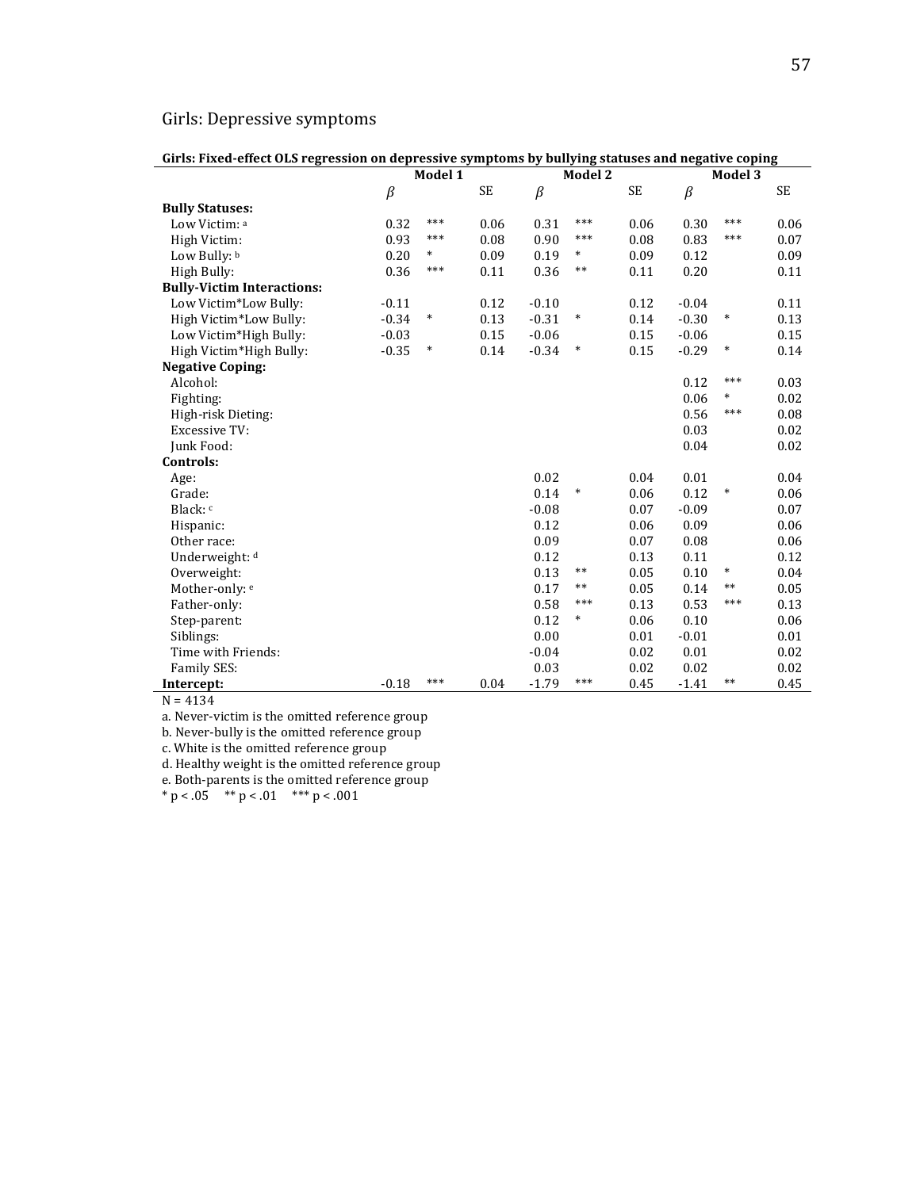## Girls: Depressive symptoms

**Girls: Fixed-effect OLS regression on depressive symptoms by bullying statuses and negative coping**

| | Model 1 | | | Model 2 | | | Model 3 | | |
|---|---|---|---|---|---|---|---|---|---|
| | $\beta$ | | SE | $\beta$ | | SE | $\beta$ | | SE |
| **Bully Statuses:** | | | | | | | | | |
| Low Victim: [a] | 0.32 | *** | 0.06 | 0.31 | *** | 0.06 | 0.30 | *** | 0.06 |
| High Victim: | 0.93 | *** | 0.08 | 0.90 | *** | 0.08 | 0.83 | *** | 0.07 |
| Low Bully: [b] | 0.20 | * | 0.09 | 0.19 | * | 0.09 | 0.12 | | 0.09 |
| High Bully: | 0.36 | *** | 0.11 | 0.36 | ** | 0.11 | 0.20 | | 0.11 |
| **Bully-Victim Interactions:** | | | | | | | | | |
| Low Victim*Low Bully: | -0.11 | | 0.12 | -0.10 | | 0.12 | -0.04 | | 0.11 |
| High Victim*Low Bully: | -0.34 | * | 0.13 | -0.31 | * | 0.14 | -0.30 | * | 0.13 |
| Low Victim*High Bully: | -0.03 | | 0.15 | -0.06 | | 0.15 | -0.06 | | 0.15 |
| High Victim*High Bully: | -0.35 | * | 0.14 | -0.34 | * | 0.15 | -0.29 | * | 0.14 |
| **Negative Coping:** | | | | | | | | | |
| Alcohol: | | | | | | | 0.12 | *** | 0.03 |
| Fighting: | | | | | | | 0.06 | * | 0.02 |
| High-risk Dieting: | | | | | | | 0.56 | *** | 0.08 |
| Excessive TV: | | | | | | | 0.03 | | 0.02 |
| Junk Food: | | | | | | | 0.04 | | 0.02 |
| **Controls:** | | | | | | | | | |
| Age: | | | | 0.02 | | 0.04 | 0.01 | | 0.04 |
| Grade: | | | | 0.14 | * | 0.06 | 0.12 | * | 0.06 |
| Black: [c] | | | | -0.08 | | 0.07 | -0.09 | | 0.07 |
| Hispanic: | | | | 0.12 | | 0.06 | 0.09 | | 0.06 |
| Other race: | | | | 0.09 | | 0.07 | 0.08 | | 0.06 |
| Underweight: [d] | | | | 0.12 | | 0.13 | 0.11 | | 0.12 |
| Overweight: | | | | 0.13 | ** | 0.05 | 0.10 | * | 0.04 |
| Mother-only: [e] | | | | 0.17 | ** | 0.05 | 0.14 | ** | 0.05 |
| Father-only: | | | | 0.58 | *** | 0.13 | 0.53 | *** | 0.13 |
| Step-parent: | | | | 0.12 | * | 0.06 | 0.10 | | 0.06 |
| Siblings: | | | | 0.00 | | 0.01 | -0.01 | | 0.01 |
| Time with Friends: | | | | -0.04 | | 0.02 | 0.01 | | 0.02 |
| Family SES: | | | | 0.03 | | 0.02 | 0.02 | | 0.02 |
| **Intercept:** | -0.18 | *** | 0.04 | -1.79 | *** | 0.45 | -1.41 | ** | 0.45 |

N = 4134

a. Never-victim is the omitted reference group
b. Never-bully is the omitted reference group
c. White is the omitted reference group
d. Healthy weight is the omitted reference group
e. Both-parents is the omitted reference group
* $p < .05$ ** $p < .01$ *** $p < .001$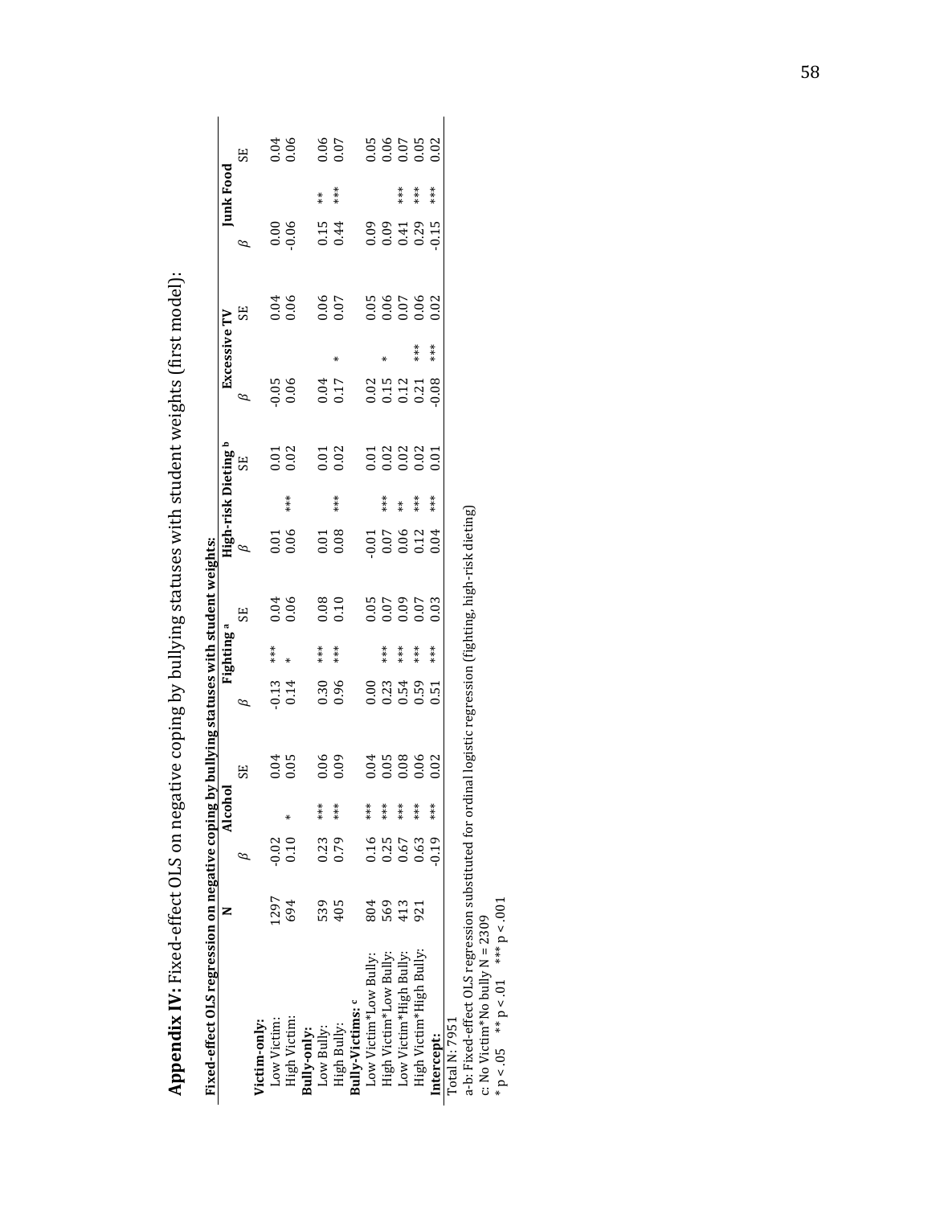**Appendix IV:** Fixed-effect OLS on negative coping by bullying statuses with student weights (first model):

**Fixed-effect OLS regression on negative coping by bullying statuses with student weights:**

| | N | Alcohol | | | Fighting [a] | | | High-risk Dieting [b] | | | Excessive TV | | | Junk Food | | |
|---|---|---|---|---|---|---|---|---|---|---|---|---|---|---|---|---|
| | | β | | SE | β | | SE | β | | SE | β | | SE | β | | SE |
| **Victim-only:** | | | | | | | | | | | | | | | | |
| Low Victim: | 1297 | -0.02 | | 0.04 | -0.13 | *** | 0.04 | 0.01 | | 0.01 | -0.05 | | 0.04 | 0.00 | | 0.04 |
| High Victim: | 694 | 0.10 | * | 0.05 | 0.14 | * | 0.06 | 0.06 | *** | 0.02 | 0.06 | | 0.06 | -0.06 | | 0.06 |
| **Bully-only:** | | | | | | | | | | | | | | | | |
| Low Bully: | 539 | 0.23 | *** | 0.06 | 0.30 | *** | 0.08 | 0.01 | | 0.01 | 0.04 | | 0.06 | 0.15 | ** | 0.06 |
| High Bully: | 405 | 0.79 | *** | 0.09 | 0.96 | *** | 0.10 | 0.08 | *** | 0.02 | 0.17 | * | 0.07 | 0.44 | *** | 0.07 |
| **Bully-Victims:** [c] | | | | | | | | | | | | | | | | |
| Low Victim*Low Bully: | 804 | 0.16 | *** | 0.04 | 0.00 | | 0.05 | -0.01 | | 0.01 | 0.02 | | 0.05 | 0.09 | | 0.05 |
| High Victim*Low Bully: | 569 | 0.25 | *** | 0.05 | 0.23 | *** | 0.07 | 0.07 | *** | 0.02 | 0.15 | * | 0.06 | 0.09 | | 0.06 |
| Low Victim*High Bully: | 413 | 0.67 | *** | 0.08 | 0.54 | *** | 0.09 | 0.06 | ** | 0.02 | 0.12 | | 0.07 | 0.41 | *** | 0.07 |
| High Victim*High Bully: | 921 | 0.63 | *** | 0.06 | 0.59 | *** | 0.07 | 0.12 | *** | 0.02 | 0.21 | *** | 0.06 | 0.29 | *** | 0.05 |
| **Intercept:** | | -0.19 | *** | 0.02 | 0.51 | *** | 0.03 | 0.04 | *** | 0.01 | -0.08 | *** | 0.02 | -0.15 | *** | 0.02 |

Total N: 7951

a-b: Fixed-effect OLS regression substituted for ordinal logistic regression (fighting, high-risk dieting)

c: No Victim*No bully N = 2309

* p < .05 ** p < .01 *** p < .001